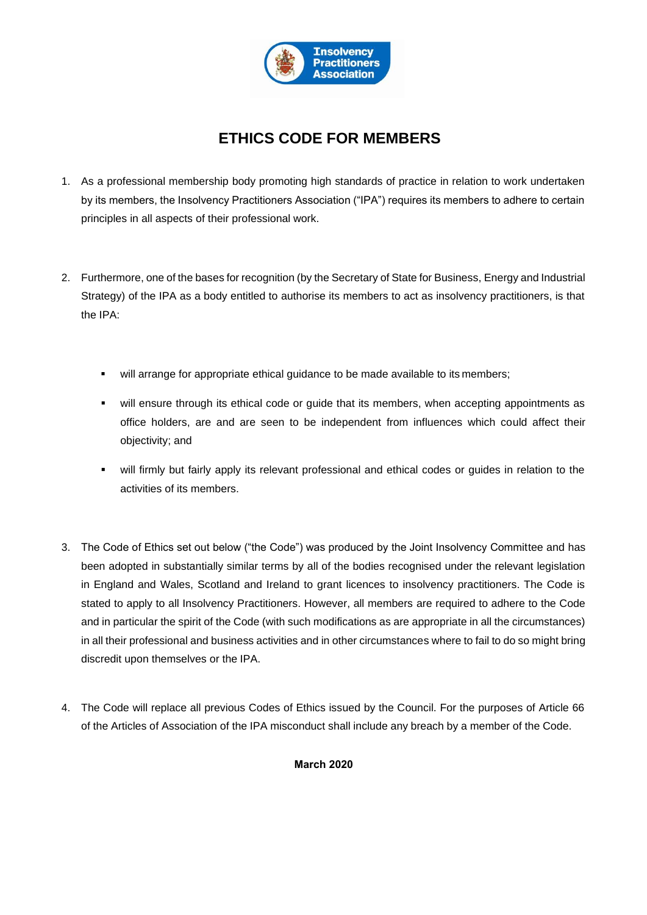# ETHICS CODE FOR MEMBERS

1. As a professional membership body promoting high standards of practice in relation to work undertaken by its members, the Insolvency Practitioners Association ("IPA") requires its members to adhere to certain principles in all aspects of their professional work.

2. Furthermore, one of the bases for recognition (by the Secretary of State for Business, Energy and Industrial Strategy) of the IPA as a body entitled to authorise its members to act as insolvency practitioners, is that the IPA:

   - will arrange for appropriate ethical guidance to be made available to its members;
   - will ensure through its ethical code or guide that its members, when accepting appointments as office holders, are and are seen to be independent from influences which could affect their objectivity; and
   - will firmly but fairly apply its relevant professional and ethical codes or guides in relation to the activities of its members.

3. The Code of Ethics set out below ("the Code") was produced by the Joint Insolvency Committee and has been adopted in substantially similar terms by all of the bodies recognised under the relevant legislation in England and Wales, Scotland and Ireland to grant licences to insolvency practitioners. The Code is stated to apply to all Insolvency Practitioners. However, all members are required to adhere to the Code and in particular the spirit of the Code (with such modifications as are appropriate in all the circumstances) in all their professional and business activities and in other circumstances where to fail to do so might bring discredit upon themselves or the IPA.

4. The Code will replace all previous Codes of Ethics issued by the Council. For the purposes of Article 66 of the Articles of Association of the IPA misconduct shall include any breach by a member of the Code.

**March 2020**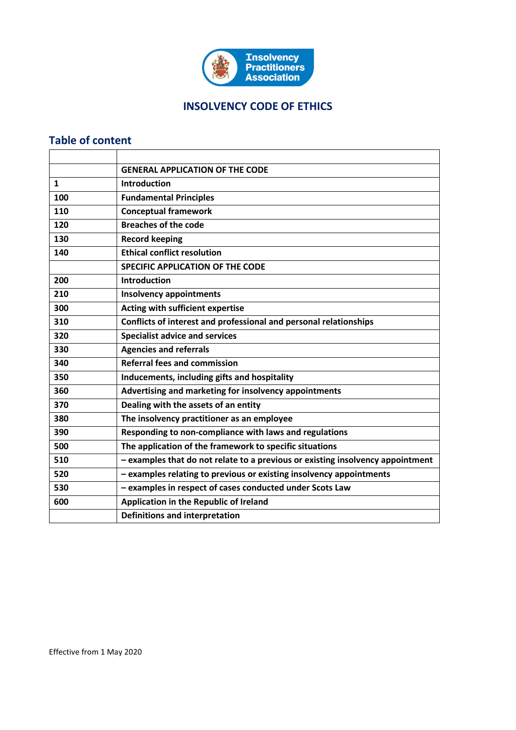# INSOLVENCY CODE OF ETHICS

## Table of content

| | |
|---|---|
| | **GENERAL APPLICATION OF THE CODE** |
| **1** | **Introduction** |
| **100** | **Fundamental Principles** |
| **110** | **Conceptual framework** |
| **120** | **Breaches of the code** |
| **130** | **Record keeping** |
| **140** | **Ethical conflict resolution** |
| | **SPECIFIC APPLICATION OF THE CODE** |
| **200** | **Introduction** |
| **210** | **Insolvency appointments** |
| **300** | **Acting with sufficient expertise** |
| **310** | **Conflicts of interest and professional and personal relationships** |
| **320** | **Specialist advice and services** |
| **330** | **Agencies and referrals** |
| **340** | **Referral fees and commission** |
| **350** | **Inducements, including gifts and hospitality** |
| **360** | **Advertising and marketing for insolvency appointments** |
| **370** | **Dealing with the assets of an entity** |
| **380** | **The insolvency practitioner as an employee** |
| **390** | **Responding to non-compliance with laws and regulations** |
| **500** | **The application of the framework to specific situations** |
| **510** | **– examples that do not relate to a previous or existing insolvency appointment** |
| **520** | **– examples relating to previous or existing insolvency appointments** |
| **530** | **– examples in respect of cases conducted under Scots Law** |
| **600** | **Application in the Republic of Ireland** |
| | **Definitions and interpretation** |

Effective from 1 May 2020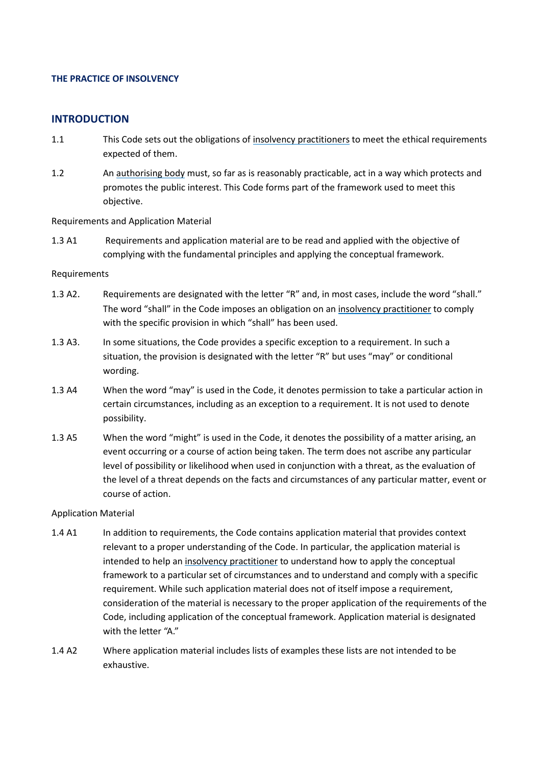**THE PRACTICE OF INSOLVENCY**

## INTRODUCTION

1.1 This Code sets out the obligations of insolvency practitioners to meet the ethical requirements expected of them.

1.2 An authorising body must, so far as is reasonably practicable, act in a way which protects and promotes the public interest. This Code forms part of the framework used to meet this objective.

Requirements and Application Material

1.3 A1 Requirements and application material are to be read and applied with the objective of complying with the fundamental principles and applying the conceptual framework.

Requirements

1.3 A2. Requirements are designated with the letter "R" and, in most cases, include the word "shall." The word "shall" in the Code imposes an obligation on an insolvency practitioner to comply with the specific provision in which "shall" has been used.

1.3 A3. In some situations, the Code provides a specific exception to a requirement. In such a situation, the provision is designated with the letter "R" but uses "may" or conditional wording.

1.3 A4 When the word "may" is used in the Code, it denotes permission to take a particular action in certain circumstances, including as an exception to a requirement. It is not used to denote possibility.

1.3 A5 When the word "might" is used in the Code, it denotes the possibility of a matter arising, an event occurring or a course of action being taken. The term does not ascribe any particular level of possibility or likelihood when used in conjunction with a threat, as the evaluation of the level of a threat depends on the facts and circumstances of any particular matter, event or course of action.

Application Material

1.4 A1 In addition to requirements, the Code contains application material that provides context relevant to a proper understanding of the Code. In particular, the application material is intended to help an insolvency practitioner to understand how to apply the conceptual framework to a particular set of circumstances and to understand and comply with a specific requirement. While such application material does not of itself impose a requirement, consideration of the material is necessary to the proper application of the requirements of the Code, including application of the conceptual framework. Application material is designated with the letter "A."

1.4 A2 Where application material includes lists of examples these lists are not intended to be exhaustive.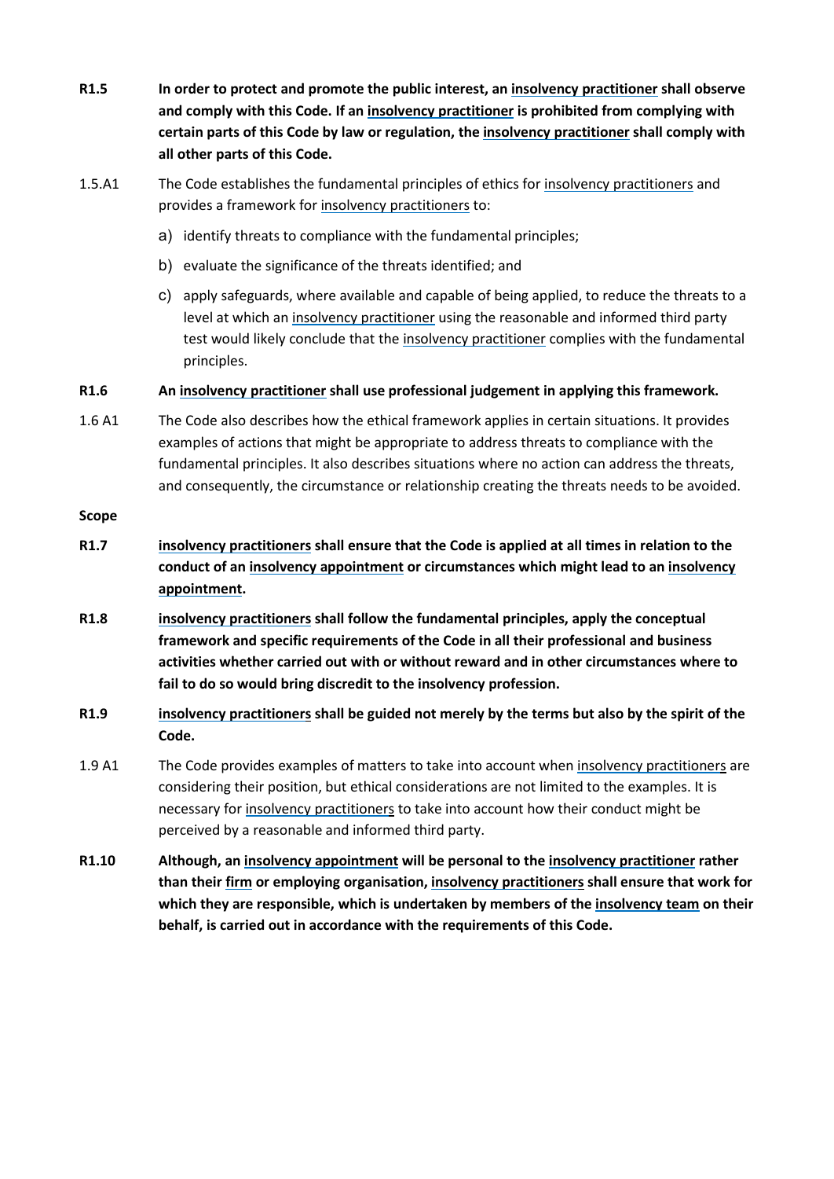**R1.5** **In order to protect and promote the public interest, an insolvency practitioner shall observe and comply with this Code. If an insolvency practitioner is prohibited from complying with certain parts of this Code by law or regulation, the insolvency practitioner shall comply with all other parts of this Code.**

1.5.A1 The Code establishes the fundamental principles of ethics for insolvency practitioners and provides a framework for insolvency practitioners to:

a) identify threats to compliance with the fundamental principles;

b) evaluate the significance of the threats identified; and

c) apply safeguards, where available and capable of being applied, to reduce the threats to a level at which an insolvency practitioner using the reasonable and informed third party test would likely conclude that the insolvency practitioner complies with the fundamental principles.

**R1.6** **An insolvency practitioner shall use professional judgement in applying this framework.**

1.6 A1 The Code also describes how the ethical framework applies in certain situations. It provides examples of actions that might be appropriate to address threats to compliance with the fundamental principles. It also describes situations where no action can address the threats, and consequently, the circumstance or relationship creating the threats needs to be avoided.

**Scope**

**R1.7** **insolvency practitioners shall ensure that the Code is applied at all times in relation to the conduct of an insolvency appointment or circumstances which might lead to an insolvency appointment.**

**R1.8** **insolvency practitioners shall follow the fundamental principles, apply the conceptual framework and specific requirements of the Code in all their professional and business activities whether carried out with or without reward and in other circumstances where to fail to do so would bring discredit to the insolvency profession.**

**R1.9** **insolvency practitioners shall be guided not merely by the terms but also by the spirit of the Code.**

1.9 A1 The Code provides examples of matters to take into account when insolvency practitioners are considering their position, but ethical considerations are not limited to the examples. It is necessary for insolvency practitioners to take into account how their conduct might be perceived by a reasonable and informed third party.

**R1.10** **Although, an insolvency appointment will be personal to the insolvency practitioner rather than their firm or employing organisation, insolvency practitioners shall ensure that work for which they are responsible, which is undertaken by members of the insolvency team on their behalf, is carried out in accordance with the requirements of this Code.**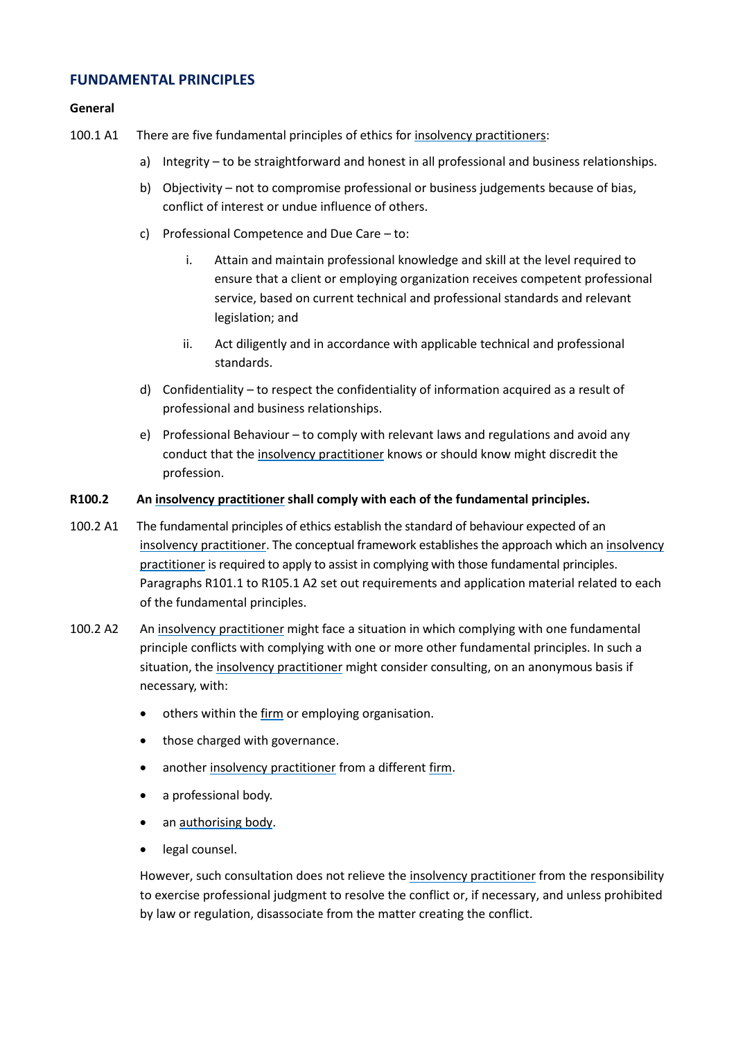## FUNDAMENTAL PRINCIPLES

### General

100.1 A1 There are five fundamental principles of ethics for insolvency practitioners:

a) Integrity – to be straightforward and honest in all professional and business relationships.

b) Objectivity – not to compromise professional or business judgements because of bias, conflict of interest or undue influence of others.

c) Professional Competence and Due Care – to:

   i. Attain and maintain professional knowledge and skill at the level required to ensure that a client or employing organization receives competent professional service, based on current technical and professional standards and relevant legislation; and

   ii. Act diligently and in accordance with applicable technical and professional standards.

d) Confidentiality – to respect the confidentiality of information acquired as a result of professional and business relationships.

e) Professional Behaviour – to comply with relevant laws and regulations and avoid any conduct that the insolvency practitioner knows or should know might discredit the profession.

**R100.2 An insolvency practitioner shall comply with each of the fundamental principles.**

100.2 A1 The fundamental principles of ethics establish the standard of behaviour expected of an insolvency practitioner. The conceptual framework establishes the approach which an insolvency practitioner is required to apply to assist in complying with those fundamental principles. Paragraphs R101.1 to R105.1 A2 set out requirements and application material related to each of the fundamental principles.

100.2 A2 An insolvency practitioner might face a situation in which complying with one fundamental principle conflicts with complying with one or more other fundamental principles. In such a situation, the insolvency practitioner might consider consulting, on an anonymous basis if necessary, with:

- others within the firm or employing organisation.
- those charged with governance.
- another insolvency practitioner from a different firm.
- a professional body.
- an authorising body.
- legal counsel.

However, such consultation does not relieve the insolvency practitioner from the responsibility to exercise professional judgment to resolve the conflict or, if necessary, and unless prohibited by law or regulation, disassociate from the matter creating the conflict.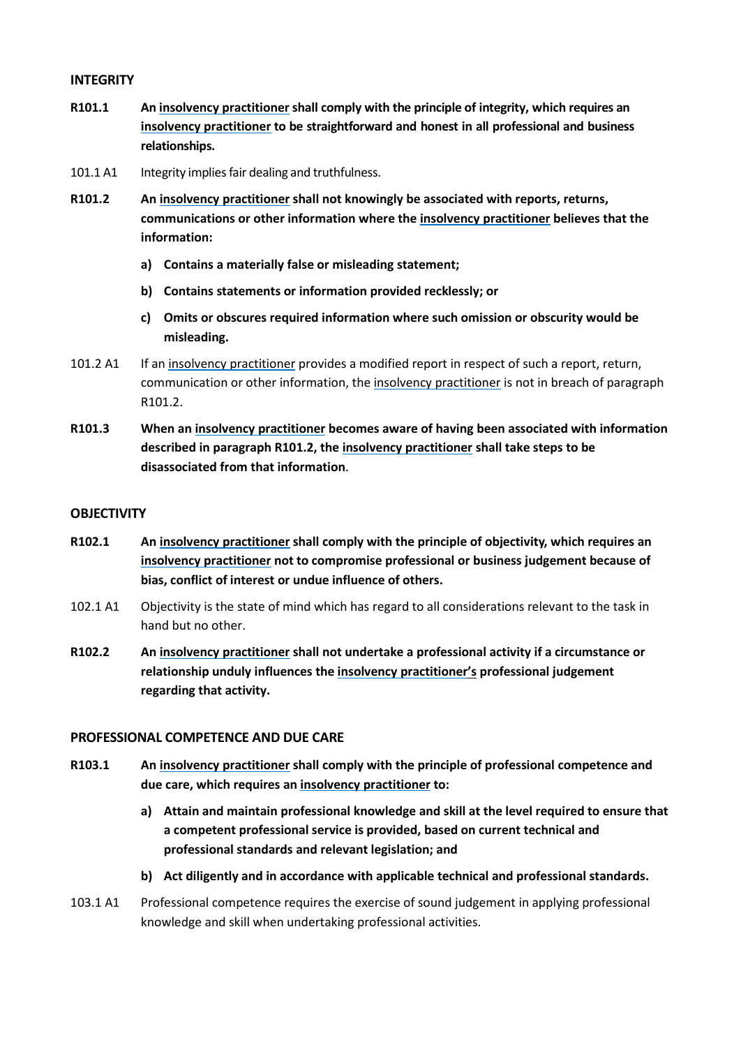## INTEGRITY

**R101.1** **An insolvency practitioner shall comply with the principle of integrity, which requires an insolvency practitioner to be straightforward and honest in all professional and business relationships.**

101.1 A1 Integrity implies fair dealing and truthfulness.

**R101.2** **An insolvency practitioner shall not knowingly be associated with reports, returns, communications or other information where the insolvency practitioner believes that the information:**

- **a) Contains a materially false or misleading statement;**
- **b) Contains statements or information provided recklessly; or**
- **c) Omits or obscures required information where such omission or obscurity would be misleading.**

101.2 A1 If an insolvency practitioner provides a modified report in respect of such a report, return, communication or other information, the insolvency practitioner is not in breach of paragraph R101.2.

**R101.3** **When an insolvency practitioner becomes aware of having been associated with information described in paragraph R101.2, the insolvency practitioner shall take steps to be disassociated from that information**.

## OBJECTIVITY

**R102.1** **An insolvency practitioner shall comply with the principle of objectivity, which requires an insolvency practitioner not to compromise professional or business judgement because of bias, conflict of interest or undue influence of others.**

102.1 A1 Objectivity is the state of mind which has regard to all considerations relevant to the task in hand but no other.

**R102.2** **An insolvency practitioner shall not undertake a professional activity if a circumstance or relationship unduly influences the insolvency practitioner's professional judgement regarding that activity.**

## PROFESSIONAL COMPETENCE AND DUE CARE

**R103.1** **An insolvency practitioner shall comply with the principle of professional competence and due care, which requires an insolvency practitioner to:**

- **a) Attain and maintain professional knowledge and skill at the level required to ensure that a competent professional service is provided, based on current technical and professional standards and relevant legislation; and**
- **b) Act diligently and in accordance with applicable technical and professional standards.**

103.1 A1 Professional competence requires the exercise of sound judgement in applying professional knowledge and skill when undertaking professional activities.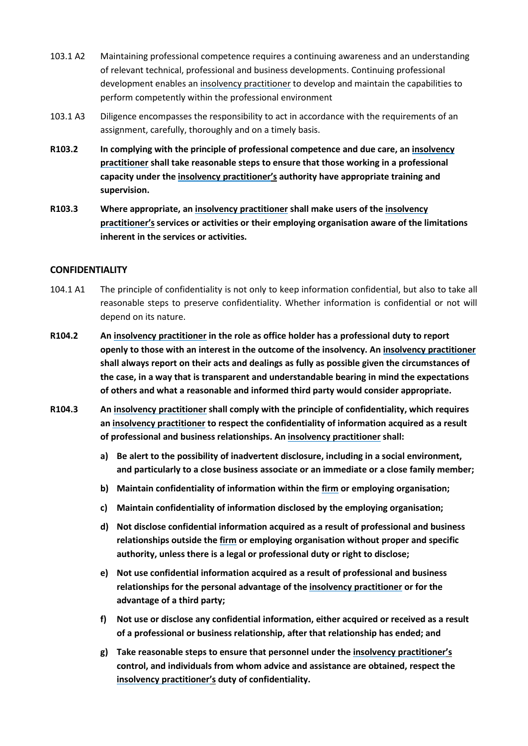103.1 A2 Maintaining professional competence requires a continuing awareness and an understanding of relevant technical, professional and business developments. Continuing professional development enables an insolvency practitioner to develop and maintain the capabilities to perform competently within the professional environment

103.1 A3 Diligence encompasses the responsibility to act in accordance with the requirements of an assignment, carefully, thoroughly and on a timely basis.

**R103.2 In complying with the principle of professional competence and due care, an insolvency practitioner shall take reasonable steps to ensure that those working in a professional capacity under the insolvency practitioner's authority have appropriate training and supervision.**

**R103.3 Where appropriate, an insolvency practitioner shall make users of the insolvency practitioner's services or activities or their employing organisation aware of the limitations inherent in the services or activities.**

## CONFIDENTIALITY

104.1 A1 The principle of confidentiality is not only to keep information confidential, but also to take all reasonable steps to preserve confidentiality. Whether information is confidential or not will depend on its nature.

**R104.2 An insolvency practitioner in the role as office holder has a professional duty to report openly to those with an interest in the outcome of the insolvency. An insolvency practitioner shall always report on their acts and dealings as fully as possible given the circumstances of the case, in a way that is transparent and understandable bearing in mind the expectations of others and what a reasonable and informed third party would consider appropriate.**

**R104.3 An insolvency practitioner shall comply with the principle of confidentiality, which requires an insolvency practitioner to respect the confidentiality of information acquired as a result of professional and business relationships. An insolvency practitioner shall:**

**a) Be alert to the possibility of inadvertent disclosure, including in a social environment, and particularly to a close business associate or an immediate or a close family member;**

**b) Maintain confidentiality of information within the firm or employing organisation;**

**c) Maintain confidentiality of information disclosed by the employing organisation;**

**d) Not disclose confidential information acquired as a result of professional and business relationships outside the firm or employing organisation without proper and specific authority, unless there is a legal or professional duty or right to disclose;**

**e) Not use confidential information acquired as a result of professional and business relationships for the personal advantage of the insolvency practitioner or for the advantage of a third party;**

**f) Not use or disclose any confidential information, either acquired or received as a result of a professional or business relationship, after that relationship has ended; and**

**g) Take reasonable steps to ensure that personnel under the insolvency practitioner's control, and individuals from whom advice and assistance are obtained, respect the insolvency practitioner's duty of confidentiality.**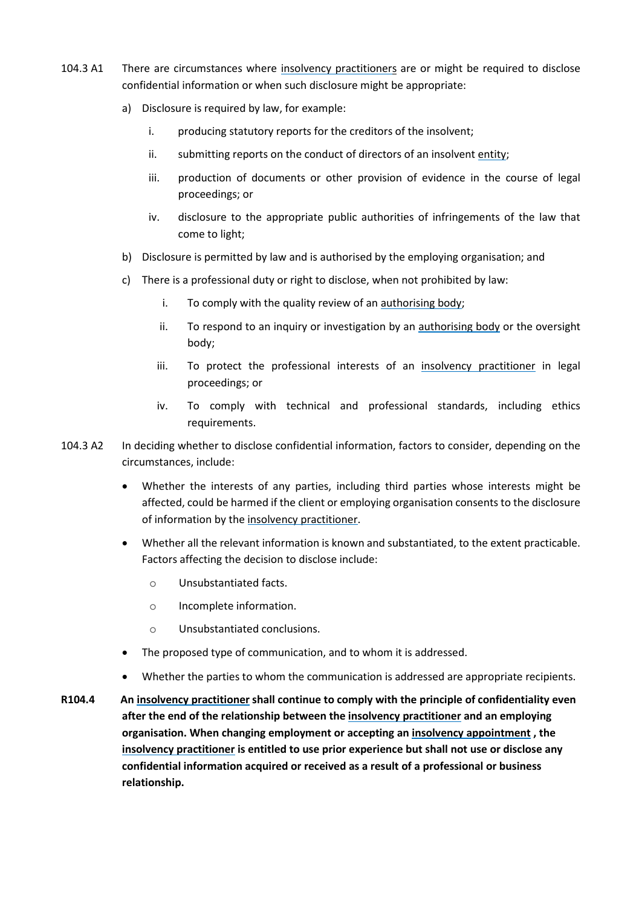104.3 A1 There are circumstances where insolvency practitioners are or might be required to disclose confidential information or when such disclosure might be appropriate:

a) Disclosure is required by law, for example:

   i. producing statutory reports for the creditors of the insolvent;

   ii. submitting reports on the conduct of directors of an insolvent entity;

   iii. production of documents or other provision of evidence in the course of legal proceedings; or

   iv. disclosure to the appropriate public authorities of infringements of the law that come to light;

b) Disclosure is permitted by law and is authorised by the employing organisation; and

c) There is a professional duty or right to disclose, when not prohibited by law:

   i. To comply with the quality review of an authorising body;

   ii. To respond to an inquiry or investigation by an authorising body or the oversight body;

   iii. To protect the professional interests of an insolvency practitioner in legal proceedings; or

   iv. To comply with technical and professional standards, including ethics requirements.

104.3 A2 In deciding whether to disclose confidential information, factors to consider, depending on the circumstances, include:

- Whether the interests of any parties, including third parties whose interests might be affected, could be harmed if the client or employing organisation consents to the disclosure of information by the insolvency practitioner.
- Whether all the relevant information is known and substantiated, to the extent practicable. Factors affecting the decision to disclose include:
  - Unsubstantiated facts.
  - Incomplete information.
  - Unsubstantiated conclusions.
- The proposed type of communication, and to whom it is addressed.
- Whether the parties to whom the communication is addressed are appropriate recipients.

**R104.4 An insolvency practitioner shall continue to comply with the principle of confidentiality even after the end of the relationship between the insolvency practitioner and an employing organisation. When changing employment or accepting an insolvency appointment , the insolvency practitioner is entitled to use prior experience but shall not use or disclose any confidential information acquired or received as a result of a professional or business relationship.**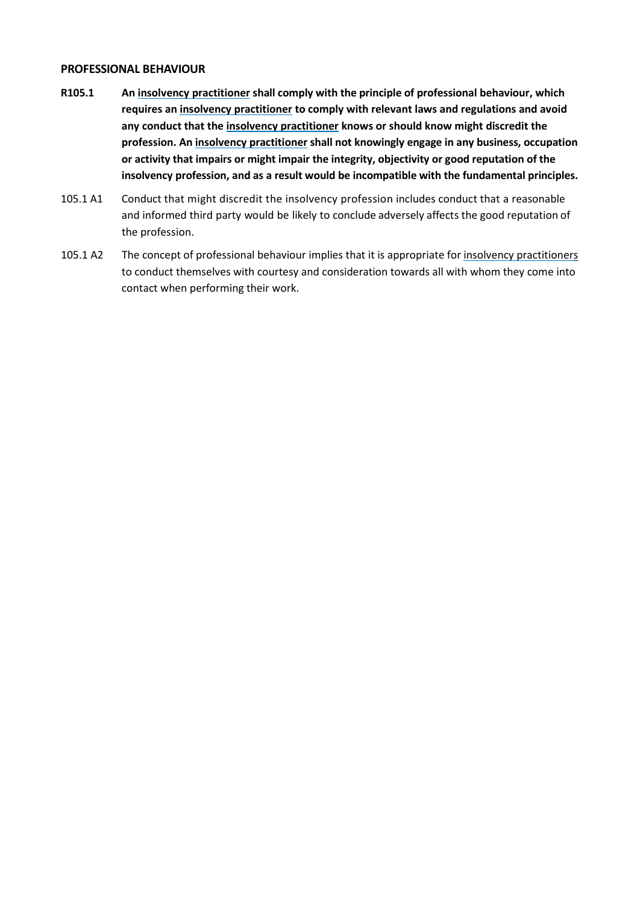## PROFESSIONAL BEHAVIOUR

**R105.1** **An insolvency practitioner shall comply with the principle of professional behaviour, which requires an insolvency practitioner to comply with relevant laws and regulations and avoid any conduct that the insolvency practitioner knows or should know might discredit the profession. An insolvency practitioner shall not knowingly engage in any business, occupation or activity that impairs or might impair the integrity, objectivity or good reputation of the insolvency profession, and as a result would be incompatible with the fundamental principles.**

105.1 A1 Conduct that might discredit the insolvency profession includes conduct that a reasonable and informed third party would be likely to conclude adversely affects the good reputation of the profession.

105.1 A2 The concept of professional behaviour implies that it is appropriate for insolvency practitioners to conduct themselves with courtesy and consideration towards all with whom they come into contact when performing their work.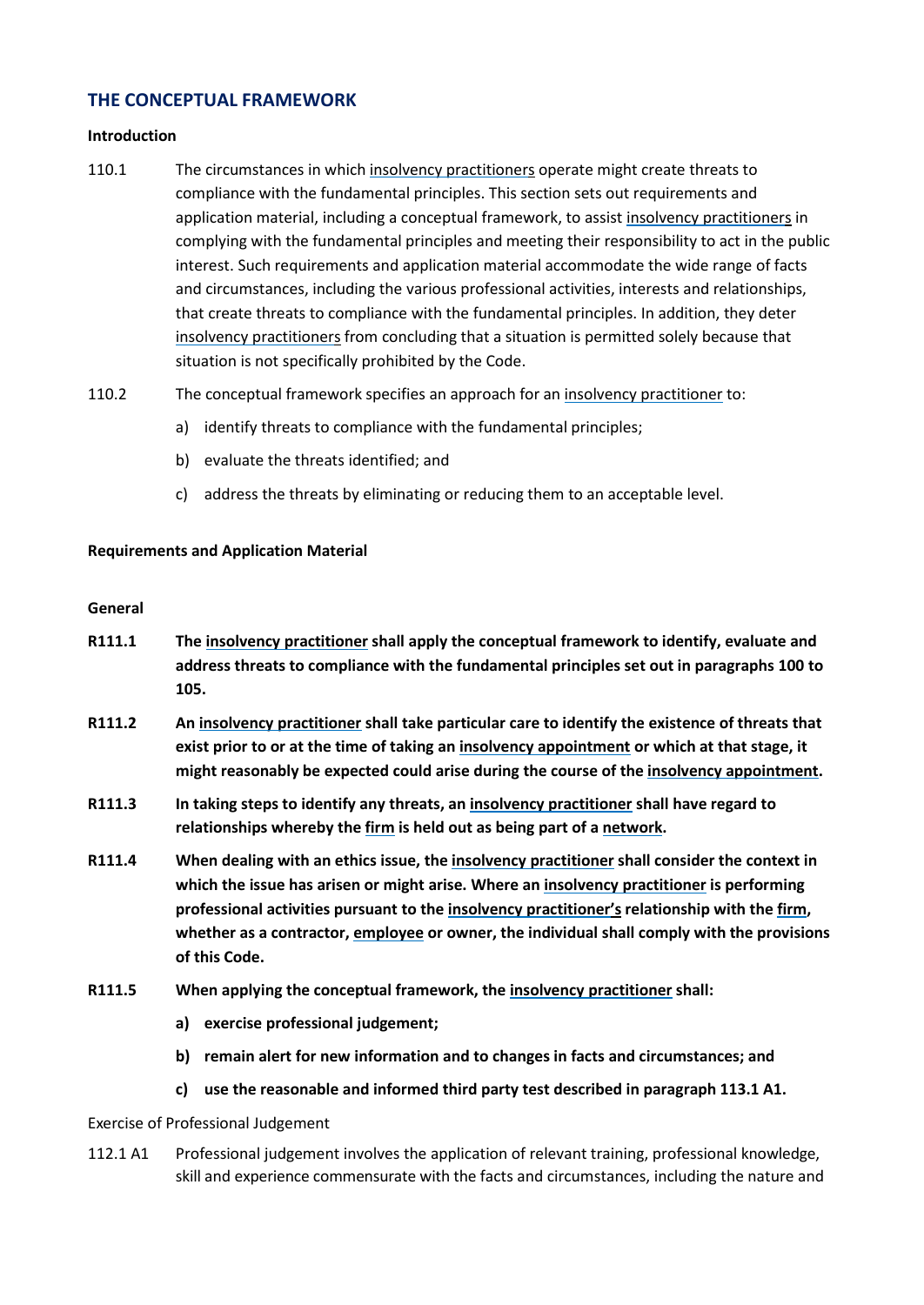## THE CONCEPTUAL FRAMEWORK

**Introduction**

110.1 The circumstances in which insolvency practitioners operate might create threats to compliance with the fundamental principles. This section sets out requirements and application material, including a conceptual framework, to assist insolvency practitioners in complying with the fundamental principles and meeting their responsibility to act in the public interest. Such requirements and application material accommodate the wide range of facts and circumstances, including the various professional activities, interests and relationships, that create threats to compliance with the fundamental principles. In addition, they deter insolvency practitioners from concluding that a situation is permitted solely because that situation is not specifically prohibited by the Code.

110.2 The conceptual framework specifies an approach for an insolvency practitioner to:

a) identify threats to compliance with the fundamental principles;

b) evaluate the threats identified; and

c) address the threats by eliminating or reducing them to an acceptable level.

**Requirements and Application Material**

**General**

**R111.1 The insolvency practitioner shall apply the conceptual framework to identify, evaluate and address threats to compliance with the fundamental principles set out in paragraphs 100 to 105.**

**R111.2 An insolvency practitioner shall take particular care to identify the existence of threats that exist prior to or at the time of taking an insolvency appointment or which at that stage, it might reasonably be expected could arise during the course of the insolvency appointment.**

**R111.3 In taking steps to identify any threats, an insolvency practitioner shall have regard to relationships whereby the firm is held out as being part of a network.**

**R111.4 When dealing with an ethics issue, the insolvency practitioner shall consider the context in which the issue has arisen or might arise. Where an insolvency practitioner is performing professional activities pursuant to the insolvency practitioner's relationship with the firm, whether as a contractor, employee or owner, the individual shall comply with the provisions of this Code.**

**R111.5 When applying the conceptual framework, the insolvency practitioner shall:**

**a) exercise professional judgement;**

**b) remain alert for new information and to changes in facts and circumstances; and**

**c) use the reasonable and informed third party test described in paragraph 113.1 A1.**

Exercise of Professional Judgement

112.1 A1 Professional judgement involves the application of relevant training, professional knowledge, skill and experience commensurate with the facts and circumstances, including the nature and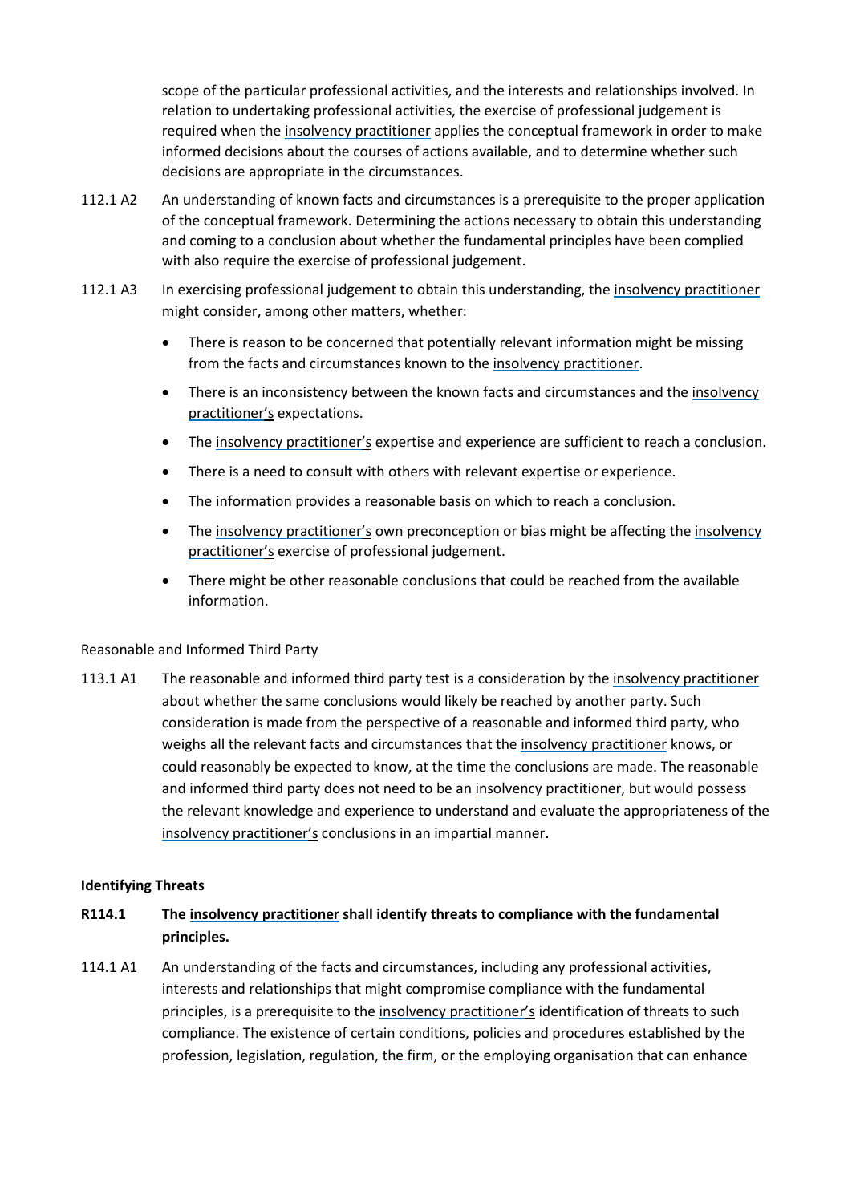scope of the particular professional activities, and the interests and relationships involved. In relation to undertaking professional activities, the exercise of professional judgement is required when the insolvency practitioner applies the conceptual framework in order to make informed decisions about the courses of actions available, and to determine whether such decisions are appropriate in the circumstances.

112.1 A2 An understanding of known facts and circumstances is a prerequisite to the proper application of the conceptual framework. Determining the actions necessary to obtain this understanding and coming to a conclusion about whether the fundamental principles have been complied with also require the exercise of professional judgement.

112.1 A3 In exercising professional judgement to obtain this understanding, the insolvency practitioner might consider, among other matters, whether:

- There is reason to be concerned that potentially relevant information might be missing from the facts and circumstances known to the insolvency practitioner.
- There is an inconsistency between the known facts and circumstances and the insolvency practitioner's expectations.
- The insolvency practitioner's expertise and experience are sufficient to reach a conclusion.
- There is a need to consult with others with relevant expertise or experience.
- The information provides a reasonable basis on which to reach a conclusion.
- The insolvency practitioner's own preconception or bias might be affecting the insolvency practitioner's exercise of professional judgement.
- There might be other reasonable conclusions that could be reached from the available information.

Reasonable and Informed Third Party

113.1 A1 The reasonable and informed third party test is a consideration by the insolvency practitioner about whether the same conclusions would likely be reached by another party. Such consideration is made from the perspective of a reasonable and informed third party, who weighs all the relevant facts and circumstances that the insolvency practitioner knows, or could reasonably be expected to know, at the time the conclusions are made. The reasonable and informed third party does not need to be an insolvency practitioner, but would possess the relevant knowledge and experience to understand and evaluate the appropriateness of the insolvency practitioner's conclusions in an impartial manner.

**Identifying Threats**

**R114.1 The insolvency practitioner shall identify threats to compliance with the fundamental principles.**

114.1 A1 An understanding of the facts and circumstances, including any professional activities, interests and relationships that might compromise compliance with the fundamental principles, is a prerequisite to the insolvency practitioner's identification of threats to such compliance. The existence of certain conditions, policies and procedures established by the profession, legislation, regulation, the firm, or the employing organisation that can enhance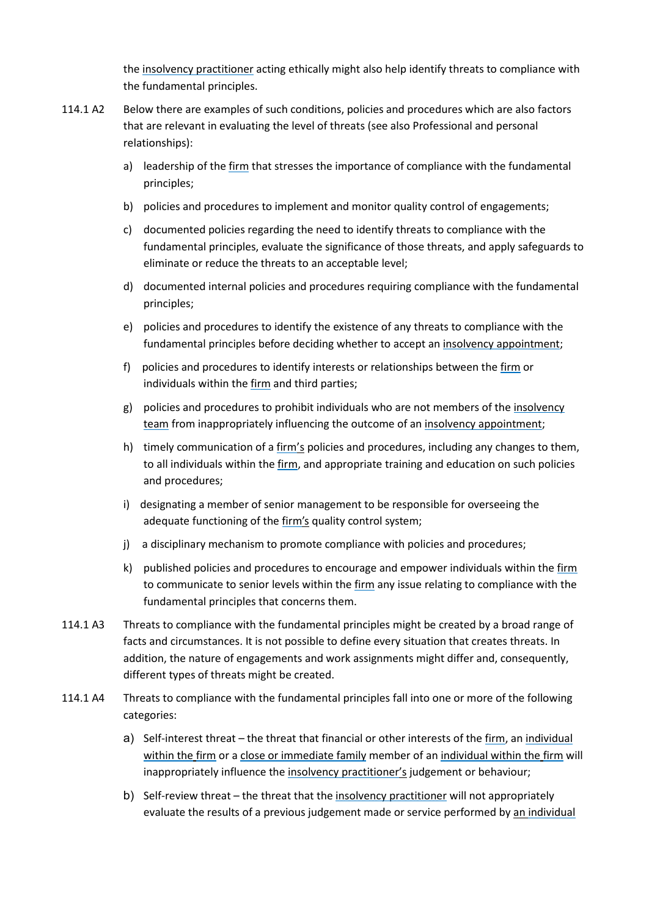the insolvency practitioner acting ethically might also help identify threats to compliance with the fundamental principles.

114.1 A2 Below there are examples of such conditions, policies and procedures which are also factors that are relevant in evaluating the level of threats (see also Professional and personal relationships):

a) leadership of the firm that stresses the importance of compliance with the fundamental principles;

b) policies and procedures to implement and monitor quality control of engagements;

c) documented policies regarding the need to identify threats to compliance with the fundamental principles, evaluate the significance of those threats, and apply safeguards to eliminate or reduce the threats to an acceptable level;

d) documented internal policies and procedures requiring compliance with the fundamental principles;

e) policies and procedures to identify the existence of any threats to compliance with the fundamental principles before deciding whether to accept an insolvency appointment;

f) policies and procedures to identify interests or relationships between the firm or individuals within the firm and third parties;

g) policies and procedures to prohibit individuals who are not members of the insolvency team from inappropriately influencing the outcome of an insolvency appointment;

h) timely communication of a firm's policies and procedures, including any changes to them, to all individuals within the firm, and appropriate training and education on such policies and procedures;

i) designating a member of senior management to be responsible for overseeing the adequate functioning of the firm's quality control system;

j) a disciplinary mechanism to promote compliance with policies and procedures;

k) published policies and procedures to encourage and empower individuals within the firm to communicate to senior levels within the firm any issue relating to compliance with the fundamental principles that concerns them.

114.1 A3 Threats to compliance with the fundamental principles might be created by a broad range of facts and circumstances. It is not possible to define every situation that creates threats. In addition, the nature of engagements and work assignments might differ and, consequently, different types of threats might be created.

114.1 A4 Threats to compliance with the fundamental principles fall into one or more of the following categories:

a) Self-interest threat – the threat that financial or other interests of the firm, an individual within the firm or a close or immediate family member of an individual within the firm will inappropriately influence the insolvency practitioner's judgement or behaviour;

b) Self-review threat – the threat that the insolvency practitioner will not appropriately evaluate the results of a previous judgement made or service performed by an individual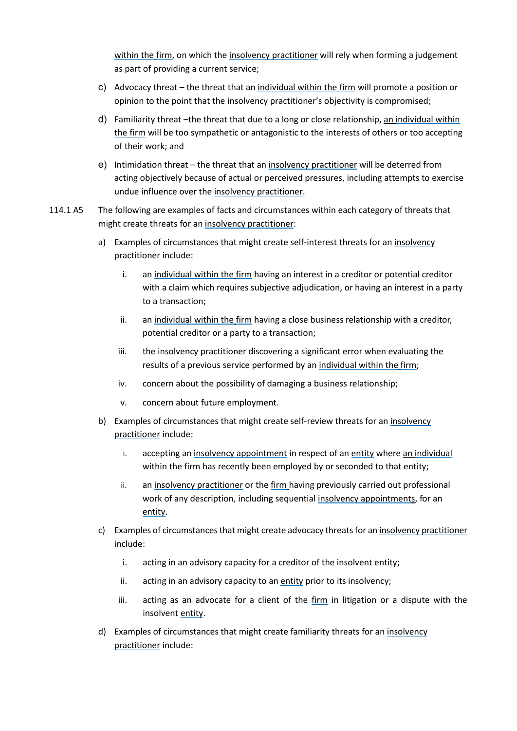within the firm, on which the insolvency practitioner will rely when forming a judgement as part of providing a current service;

c) Advocacy threat – the threat that an individual within the firm will promote a position or opinion to the point that the insolvency practitioner's objectivity is compromised;

d) Familiarity threat –the threat that due to a long or close relationship, an individual within the firm will be too sympathetic or antagonistic to the interests of others or too accepting of their work; and

e) Intimidation threat – the threat that an insolvency practitioner will be deterred from acting objectively because of actual or perceived pressures, including attempts to exercise undue influence over the insolvency practitioner.

114.1 A5 The following are examples of facts and circumstances within each category of threats that might create threats for an insolvency practitioner:

a) Examples of circumstances that might create self-interest threats for an insolvency practitioner include:

   i. an individual within the firm having an interest in a creditor or potential creditor with a claim which requires subjective adjudication, or having an interest in a party to a transaction;

   ii. an individual within the firm having a close business relationship with a creditor, potential creditor or a party to a transaction;

   iii. the insolvency practitioner discovering a significant error when evaluating the results of a previous service performed by an individual within the firm;

   iv. concern about the possibility of damaging a business relationship;

   v. concern about future employment.

b) Examples of circumstances that might create self-review threats for an insolvency practitioner include:

   i. accepting an insolvency appointment in respect of an entity where an individual within the firm has recently been employed by or seconded to that entity;

   ii. an insolvency practitioner or the firm having previously carried out professional work of any description, including sequential insolvency appointments, for an entity.

c) Examples of circumstances that might create advocacy threats for an insolvency practitioner include:

   i. acting in an advisory capacity for a creditor of the insolvent entity;

   ii. acting in an advisory capacity to an entity prior to its insolvency;

   iii. acting as an advocate for a client of the firm in litigation or a dispute with the insolvent entity.

d) Examples of circumstances that might create familiarity threats for an insolvency practitioner include: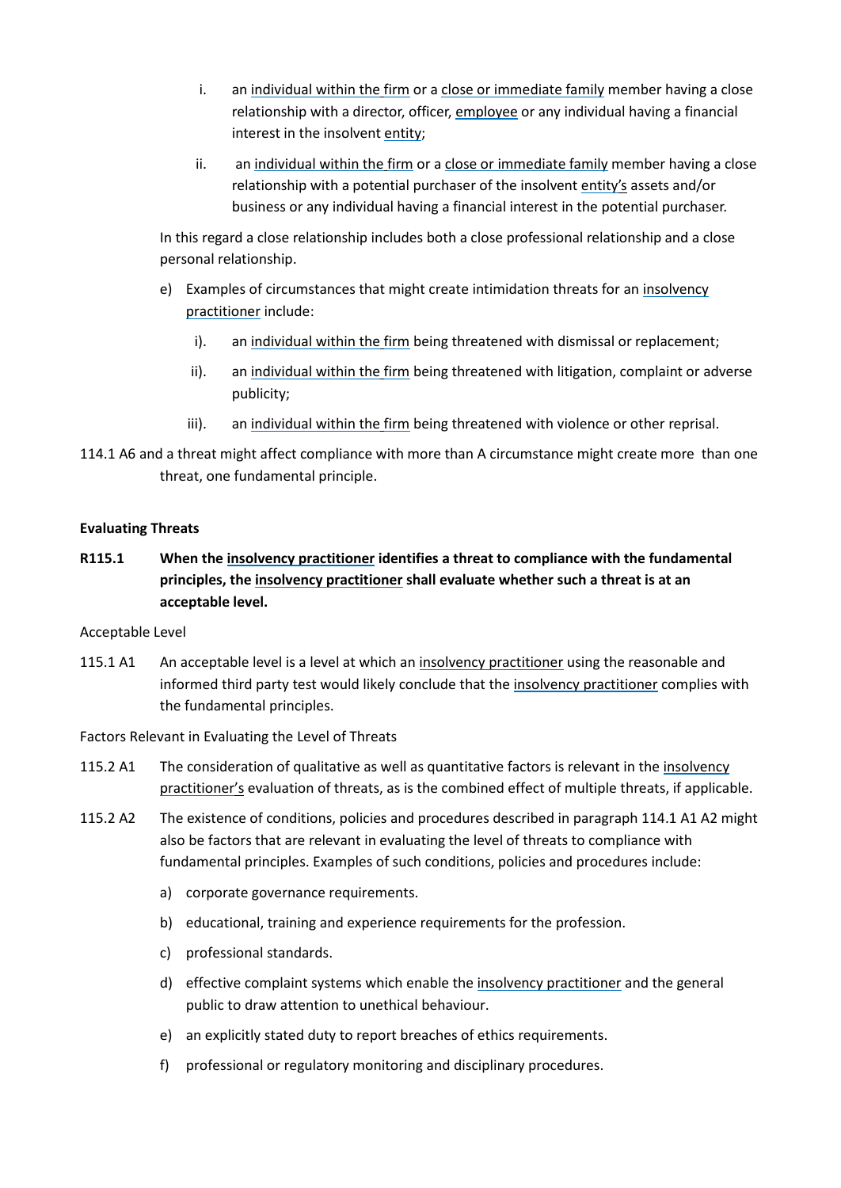i. an individual within the firm or a close or immediate family member having a close relationship with a director, officer, employee or any individual having a financial interest in the insolvent entity;

ii. an individual within the firm or a close or immediate family member having a close relationship with a potential purchaser of the insolvent entity's assets and/or business or any individual having a financial interest in the potential purchaser.

In this regard a close relationship includes both a close professional relationship and a close personal relationship.

e) Examples of circumstances that might create intimidation threats for an insolvency practitioner include:

i). an individual within the firm being threatened with dismissal or replacement;

ii). an individual within the firm being threatened with litigation, complaint or adverse publicity;

iii). an individual within the firm being threatened with violence or other reprisal.

114.1 A6 and a threat might affect compliance with more than A circumstance might create more than one threat, one fundamental principle.

**Evaluating Threats**

**R115.1 When the insolvency practitioner identifies a threat to compliance with the fundamental principles, the insolvency practitioner shall evaluate whether such a threat is at an acceptable level.**

Acceptable Level

115.1 A1 An acceptable level is a level at which an insolvency practitioner using the reasonable and informed third party test would likely conclude that the insolvency practitioner complies with the fundamental principles.

Factors Relevant in Evaluating the Level of Threats

115.2 A1 The consideration of qualitative as well as quantitative factors is relevant in the insolvency practitioner's evaluation of threats, as is the combined effect of multiple threats, if applicable.

115.2 A2 The existence of conditions, policies and procedures described in paragraph 114.1 A1 A2 might also be factors that are relevant in evaluating the level of threats to compliance with fundamental principles. Examples of such conditions, policies and procedures include:

a) corporate governance requirements.

b) educational, training and experience requirements for the profession.

c) professional standards.

d) effective complaint systems which enable the insolvency practitioner and the general public to draw attention to unethical behaviour.

e) an explicitly stated duty to report breaches of ethics requirements.

f) professional or regulatory monitoring and disciplinary procedures.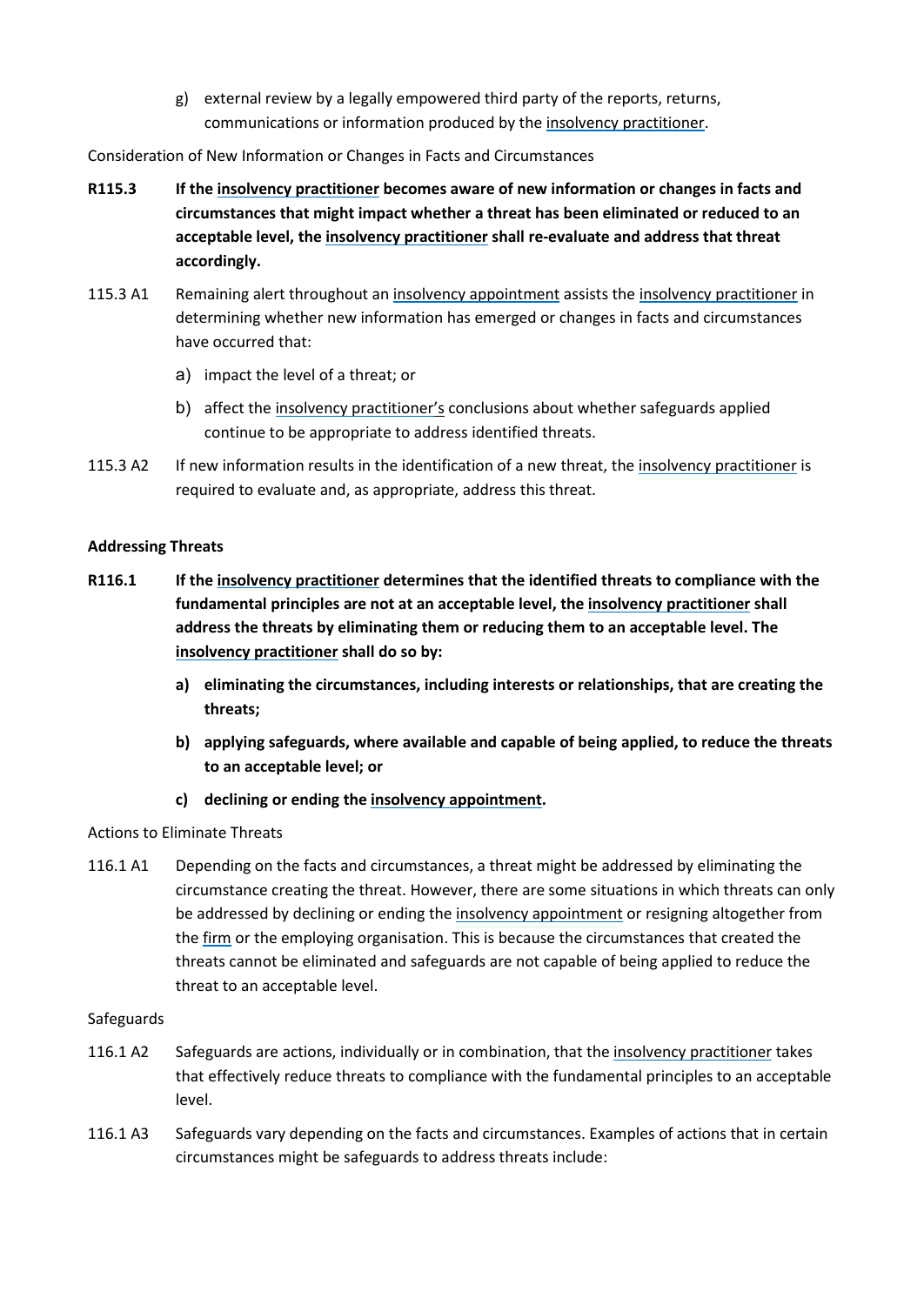g) external review by a legally empowered third party of the reports, returns, communications or information produced by the insolvency practitioner.

Consideration of New Information or Changes in Facts and Circumstances

**R115.3 If the insolvency practitioner becomes aware of new information or changes in facts and circumstances that might impact whether a threat has been eliminated or reduced to an acceptable level, the insolvency practitioner shall re-evaluate and address that threat accordingly.**

115.3 A1 Remaining alert throughout an insolvency appointment assists the insolvency practitioner in determining whether new information has emerged or changes in facts and circumstances have occurred that:

a) impact the level of a threat; or

b) affect the insolvency practitioner's conclusions about whether safeguards applied continue to be appropriate to address identified threats.

115.3 A2 If new information results in the identification of a new threat, the insolvency practitioner is required to evaluate and, as appropriate, address this threat.

## Addressing Threats

**R116.1 If the insolvency practitioner determines that the identified threats to compliance with the fundamental principles are not at an acceptable level, the insolvency practitioner shall address the threats by eliminating them or reducing them to an acceptable level. The insolvency practitioner shall do so by:**

**a) eliminating the circumstances, including interests or relationships, that are creating the threats;**

**b) applying safeguards, where available and capable of being applied, to reduce the threats to an acceptable level; or**

**c) declining or ending the insolvency appointment.**

Actions to Eliminate Threats

116.1 A1 Depending on the facts and circumstances, a threat might be addressed by eliminating the circumstance creating the threat. However, there are some situations in which threats can only be addressed by declining or ending the insolvency appointment or resigning altogether from the firm or the employing organisation. This is because the circumstances that created the threats cannot be eliminated and safeguards are not capable of being applied to reduce the threat to an acceptable level.

Safeguards

116.1 A2 Safeguards are actions, individually or in combination, that the insolvency practitioner takes that effectively reduce threats to compliance with the fundamental principles to an acceptable level.

116.1 A3 Safeguards vary depending on the facts and circumstances. Examples of actions that in certain circumstances might be safeguards to address threats include: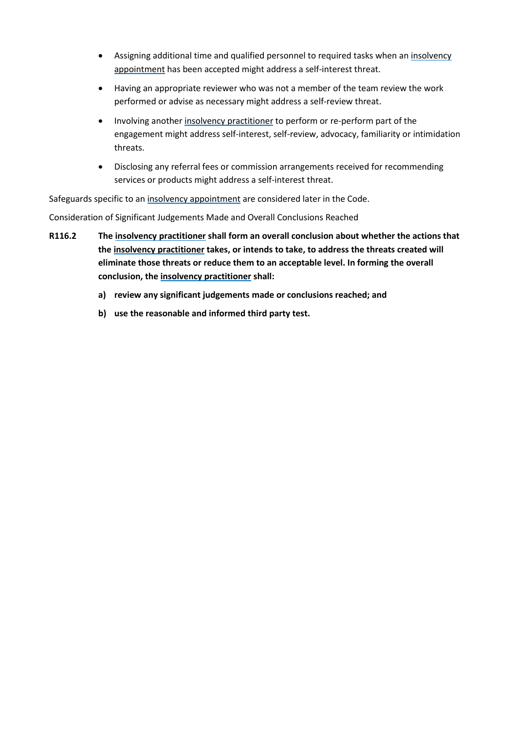- Assigning additional time and qualified personnel to required tasks when an insolvency appointment has been accepted might address a self-interest threat.
- Having an appropriate reviewer who was not a member of the team review the work performed or advise as necessary might address a self-review threat.
- Involving another insolvency practitioner to perform or re-perform part of the engagement might address self-interest, self-review, advocacy, familiarity or intimidation threats.
- Disclosing any referral fees or commission arrangements received for recommending services or products might address a self-interest threat.

Safeguards specific to an insolvency appointment are considered later in the Code.

Consideration of Significant Judgements Made and Overall Conclusions Reached

**R116.2 The insolvency practitioner shall form an overall conclusion about whether the actions that the insolvency practitioner takes, or intends to take, to address the threats created will eliminate those threats or reduce them to an acceptable level. In forming the overall conclusion, the insolvency practitioner shall:**

**a) review any significant judgements made or conclusions reached; and**

**b) use the reasonable and informed third party test.**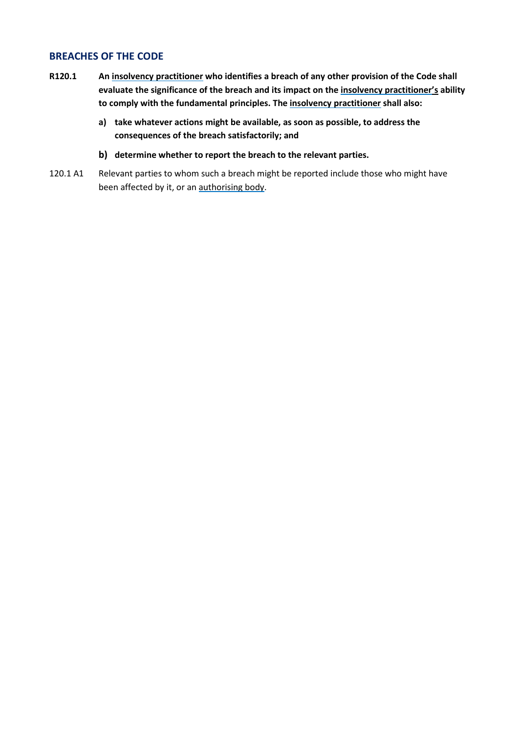## BREACHES OF THE CODE

**R120.1** **An insolvency practitioner who identifies a breach of any other provision of the Code shall evaluate the significance of the breach and its impact on the insolvency practitioner's ability to comply with the fundamental principles. The insolvency practitioner shall also:**

**a) take whatever actions might be available, as soon as possible, to address the consequences of the breach satisfactorily; and**

**b) determine whether to report the breach to the relevant parties.**

120.1 A1 Relevant parties to whom such a breach might be reported include those who might have been affected by it, or an authorising body.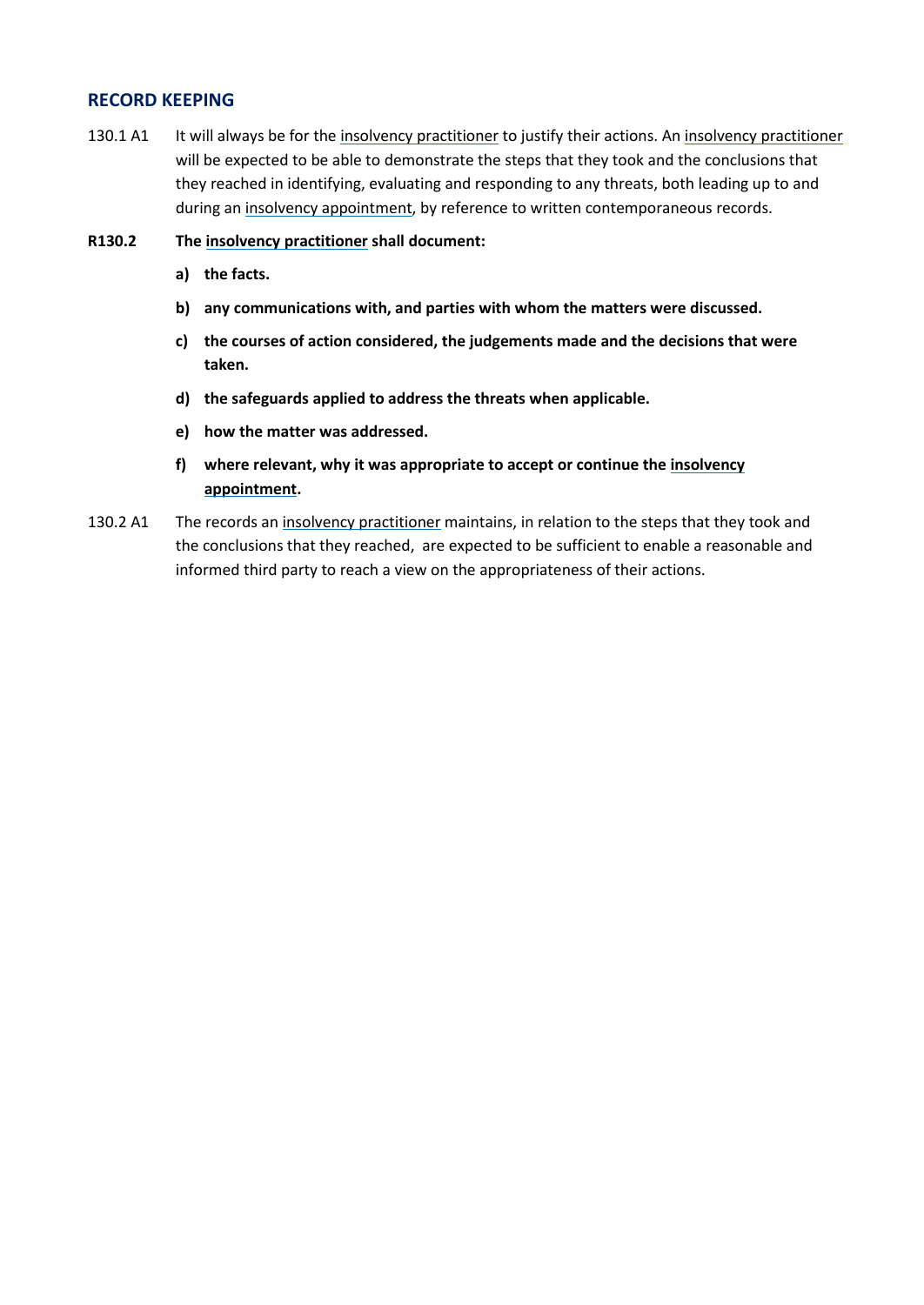## RECORD KEEPING

130.1 A1 It will always be for the insolvency practitioner to justify their actions. An insolvency practitioner will be expected to be able to demonstrate the steps that they took and the conclusions that they reached in identifying, evaluating and responding to any threats, both leading up to and during an insolvency appointment, by reference to written contemporaneous records.

**R130.2 The insolvency practitioner shall document:**

**a) the facts.**

**b) any communications with, and parties with whom the matters were discussed.**

**c) the courses of action considered, the judgements made and the decisions that were taken.**

**d) the safeguards applied to address the threats when applicable.**

**e) how the matter was addressed.**

**f) where relevant, why it was appropriate to accept or continue the insolvency appointment.**

130.2 A1 The records an insolvency practitioner maintains, in relation to the steps that they took and the conclusions that they reached, are expected to be sufficient to enable a reasonable and informed third party to reach a view on the appropriateness of their actions.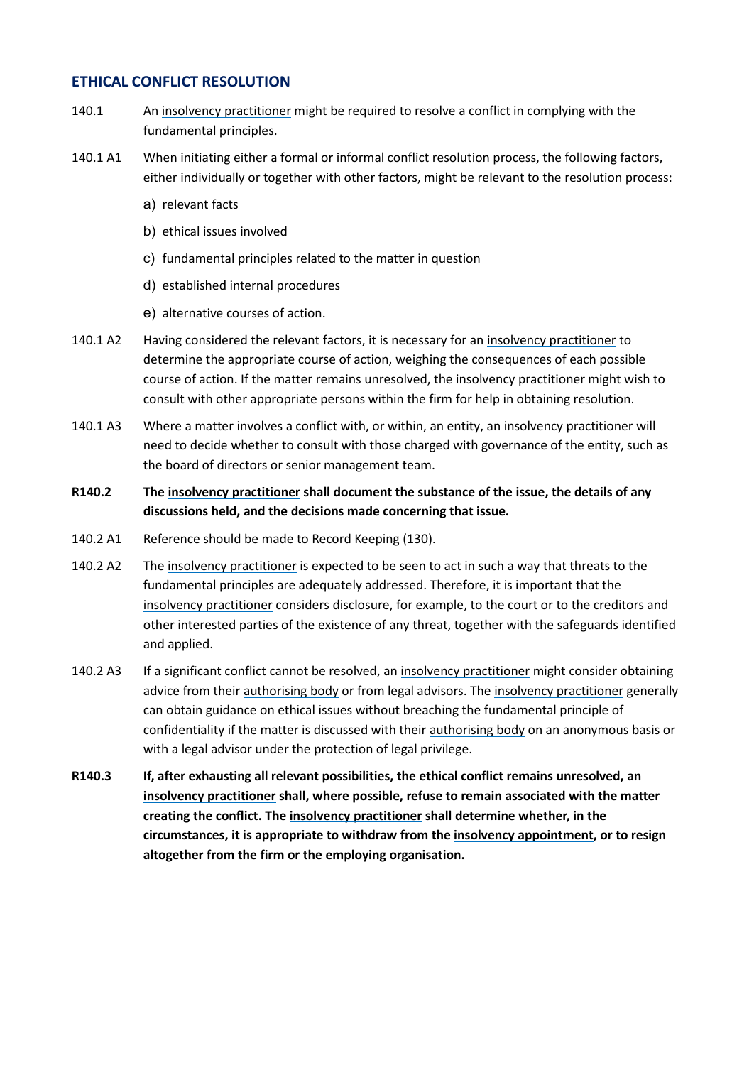## ETHICAL CONFLICT RESOLUTION

140.1 An insolvency practitioner might be required to resolve a conflict in complying with the fundamental principles.

140.1 A1 When initiating either a formal or informal conflict resolution process, the following factors, either individually or together with other factors, might be relevant to the resolution process:

a) relevant facts

b) ethical issues involved

c) fundamental principles related to the matter in question

d) established internal procedures

e) alternative courses of action.

140.1 A2 Having considered the relevant factors, it is necessary for an insolvency practitioner to determine the appropriate course of action, weighing the consequences of each possible course of action. If the matter remains unresolved, the insolvency practitioner might wish to consult with other appropriate persons within the firm for help in obtaining resolution.

140.1 A3 Where a matter involves a conflict with, or within, an entity, an insolvency practitioner will need to decide whether to consult with those charged with governance of the entity, such as the board of directors or senior management team.

**R140.2 The insolvency practitioner shall document the substance of the issue, the details of any discussions held, and the decisions made concerning that issue.**

140.2 A1 Reference should be made to Record Keeping (130).

140.2 A2 The insolvency practitioner is expected to be seen to act in such a way that threats to the fundamental principles are adequately addressed. Therefore, it is important that the insolvency practitioner considers disclosure, for example, to the court or to the creditors and other interested parties of the existence of any threat, together with the safeguards identified and applied.

140.2 A3 If a significant conflict cannot be resolved, an insolvency practitioner might consider obtaining advice from their authorising body or from legal advisors. The insolvency practitioner generally can obtain guidance on ethical issues without breaching the fundamental principle of confidentiality if the matter is discussed with their authorising body on an anonymous basis or with a legal advisor under the protection of legal privilege.

**R140.3 If, after exhausting all relevant possibilities, the ethical conflict remains unresolved, an insolvency practitioner shall, where possible, refuse to remain associated with the matter creating the conflict. The insolvency practitioner shall determine whether, in the circumstances, it is appropriate to withdraw from the insolvency appointment, or to resign altogether from the firm or the employing organisation.**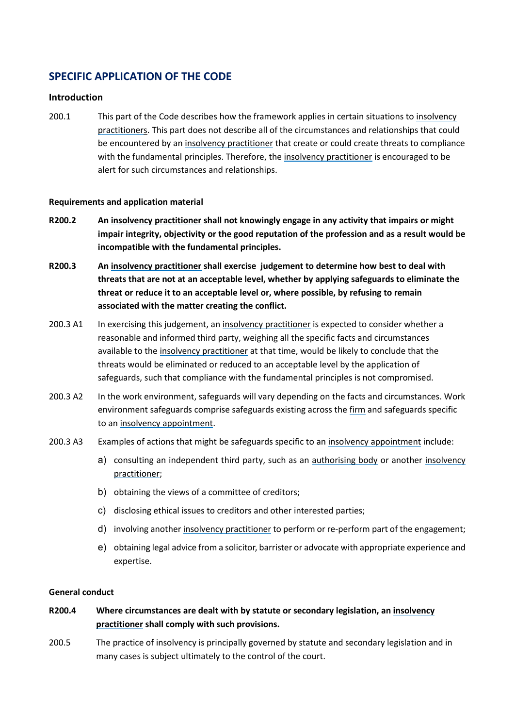## SPECIFIC APPLICATION OF THE CODE

### Introduction

200.1 This part of the Code describes how the framework applies in certain situations to insolvency practitioners. This part does not describe all of the circumstances and relationships that could be encountered by an insolvency practitioner that create or could create threats to compliance with the fundamental principles. Therefore, the insolvency practitioner is encouraged to be alert for such circumstances and relationships.

#### Requirements and application material

**R200.2 An insolvency practitioner shall not knowingly engage in any activity that impairs or might impair integrity, objectivity or the good reputation of the profession and as a result would be incompatible with the fundamental principles.**

**R200.3 An insolvency practitioner shall exercise judgement to determine how best to deal with threats that are not at an acceptable level, whether by applying safeguards to eliminate the threat or reduce it to an acceptable level or, where possible, by refusing to remain associated with the matter creating the conflict.**

200.3 A1 In exercising this judgement, an insolvency practitioner is expected to consider whether a reasonable and informed third party, weighing all the specific facts and circumstances available to the insolvency practitioner at that time, would be likely to conclude that the threats would be eliminated or reduced to an acceptable level by the application of safeguards, such that compliance with the fundamental principles is not compromised.

200.3 A2 In the work environment, safeguards will vary depending on the facts and circumstances. Work environment safeguards comprise safeguards existing across the firm and safeguards specific to an insolvency appointment.

200.3 A3 Examples of actions that might be safeguards specific to an insolvency appointment include:

a) consulting an independent third party, such as an authorising body or another insolvency practitioner;

b) obtaining the views of a committee of creditors;

c) disclosing ethical issues to creditors and other interested parties;

d) involving another insolvency practitioner to perform or re-perform part of the engagement;

e) obtaining legal advice from a solicitor, barrister or advocate with appropriate experience and expertise.

#### General conduct

**R200.4 Where circumstances are dealt with by statute or secondary legislation, an insolvency practitioner shall comply with such provisions.**

200.5 The practice of insolvency is principally governed by statute and secondary legislation and in many cases is subject ultimately to the control of the court.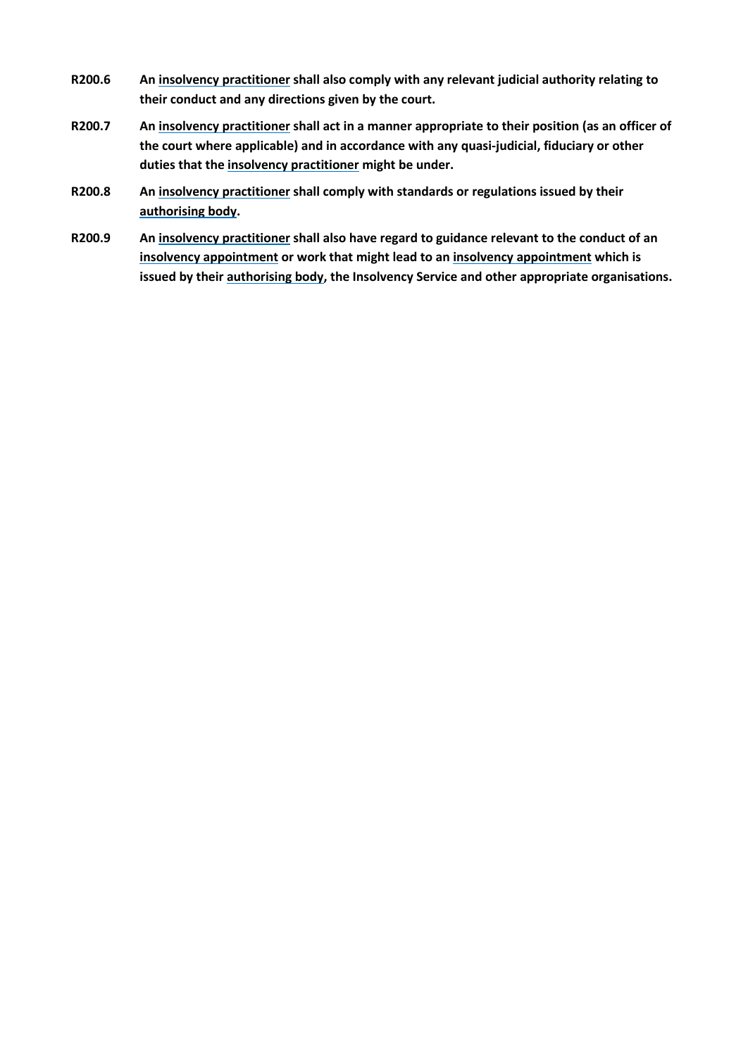**R200.6** **An insolvency practitioner shall also comply with any relevant judicial authority relating to their conduct and any directions given by the court.**

**R200.7** **An insolvency practitioner shall act in a manner appropriate to their position (as an officer of the court where applicable) and in accordance with any quasi-judicial, fiduciary or other duties that the insolvency practitioner might be under.**

**R200.8** **An insolvency practitioner shall comply with standards or regulations issued by their authorising body.**

**R200.9** **An insolvency practitioner shall also have regard to guidance relevant to the conduct of an insolvency appointment or work that might lead to an insolvency appointment which is issued by their authorising body, the Insolvency Service and other appropriate organisations.**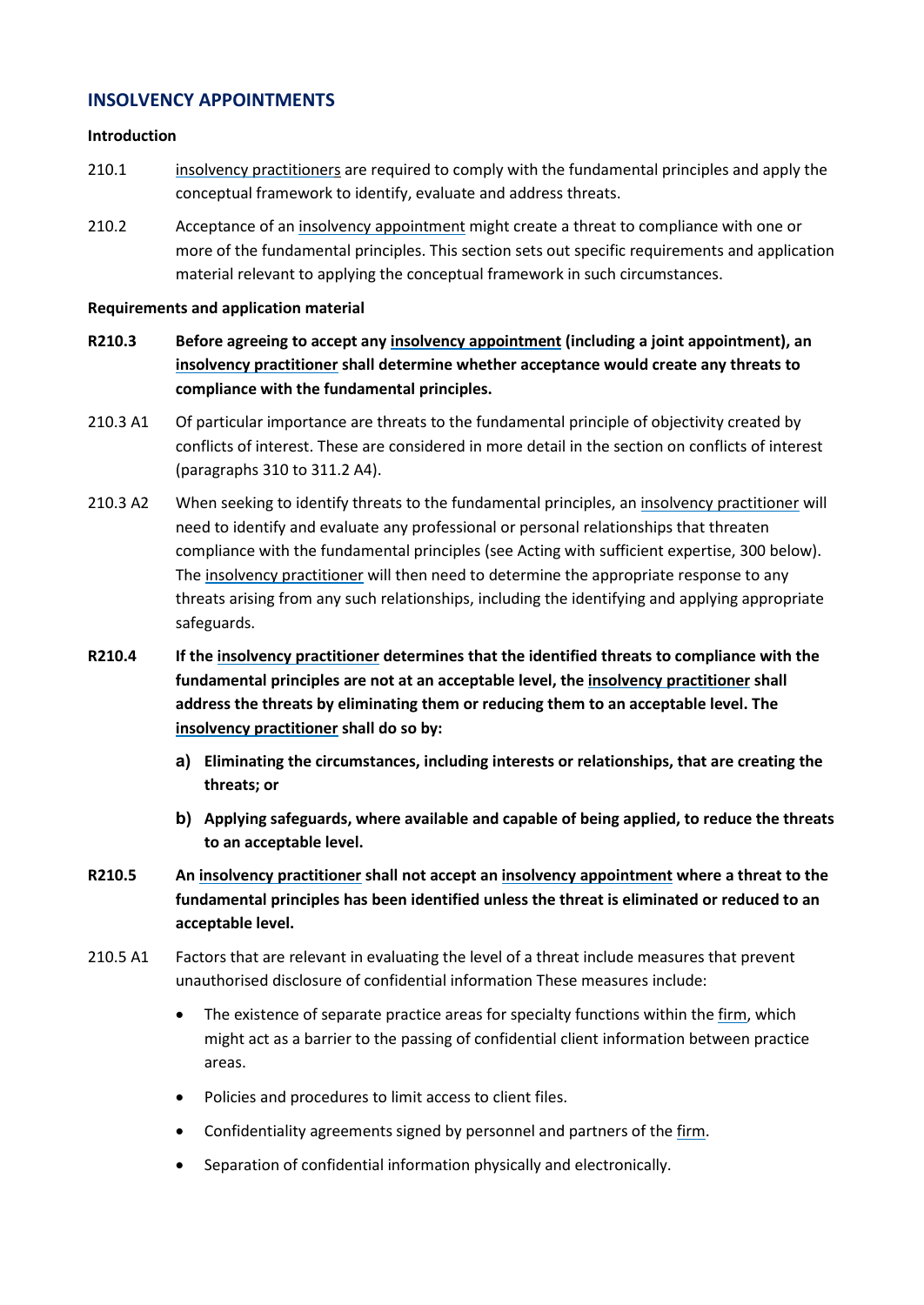## INSOLVENCY APPOINTMENTS

**Introduction**

210.1 insolvency practitioners are required to comply with the fundamental principles and apply the conceptual framework to identify, evaluate and address threats.

210.2 Acceptance of an insolvency appointment might create a threat to compliance with one or more of the fundamental principles. This section sets out specific requirements and application material relevant to applying the conceptual framework in such circumstances.

**Requirements and application material**

**R210.3 Before agreeing to accept any insolvency appointment (including a joint appointment), an insolvency practitioner shall determine whether acceptance would create any threats to compliance with the fundamental principles.**

210.3 A1 Of particular importance are threats to the fundamental principle of objectivity created by conflicts of interest. These are considered in more detail in the section on conflicts of interest (paragraphs 310 to 311.2 A4).

210.3 A2 When seeking to identify threats to the fundamental principles, an insolvency practitioner will need to identify and evaluate any professional or personal relationships that threaten compliance with the fundamental principles (see Acting with sufficient expertise, 300 below). The insolvency practitioner will then need to determine the appropriate response to any threats arising from any such relationships, including the identifying and applying appropriate safeguards.

**R210.4 If the insolvency practitioner determines that the identified threats to compliance with the fundamental principles are not at an acceptable level, the insolvency practitioner shall address the threats by eliminating them or reducing them to an acceptable level. The insolvency practitioner shall do so by:**

- **a) Eliminating the circumstances, including interests or relationships, that are creating the threats; or**
- **b) Applying safeguards, where available and capable of being applied, to reduce the threats to an acceptable level.**

**R210.5 An insolvency practitioner shall not accept an insolvency appointment where a threat to the fundamental principles has been identified unless the threat is eliminated or reduced to an acceptable level.**

210.5 A1 Factors that are relevant in evaluating the level of a threat include measures that prevent unauthorised disclosure of confidential information These measures include:

- The existence of separate practice areas for specialty functions within the firm, which might act as a barrier to the passing of confidential client information between practice areas.
- Policies and procedures to limit access to client files.
- Confidentiality agreements signed by personnel and partners of the firm.
- Separation of confidential information physically and electronically.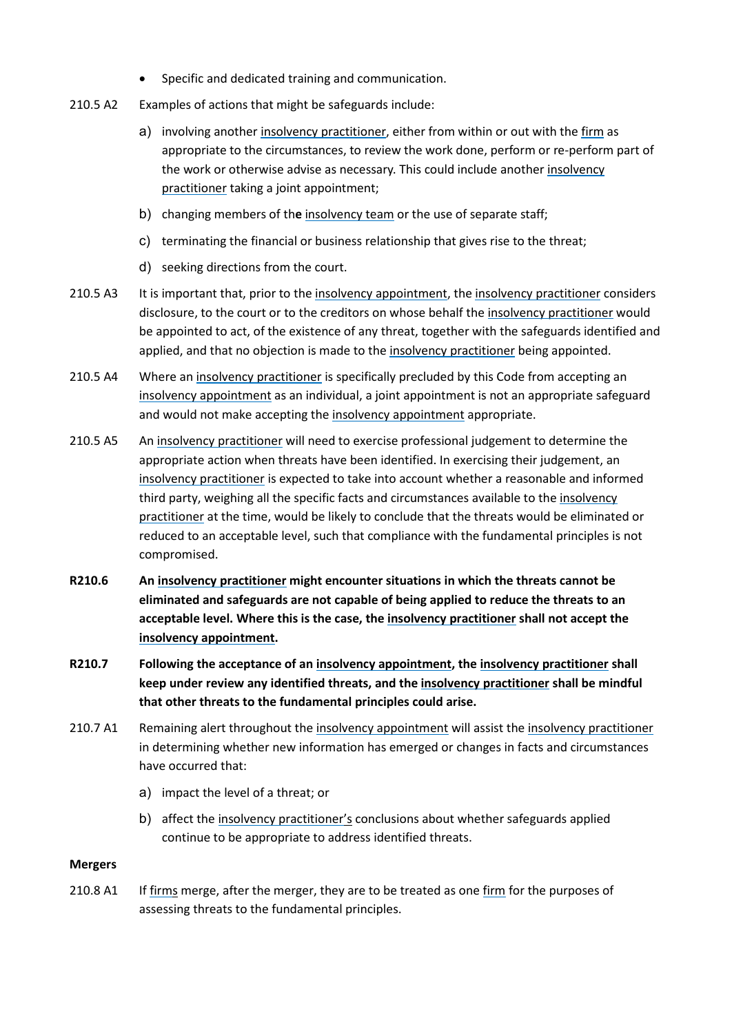- Specific and dedicated training and communication.

210.5 A2 Examples of actions that might be safeguards include:

a) involving another insolvency practitioner, either from within or out with the firm as appropriate to the circumstances, to review the work done, perform or re-perform part of the work or otherwise advise as necessary. This could include another insolvency practitioner taking a joint appointment;

b) changing members of the insolvency team or the use of separate staff;

c) terminating the financial or business relationship that gives rise to the threat;

d) seeking directions from the court.

210.5 A3 It is important that, prior to the insolvency appointment, the insolvency practitioner considers disclosure, to the court or to the creditors on whose behalf the insolvency practitioner would be appointed to act, of the existence of any threat, together with the safeguards identified and applied, and that no objection is made to the insolvency practitioner being appointed.

210.5 A4 Where an insolvency practitioner is specifically precluded by this Code from accepting an insolvency appointment as an individual, a joint appointment is not an appropriate safeguard and would not make accepting the insolvency appointment appropriate.

210.5 A5 An insolvency practitioner will need to exercise professional judgement to determine the appropriate action when threats have been identified. In exercising their judgement, an insolvency practitioner is expected to take into account whether a reasonable and informed third party, weighing all the specific facts and circumstances available to the insolvency practitioner at the time, would be likely to conclude that the threats would be eliminated or reduced to an acceptable level, such that compliance with the fundamental principles is not compromised.

**R210.6 An insolvency practitioner might encounter situations in which the threats cannot be eliminated and safeguards are not capable of being applied to reduce the threats to an acceptable level. Where this is the case, the insolvency practitioner shall not accept the insolvency appointment.**

**R210.7 Following the acceptance of an insolvency appointment, the insolvency practitioner shall keep under review any identified threats, and the insolvency practitioner shall be mindful that other threats to the fundamental principles could arise.**

210.7 A1 Remaining alert throughout the insolvency appointment will assist the insolvency practitioner in determining whether new information has emerged or changes in facts and circumstances have occurred that:

a) impact the level of a threat; or

b) affect the insolvency practitioner's conclusions about whether safeguards applied continue to be appropriate to address identified threats.

**Mergers**

210.8 A1 If firms merge, after the merger, they are to be treated as one firm for the purposes of assessing threats to the fundamental principles.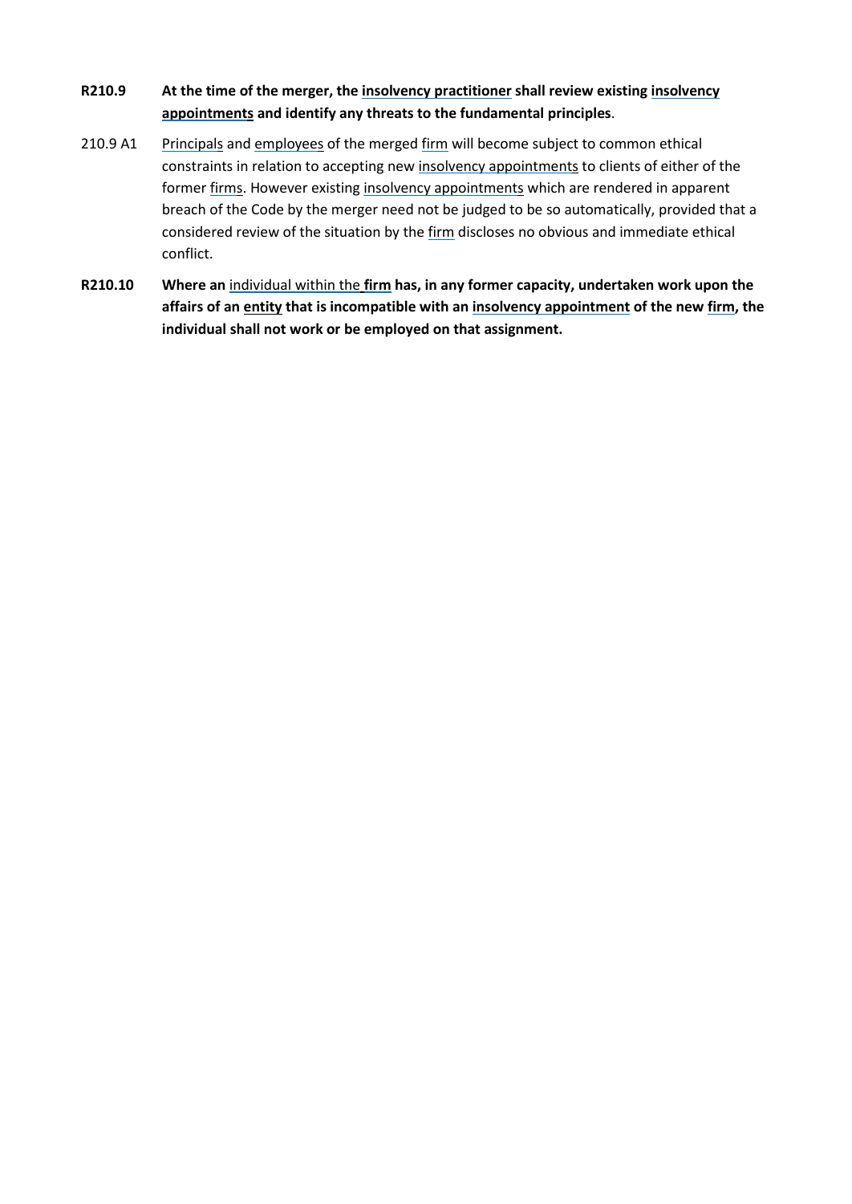**R210.9 At the time of the merger, the insolvency practitioner shall review existing insolvency appointments and identify any threats to the fundamental principles**.

210.9 A1 Principals and employees of the merged firm will become subject to common ethical constraints in relation to accepting new insolvency appointments to clients of either of the former firms. However existing insolvency appointments which are rendered in apparent breach of the Code by the merger need not be judged to be so automatically, provided that a considered review of the situation by the firm discloses no obvious and immediate ethical conflict.

**R210.10 Where an individual within the firm has, in any former capacity, undertaken work upon the affairs of an entity that is incompatible with an insolvency appointment of the new firm, the individual shall not work or be employed on that assignment.**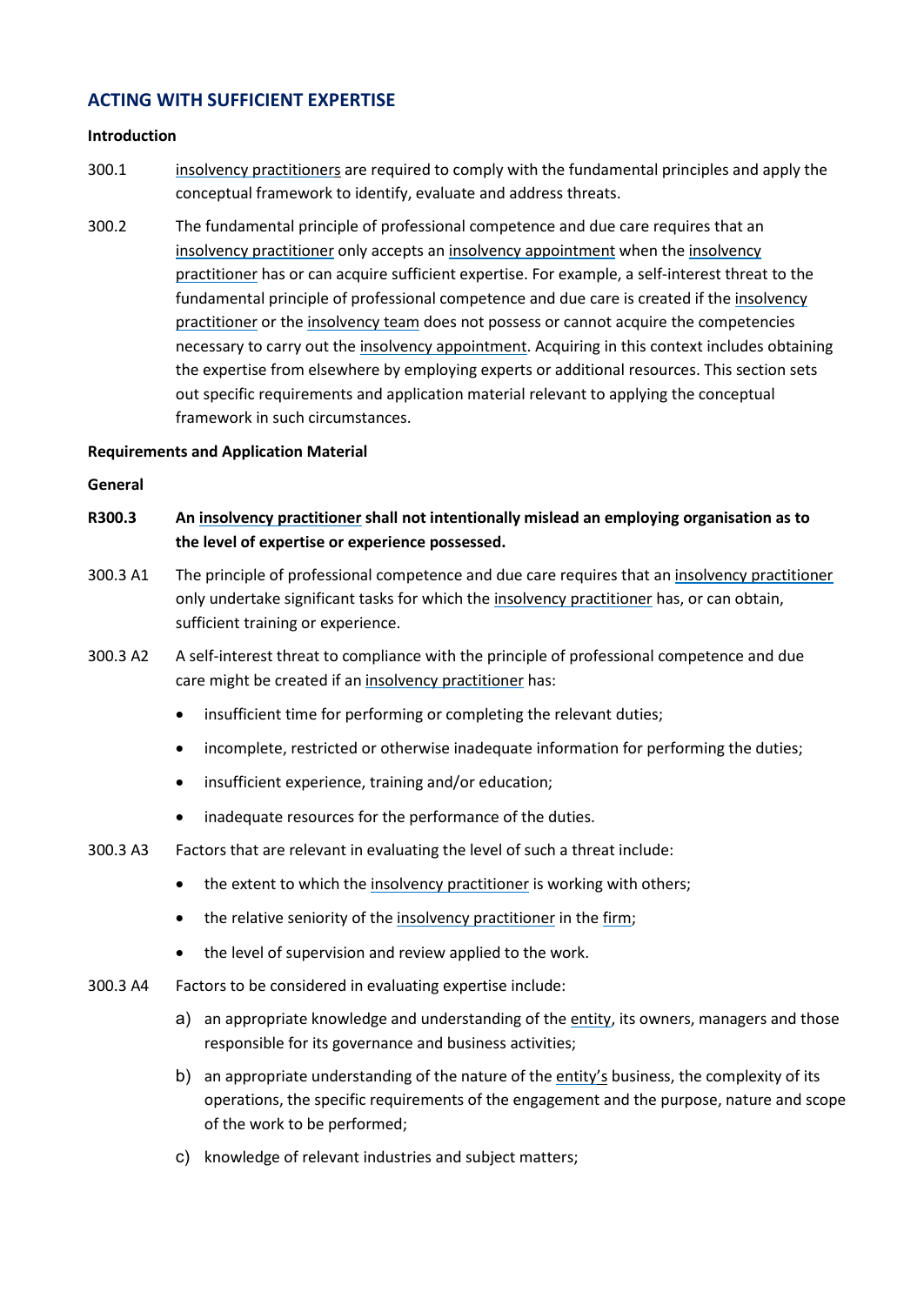## ACTING WITH SUFFICIENT EXPERTISE

**Introduction**

300.1 insolvency practitioners are required to comply with the fundamental principles and apply the conceptual framework to identify, evaluate and address threats.

300.2 The fundamental principle of professional competence and due care requires that an insolvency practitioner only accepts an insolvency appointment when the insolvency practitioner has or can acquire sufficient expertise. For example, a self-interest threat to the fundamental principle of professional competence and due care is created if the insolvency practitioner or the insolvency team does not possess or cannot acquire the competencies necessary to carry out the insolvency appointment. Acquiring in this context includes obtaining the expertise from elsewhere by employing experts or additional resources. This section sets out specific requirements and application material relevant to applying the conceptual framework in such circumstances.

**Requirements and Application Material**

**General**

**R300.3 An insolvency practitioner shall not intentionally mislead an employing organisation as to the level of expertise or experience possessed.**

300.3 A1 The principle of professional competence and due care requires that an insolvency practitioner only undertake significant tasks for which the insolvency practitioner has, or can obtain, sufficient training or experience.

300.3 A2 A self-interest threat to compliance with the principle of professional competence and due care might be created if an insolvency practitioner has:

- insufficient time for performing or completing the relevant duties;
- incomplete, restricted or otherwise inadequate information for performing the duties;
- insufficient experience, training and/or education;
- inadequate resources for the performance of the duties.

300.3 A3 Factors that are relevant in evaluating the level of such a threat include:

- the extent to which the insolvency practitioner is working with others;
- the relative seniority of the insolvency practitioner in the firm;
- the level of supervision and review applied to the work.

300.3 A4 Factors to be considered in evaluating expertise include:

a) an appropriate knowledge and understanding of the entity, its owners, managers and those responsible for its governance and business activities;

b) an appropriate understanding of the nature of the entity's business, the complexity of its operations, the specific requirements of the engagement and the purpose, nature and scope of the work to be performed;

c) knowledge of relevant industries and subject matters;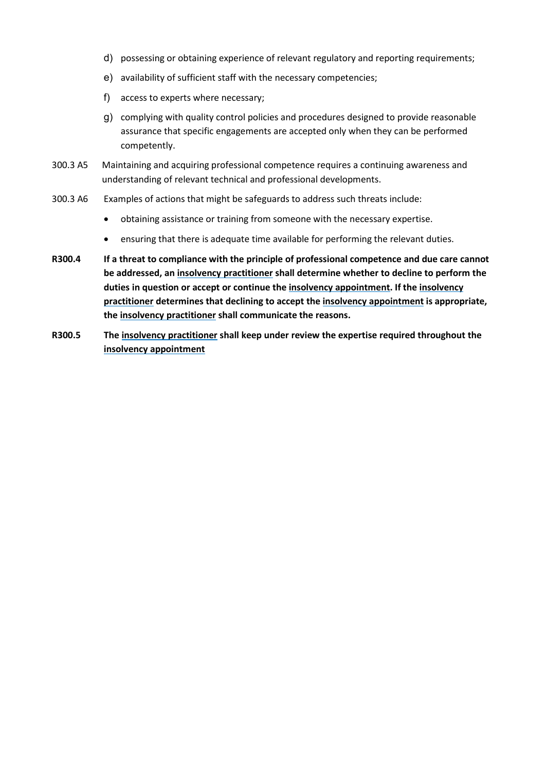d) possessing or obtaining experience of relevant regulatory and reporting requirements;

e) availability of sufficient staff with the necessary competencies;

f) access to experts where necessary;

g) complying with quality control policies and procedures designed to provide reasonable assurance that specific engagements are accepted only when they can be performed competently.

300.3 A5 Maintaining and acquiring professional competence requires a continuing awareness and understanding of relevant technical and professional developments.

300.3 A6 Examples of actions that might be safeguards to address such threats include:

- obtaining assistance or training from someone with the necessary expertise.
- ensuring that there is adequate time available for performing the relevant duties.

**R300.4 If a threat to compliance with the principle of professional competence and due care cannot be addressed, an insolvency practitioner shall determine whether to decline to perform the duties in question or accept or continue the insolvency appointment. If the insolvency practitioner determines that declining to accept the insolvency appointment is appropriate, the insolvency practitioner shall communicate the reasons.**

**R300.5 The insolvency practitioner shall keep under review the expertise required throughout the insolvency appointment**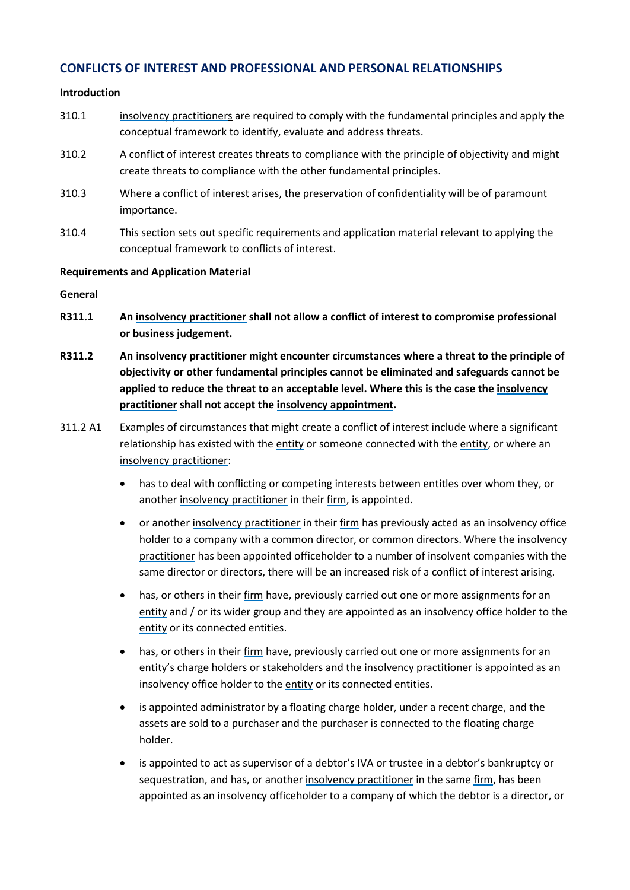## CONFLICTS OF INTEREST AND PROFESSIONAL AND PERSONAL RELATIONSHIPS

**Introduction**

310.1 insolvency practitioners are required to comply with the fundamental principles and apply the conceptual framework to identify, evaluate and address threats.

310.2 A conflict of interest creates threats to compliance with the principle of objectivity and might create threats to compliance with the other fundamental principles.

310.3 Where a conflict of interest arises, the preservation of confidentiality will be of paramount importance.

310.4 This section sets out specific requirements and application material relevant to applying the conceptual framework to conflicts of interest.

**Requirements and Application Material**

**General**

**R311.1 An insolvency practitioner shall not allow a conflict of interest to compromise professional or business judgement.**

**R311.2 An insolvency practitioner might encounter circumstances where a threat to the principle of objectivity or other fundamental principles cannot be eliminated and safeguards cannot be applied to reduce the threat to an acceptable level. Where this is the case the insolvency practitioner shall not accept the insolvency appointment.**

311.2 A1 Examples of circumstances that might create a conflict of interest include where a significant relationship has existed with the entity or someone connected with the entity, or where an insolvency practitioner:

- has to deal with conflicting or competing interests between entitles over whom they, or another insolvency practitioner in their firm, is appointed.
- or another insolvency practitioner in their firm has previously acted as an insolvency office holder to a company with a common director, or common directors. Where the insolvency practitioner has been appointed officeholder to a number of insolvent companies with the same director or directors, there will be an increased risk of a conflict of interest arising.
- has, or others in their firm have, previously carried out one or more assignments for an entity and / or its wider group and they are appointed as an insolvency office holder to the entity or its connected entities.
- has, or others in their firm have, previously carried out one or more assignments for an entity's charge holders or stakeholders and the insolvency practitioner is appointed as an insolvency office holder to the entity or its connected entities.
- is appointed administrator by a floating charge holder, under a recent charge, and the assets are sold to a purchaser and the purchaser is connected to the floating charge holder.
- is appointed to act as supervisor of a debtor's IVA or trustee in a debtor's bankruptcy or sequestration, and has, or another insolvency practitioner in the same firm, has been appointed as an insolvency officeholder to a company of which the debtor is a director, or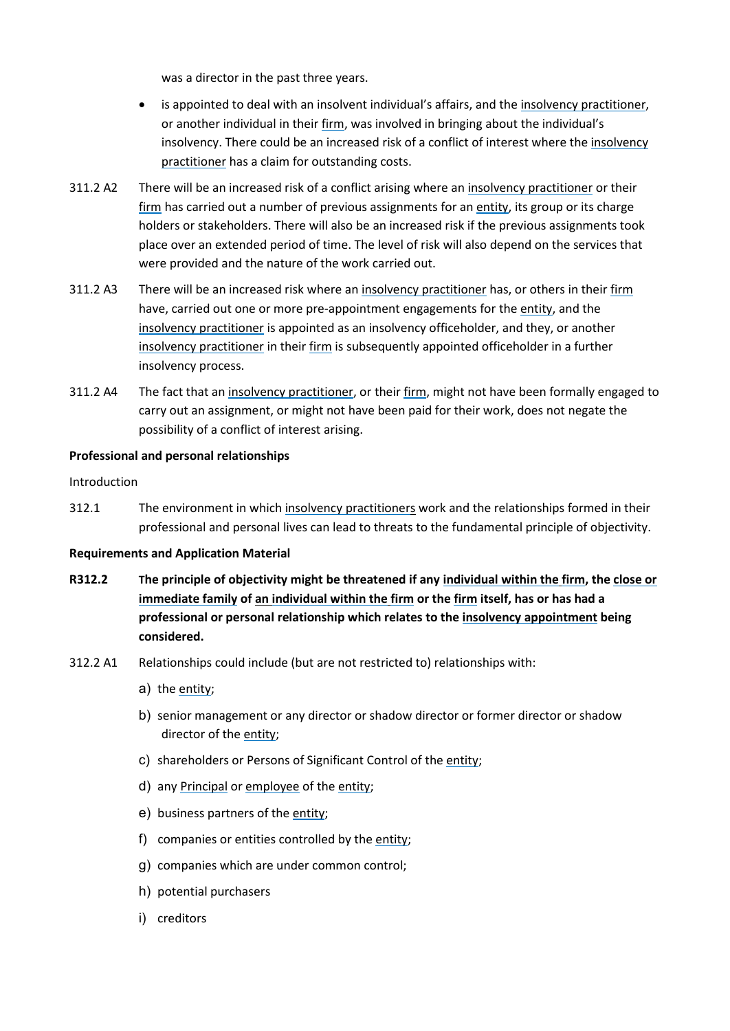was a director in the past three years.

- is appointed to deal with an insolvent individual's affairs, and the insolvency practitioner, or another individual in their firm, was involved in bringing about the individual's insolvency. There could be an increased risk of a conflict of interest where the insolvency practitioner has a claim for outstanding costs.

311.2 A2 There will be an increased risk of a conflict arising where an insolvency practitioner or their firm has carried out a number of previous assignments for an entity, its group or its charge holders or stakeholders. There will also be an increased risk if the previous assignments took place over an extended period of time. The level of risk will also depend on the services that were provided and the nature of the work carried out.

311.2 A3 There will be an increased risk where an insolvency practitioner has, or others in their firm have, carried out one or more pre-appointment engagements for the entity, and the insolvency practitioner is appointed as an insolvency officeholder, and they, or another insolvency practitioner in their firm is subsequently appointed officeholder in a further insolvency process.

311.2 A4 The fact that an insolvency practitioner, or their firm, might not have been formally engaged to carry out an assignment, or might not have been paid for their work, does not negate the possibility of a conflict of interest arising.

**Professional and personal relationships**

Introduction

312.1 The environment in which insolvency practitioners work and the relationships formed in their professional and personal lives can lead to threats to the fundamental principle of objectivity.

**Requirements and Application Material**

**R312.2 The principle of objectivity might be threatened if any individual within the firm, the close or immediate family of an individual within the firm or the firm itself, has or has had a professional or personal relationship which relates to the insolvency appointment being considered.**

312.2 A1 Relationships could include (but are not restricted to) relationships with:

a) the entity;

b) senior management or any director or shadow director or former director or shadow director of the entity;

c) shareholders or Persons of Significant Control of the entity;

d) any Principal or employee of the entity;

e) business partners of the entity;

f) companies or entities controlled by the entity;

g) companies which are under common control;

h) potential purchasers

i) creditors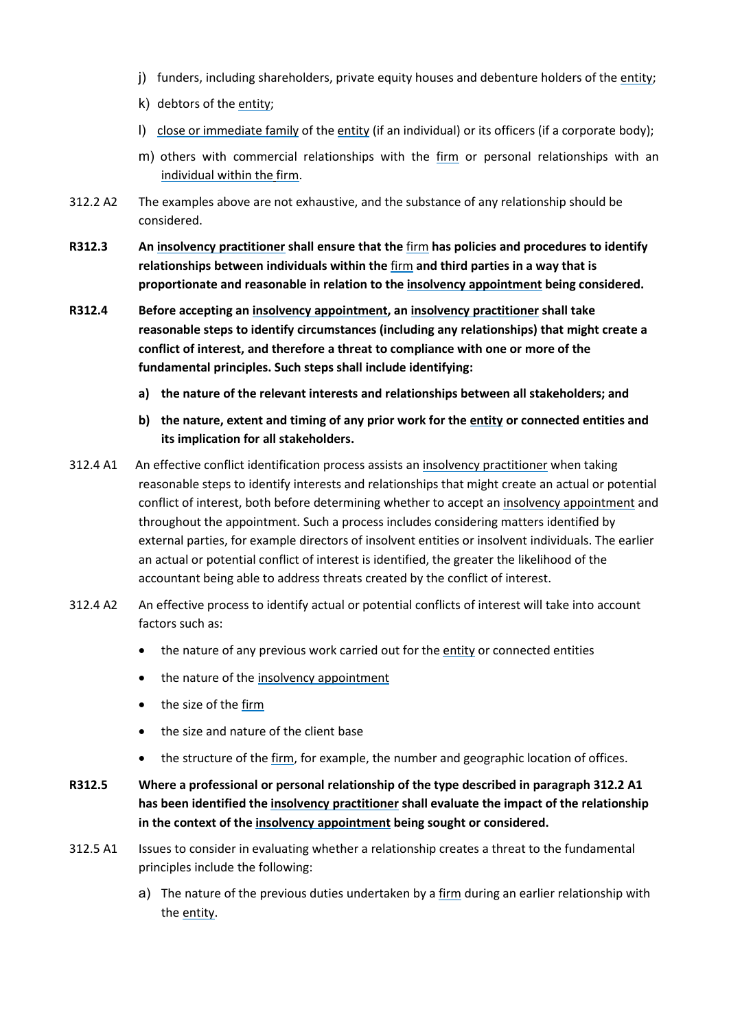j) funders, including shareholders, private equity houses and debenture holders of the entity;

k) debtors of the entity;

l) close or immediate family of the entity (if an individual) or its officers (if a corporate body);

m) others with commercial relationships with the firm or personal relationships with an individual within the firm.

312.2 A2 The examples above are not exhaustive, and the substance of any relationship should be considered.

**R312.3 An insolvency practitioner shall ensure that the firm has policies and procedures to identify relationships between individuals within the firm and third parties in a way that is proportionate and reasonable in relation to the insolvency appointment being considered.**

**R312.4 Before accepting an insolvency appointment, an insolvency practitioner shall take reasonable steps to identify circumstances (including any relationships) that might create a conflict of interest, and therefore a threat to compliance with one or more of the fundamental principles. Such steps shall include identifying:**

**a) the nature of the relevant interests and relationships between all stakeholders; and**

**b) the nature, extent and timing of any prior work for the entity or connected entities and its implication for all stakeholders.**

312.4 A1 An effective conflict identification process assists an insolvency practitioner when taking reasonable steps to identify interests and relationships that might create an actual or potential conflict of interest, both before determining whether to accept an insolvency appointment and throughout the appointment. Such a process includes considering matters identified by external parties, for example directors of insolvent entities or insolvent individuals. The earlier an actual or potential conflict of interest is identified, the greater the likelihood of the accountant being able to address threats created by the conflict of interest.

312.4 A2 An effective process to identify actual or potential conflicts of interest will take into account factors such as:

- the nature of any previous work carried out for the entity or connected entities
- the nature of the insolvency appointment
- the size of the firm
- the size and nature of the client base
- the structure of the firm, for example, the number and geographic location of offices.

**R312.5 Where a professional or personal relationship of the type described in paragraph 312.2 A1 has been identified the insolvency practitioner shall evaluate the impact of the relationship in the context of the insolvency appointment being sought or considered.**

312.5 A1 Issues to consider in evaluating whether a relationship creates a threat to the fundamental principles include the following:

a) The nature of the previous duties undertaken by a firm during an earlier relationship with the entity.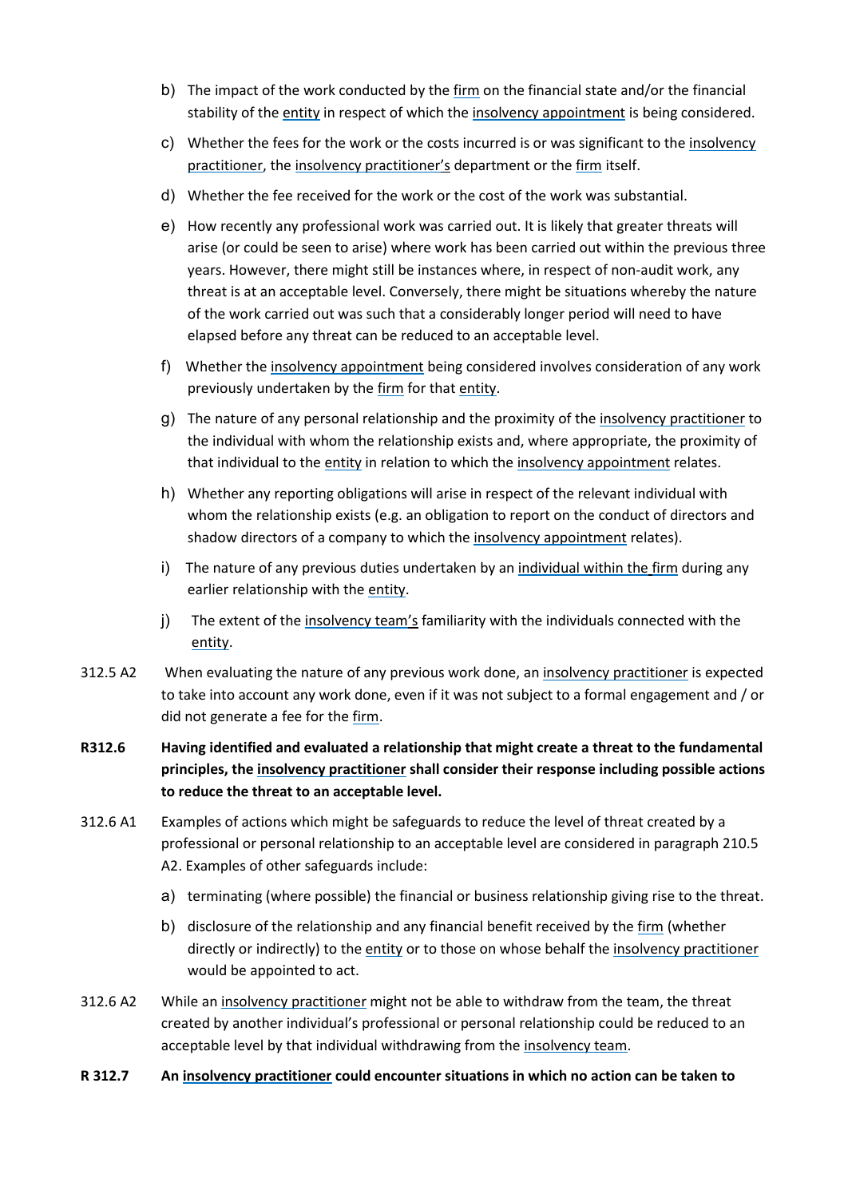b) The impact of the work conducted by the firm on the financial state and/or the financial stability of the entity in respect of which the insolvency appointment is being considered.

c) Whether the fees for the work or the costs incurred is or was significant to the insolvency practitioner, the insolvency practitioner's department or the firm itself.

d) Whether the fee received for the work or the cost of the work was substantial.

e) How recently any professional work was carried out. It is likely that greater threats will arise (or could be seen to arise) where work has been carried out within the previous three years. However, there might still be instances where, in respect of non-audit work, any threat is at an acceptable level. Conversely, there might be situations whereby the nature of the work carried out was such that a considerably longer period will need to have elapsed before any threat can be reduced to an acceptable level.

f) Whether the insolvency appointment being considered involves consideration of any work previously undertaken by the firm for that entity.

g) The nature of any personal relationship and the proximity of the insolvency practitioner to the individual with whom the relationship exists and, where appropriate, the proximity of that individual to the entity in relation to which the insolvency appointment relates.

h) Whether any reporting obligations will arise in respect of the relevant individual with whom the relationship exists (e.g. an obligation to report on the conduct of directors and shadow directors of a company to which the insolvency appointment relates).

i) The nature of any previous duties undertaken by an individual within the firm during any earlier relationship with the entity.

j) The extent of the insolvency team's familiarity with the individuals connected with the entity.

312.5 A2 When evaluating the nature of any previous work done, an insolvency practitioner is expected to take into account any work done, even if it was not subject to a formal engagement and / or did not generate a fee for the firm.

**R312.6 Having identified and evaluated a relationship that might create a threat to the fundamental principles, the insolvency practitioner shall consider their response including possible actions to reduce the threat to an acceptable level.**

312.6 A1 Examples of actions which might be safeguards to reduce the level of threat created by a professional or personal relationship to an acceptable level are considered in paragraph 210.5 A2. Examples of other safeguards include:

a) terminating (where possible) the financial or business relationship giving rise to the threat.

b) disclosure of the relationship and any financial benefit received by the firm (whether directly or indirectly) to the entity or to those on whose behalf the insolvency practitioner would be appointed to act.

312.6 A2 While an insolvency practitioner might not be able to withdraw from the team, the threat created by another individual's professional or personal relationship could be reduced to an acceptable level by that individual withdrawing from the insolvency team.

**R 312.7 An insolvency practitioner could encounter situations in which no action can be taken to**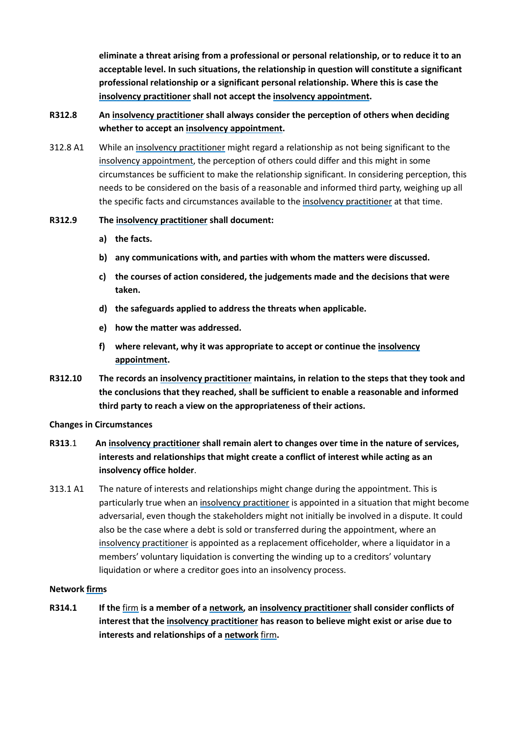**eliminate a threat arising from a professional or personal relationship, or to reduce it to an acceptable level. In such situations, the relationship in question will constitute a significant professional relationship or a significant personal relationship. Where this is case the insolvency practitioner shall not accept the insolvency appointment.**

**R312.8 An insolvency practitioner shall always consider the perception of others when deciding whether to accept an insolvency appointment.**

312.8 A1 While an insolvency practitioner might regard a relationship as not being significant to the insolvency appointment, the perception of others could differ and this might in some circumstances be sufficient to make the relationship significant. In considering perception, this needs to be considered on the basis of a reasonable and informed third party, weighing up all the specific facts and circumstances available to the insolvency practitioner at that time.

**R312.9 The insolvency practitioner shall document:**

**a) the facts.**

**b) any communications with, and parties with whom the matters were discussed.**

**c) the courses of action considered, the judgements made and the decisions that were taken.**

**d) the safeguards applied to address the threats when applicable.**

**e) how the matter was addressed.**

**f) where relevant, why it was appropriate to accept or continue the insolvency appointment.**

**R312.10 The records an insolvency practitioner maintains, in relation to the steps that they took and the conclusions that they reached, shall be sufficient to enable a reasonable and informed third party to reach a view on the appropriateness of their actions.**

**Changes in Circumstances**

**R313**.1 **An insolvency practitioner shall remain alert to changes over time in the nature of services, interests and relationships that might create a conflict of interest while acting as an insolvency office holder**.

313.1 A1 The nature of interests and relationships might change during the appointment. This is particularly true when an insolvency practitioner is appointed in a situation that might become adversarial, even though the stakeholders might not initially be involved in a dispute. It could also be the case where a debt is sold or transferred during the appointment, where an insolvency practitioner is appointed as a replacement officeholder, where a liquidator in a members' voluntary liquidation is converting the winding up to a creditors' voluntary liquidation or where a creditor goes into an insolvency process.

**Network firms**

**R314.1 If the firm is a member of a network, an insolvency practitioner shall consider conflicts of interest that the insolvency practitioner has reason to believe might exist or arise due to interests and relationships of a network firm.**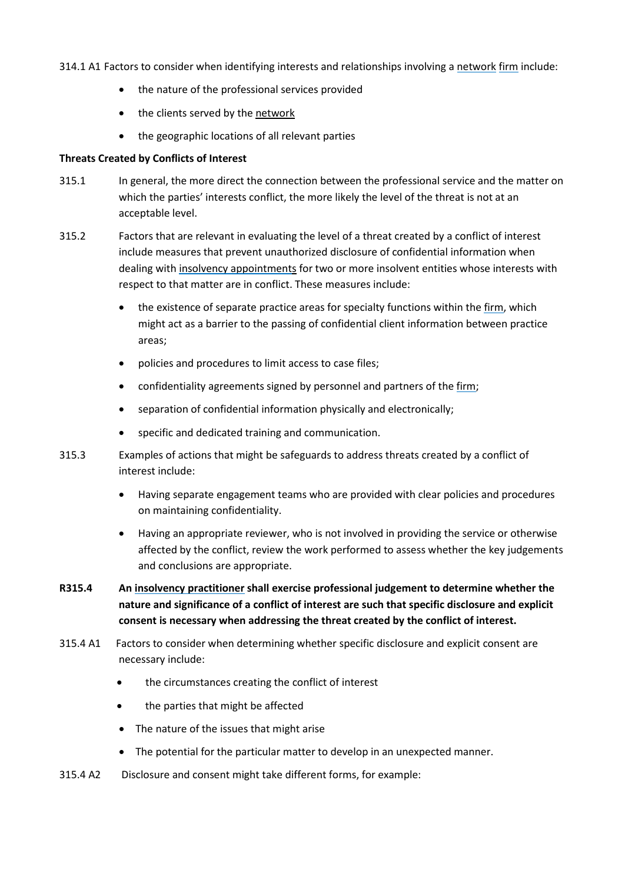314.1 A1 Factors to consider when identifying interests and relationships involving a network firm include:

- the nature of the professional services provided
- the clients served by the network
- the geographic locations of all relevant parties

**Threats Created by Conflicts of Interest**

315.1 In general, the more direct the connection between the professional service and the matter on which the parties' interests conflict, the more likely the level of the threat is not at an acceptable level.

315.2 Factors that are relevant in evaluating the level of a threat created by a conflict of interest include measures that prevent unauthorized disclosure of confidential information when dealing with insolvency appointments for two or more insolvent entities whose interests with respect to that matter are in conflict. These measures include:

- the existence of separate practice areas for specialty functions within the firm, which might act as a barrier to the passing of confidential client information between practice areas;
- policies and procedures to limit access to case files;
- confidentiality agreements signed by personnel and partners of the firm;
- separation of confidential information physically and electronically;
- specific and dedicated training and communication.

315.3 Examples of actions that might be safeguards to address threats created by a conflict of interest include:

- Having separate engagement teams who are provided with clear policies and procedures on maintaining confidentiality.
- Having an appropriate reviewer, who is not involved in providing the service or otherwise affected by the conflict, review the work performed to assess whether the key judgements and conclusions are appropriate.

**R315.4 An insolvency practitioner shall exercise professional judgement to determine whether the nature and significance of a conflict of interest are such that specific disclosure and explicit consent is necessary when addressing the threat created by the conflict of interest.**

315.4 A1 Factors to consider when determining whether specific disclosure and explicit consent are necessary include:

- the circumstances creating the conflict of interest
- the parties that might be affected
- The nature of the issues that might arise
- The potential for the particular matter to develop in an unexpected manner.

315.4 A2 Disclosure and consent might take different forms, for example: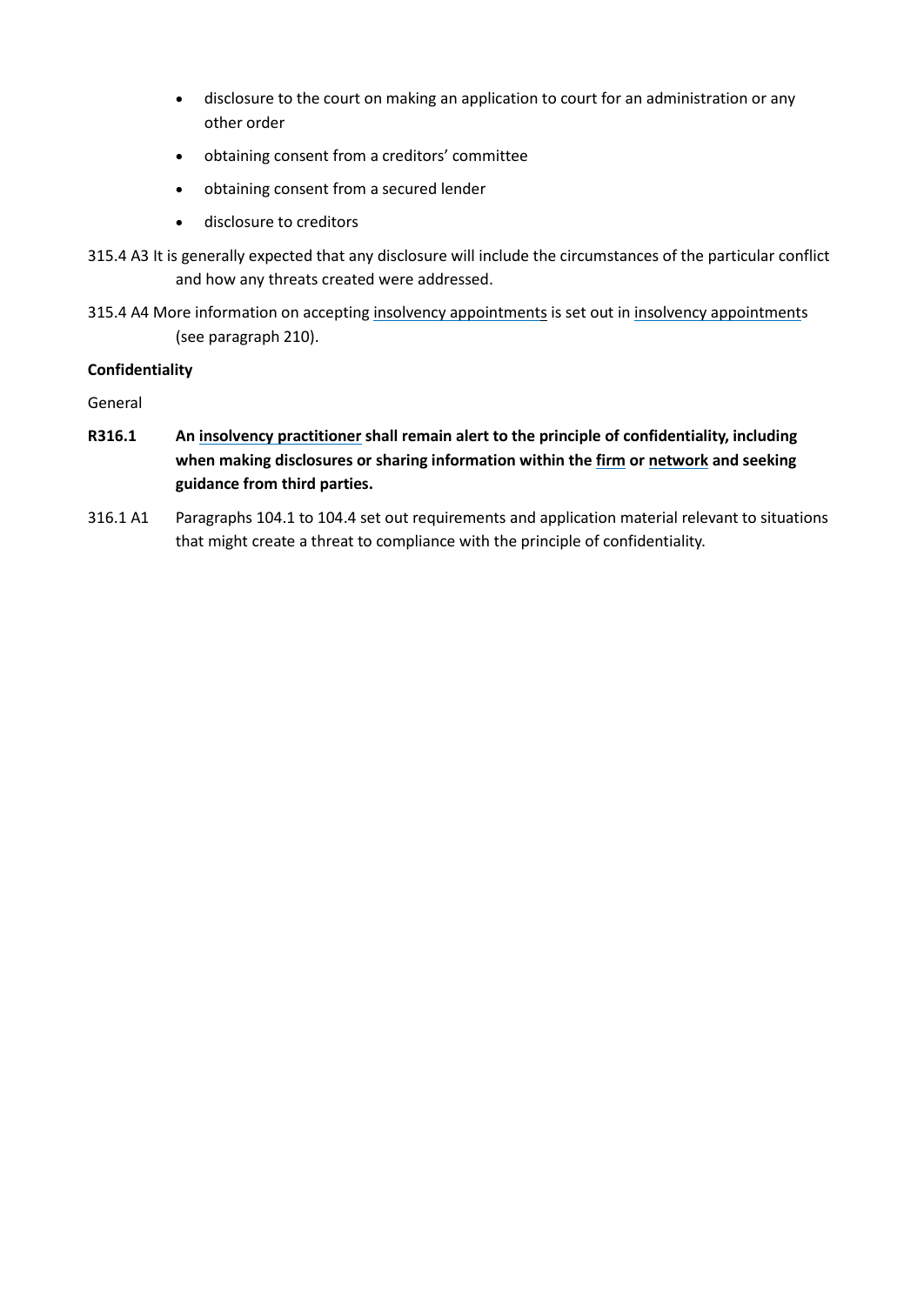- disclosure to the court on making an application to court for an administration or any other order
- obtaining consent from a creditors' committee
- obtaining consent from a secured lender
- disclosure to creditors

315.4 A3 It is generally expected that any disclosure will include the circumstances of the particular conflict and how any threats created were addressed.

315.4 A4 More information on accepting insolvency appointments is set out in insolvency appointments (see paragraph 210).

**Confidentiality**

General

**R316.1 An insolvency practitioner shall remain alert to the principle of confidentiality, including when making disclosures or sharing information within the firm or network and seeking guidance from third parties.**

316.1 A1 Paragraphs 104.1 to 104.4 set out requirements and application material relevant to situations that might create a threat to compliance with the principle of confidentiality.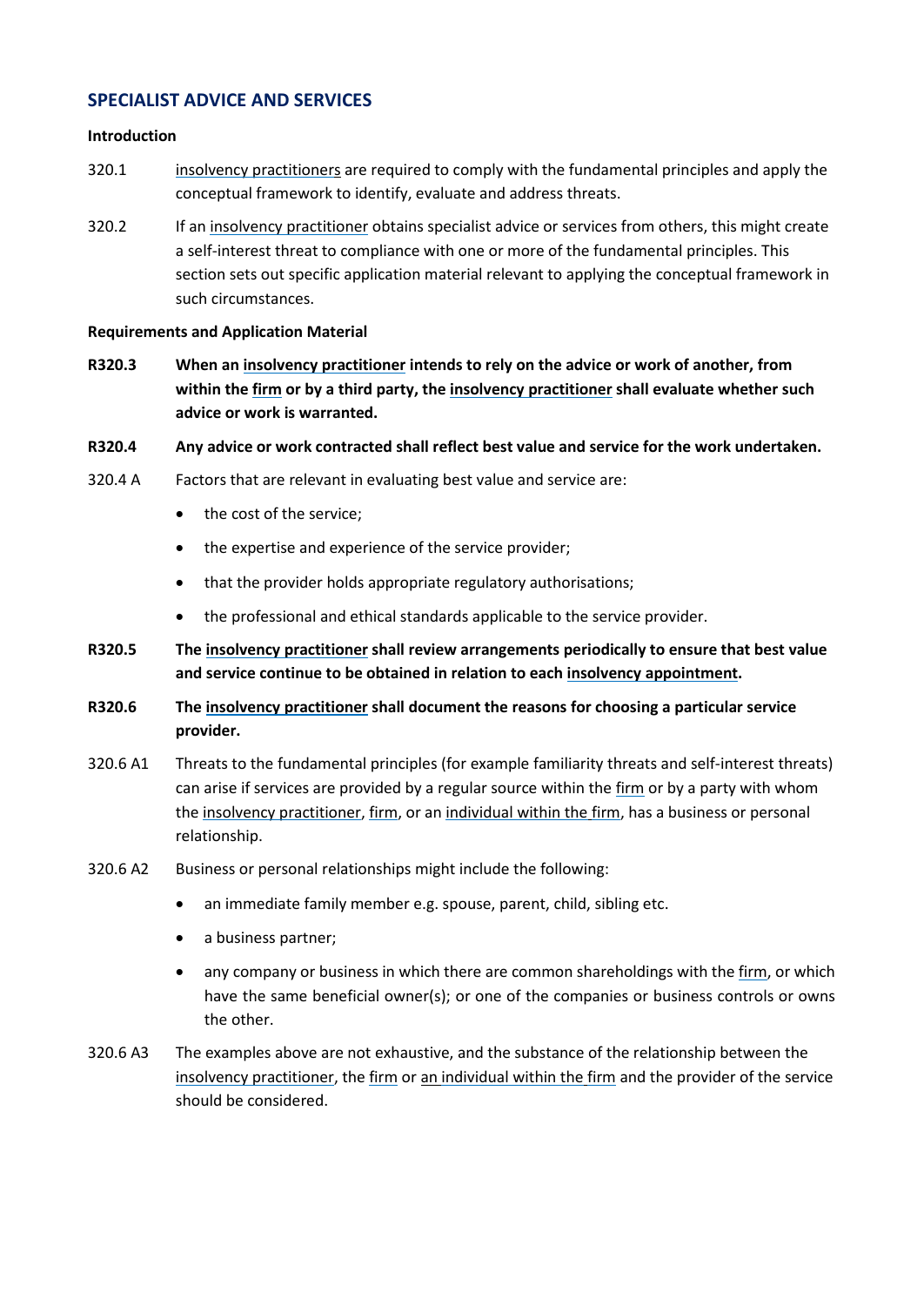## SPECIALIST ADVICE AND SERVICES

### Introduction

320.1 insolvency practitioners are required to comply with the fundamental principles and apply the conceptual framework to identify, evaluate and address threats.

320.2 If an insolvency practitioner obtains specialist advice or services from others, this might create a self-interest threat to compliance with one or more of the fundamental principles. This section sets out specific application material relevant to applying the conceptual framework in such circumstances.

### Requirements and Application Material

**R320.3 When an insolvency practitioner intends to rely on the advice or work of another, from within the firm or by a third party, the insolvency practitioner shall evaluate whether such advice or work is warranted.**

**R320.4 Any advice or work contracted shall reflect best value and service for the work undertaken.**

320.4 A Factors that are relevant in evaluating best value and service are:

- the cost of the service;
- the expertise and experience of the service provider;
- that the provider holds appropriate regulatory authorisations;
- the professional and ethical standards applicable to the service provider.

**R320.5 The insolvency practitioner shall review arrangements periodically to ensure that best value and service continue to be obtained in relation to each insolvency appointment.**

**R320.6 The insolvency practitioner shall document the reasons for choosing a particular service provider.**

320.6 A1 Threats to the fundamental principles (for example familiarity threats and self-interest threats) can arise if services are provided by a regular source within the firm or by a party with whom the insolvency practitioner, firm, or an individual within the firm, has a business or personal relationship.

320.6 A2 Business or personal relationships might include the following:

- an immediate family member e.g. spouse, parent, child, sibling etc.
- a business partner;
- any company or business in which there are common shareholdings with the firm, or which have the same beneficial owner(s); or one of the companies or business controls or owns the other.

320.6 A3 The examples above are not exhaustive, and the substance of the relationship between the insolvency practitioner, the firm or an individual within the firm and the provider of the service should be considered.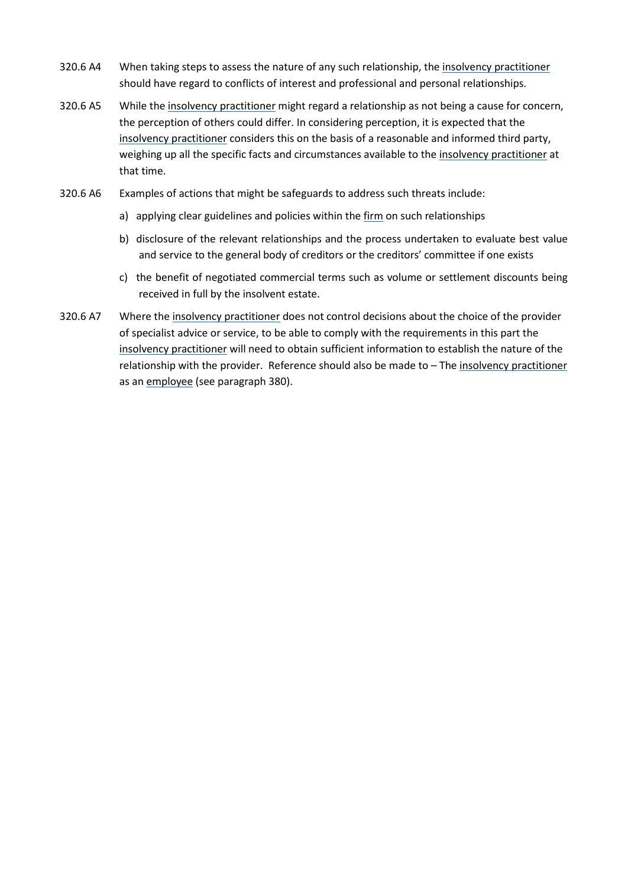320.6 A4 When taking steps to assess the nature of any such relationship, the insolvency practitioner should have regard to conflicts of interest and professional and personal relationships.

320.6 A5 While the insolvency practitioner might regard a relationship as not being a cause for concern, the perception of others could differ. In considering perception, it is expected that the insolvency practitioner considers this on the basis of a reasonable and informed third party, weighing up all the specific facts and circumstances available to the insolvency practitioner at that time.

320.6 A6 Examples of actions that might be safeguards to address such threats include:

a) applying clear guidelines and policies within the firm on such relationships

b) disclosure of the relevant relationships and the process undertaken to evaluate best value and service to the general body of creditors or the creditors' committee if one exists

c) the benefit of negotiated commercial terms such as volume or settlement discounts being received in full by the insolvent estate.

320.6 A7 Where the insolvency practitioner does not control decisions about the choice of the provider of specialist advice or service, to be able to comply with the requirements in this part the insolvency practitioner will need to obtain sufficient information to establish the nature of the relationship with the provider. Reference should also be made to – The insolvency practitioner as an employee (see paragraph 380).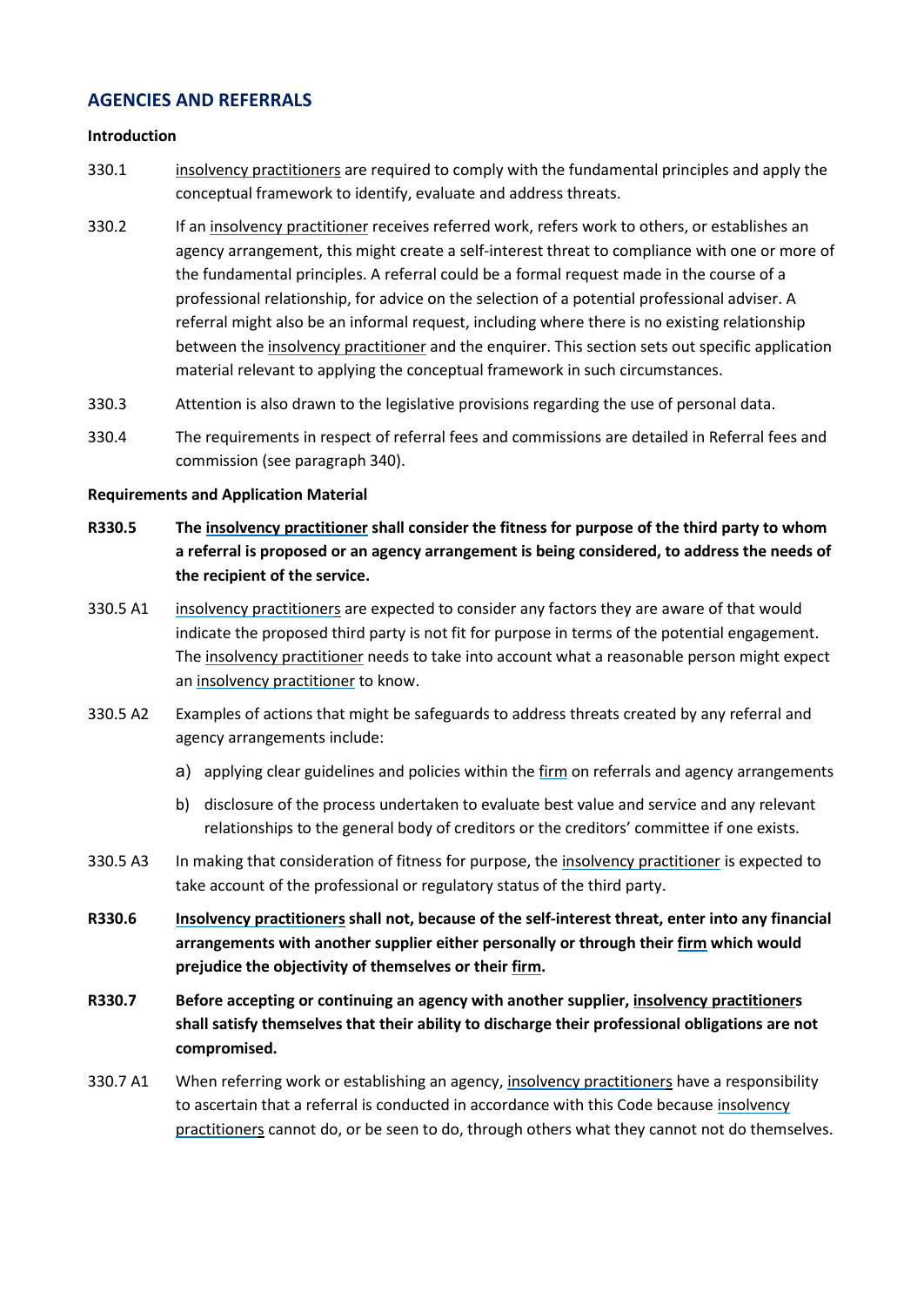## AGENCIES AND REFERRALS

**Introduction**

330.1 insolvency practitioners are required to comply with the fundamental principles and apply the conceptual framework to identify, evaluate and address threats.

330.2 If an insolvency practitioner receives referred work, refers work to others, or establishes an agency arrangement, this might create a self-interest threat to compliance with one or more of the fundamental principles. A referral could be a formal request made in the course of a professional relationship, for advice on the selection of a potential professional adviser. A referral might also be an informal request, including where there is no existing relationship between the insolvency practitioner and the enquirer. This section sets out specific application material relevant to applying the conceptual framework in such circumstances.

330.3 Attention is also drawn to the legislative provisions regarding the use of personal data.

330.4 The requirements in respect of referral fees and commissions are detailed in Referral fees and commission (see paragraph 340).

**Requirements and Application Material**

**R330.5 The insolvency practitioner shall consider the fitness for purpose of the third party to whom a referral is proposed or an agency arrangement is being considered, to address the needs of the recipient of the service.**

330.5 A1 insolvency practitioners are expected to consider any factors they are aware of that would indicate the proposed third party is not fit for purpose in terms of the potential engagement. The insolvency practitioner needs to take into account what a reasonable person might expect an insolvency practitioner to know.

330.5 A2 Examples of actions that might be safeguards to address threats created by any referral and agency arrangements include:

a) applying clear guidelines and policies within the firm on referrals and agency arrangements

b) disclosure of the process undertaken to evaluate best value and service and any relevant relationships to the general body of creditors or the creditors' committee if one exists.

330.5 A3 In making that consideration of fitness for purpose, the insolvency practitioner is expected to take account of the professional or regulatory status of the third party.

**R330.6 Insolvency practitioners shall not, because of the self-interest threat, enter into any financial arrangements with another supplier either personally or through their firm which would prejudice the objectivity of themselves or their firm.**

**R330.7 Before accepting or continuing an agency with another supplier, insolvency practitioners shall satisfy themselves that their ability to discharge their professional obligations are not compromised.**

330.7 A1 When referring work or establishing an agency, insolvency practitioners have a responsibility to ascertain that a referral is conducted in accordance with this Code because insolvency practitioners cannot do, or be seen to do, through others what they cannot not do themselves.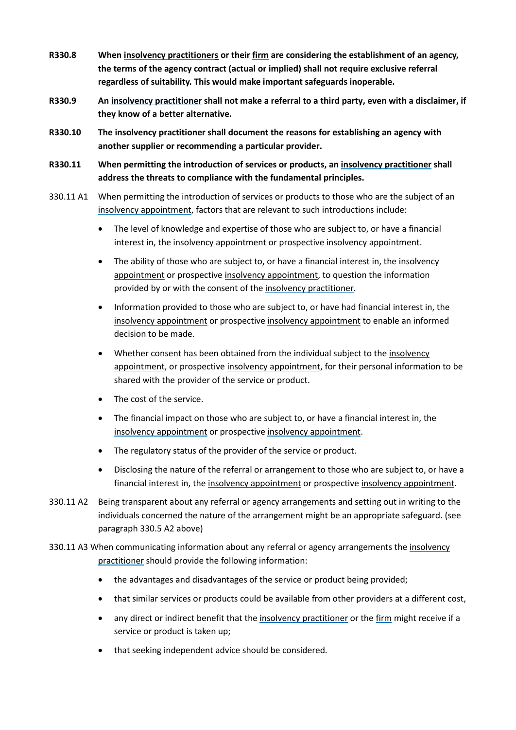**R330.8** **When insolvency practitioners or their firm are considering the establishment of an agency, the terms of the agency contract (actual or implied) shall not require exclusive referral regardless of suitability. This would make important safeguards inoperable.**

**R330.9** **An insolvency practitioner shall not make a referral to a third party, even with a disclaimer, if they know of a better alternative.**

**R330.10** **The insolvency practitioner shall document the reasons for establishing an agency with another supplier or recommending a particular provider.**

**R330.11** **When permitting the introduction of services or products, an insolvency practitioner shall address the threats to compliance with the fundamental principles.**

330.11 A1 When permitting the introduction of services or products to those who are the subject of an insolvency appointment, factors that are relevant to such introductions include:

- The level of knowledge and expertise of those who are subject to, or have a financial interest in, the insolvency appointment or prospective insolvency appointment.
- The ability of those who are subject to, or have a financial interest in, the insolvency appointment or prospective insolvency appointment, to question the information provided by or with the consent of the insolvency practitioner.
- Information provided to those who are subject to, or have had financial interest in, the insolvency appointment or prospective insolvency appointment to enable an informed decision to be made.
- Whether consent has been obtained from the individual subject to the insolvency appointment, or prospective insolvency appointment, for their personal information to be shared with the provider of the service or product.
- The cost of the service.
- The financial impact on those who are subject to, or have a financial interest in, the insolvency appointment or prospective insolvency appointment.
- The regulatory status of the provider of the service or product.
- Disclosing the nature of the referral or arrangement to those who are subject to, or have a financial interest in, the insolvency appointment or prospective insolvency appointment.

330.11 A2 Being transparent about any referral or agency arrangements and setting out in writing to the individuals concerned the nature of the arrangement might be an appropriate safeguard. (see paragraph 330.5 A2 above)

330.11 A3 When communicating information about any referral or agency arrangements the insolvency practitioner should provide the following information:

- the advantages and disadvantages of the service or product being provided;
- that similar services or products could be available from other providers at a different cost,
- any direct or indirect benefit that the insolvency practitioner or the firm might receive if a service or product is taken up;
- that seeking independent advice should be considered.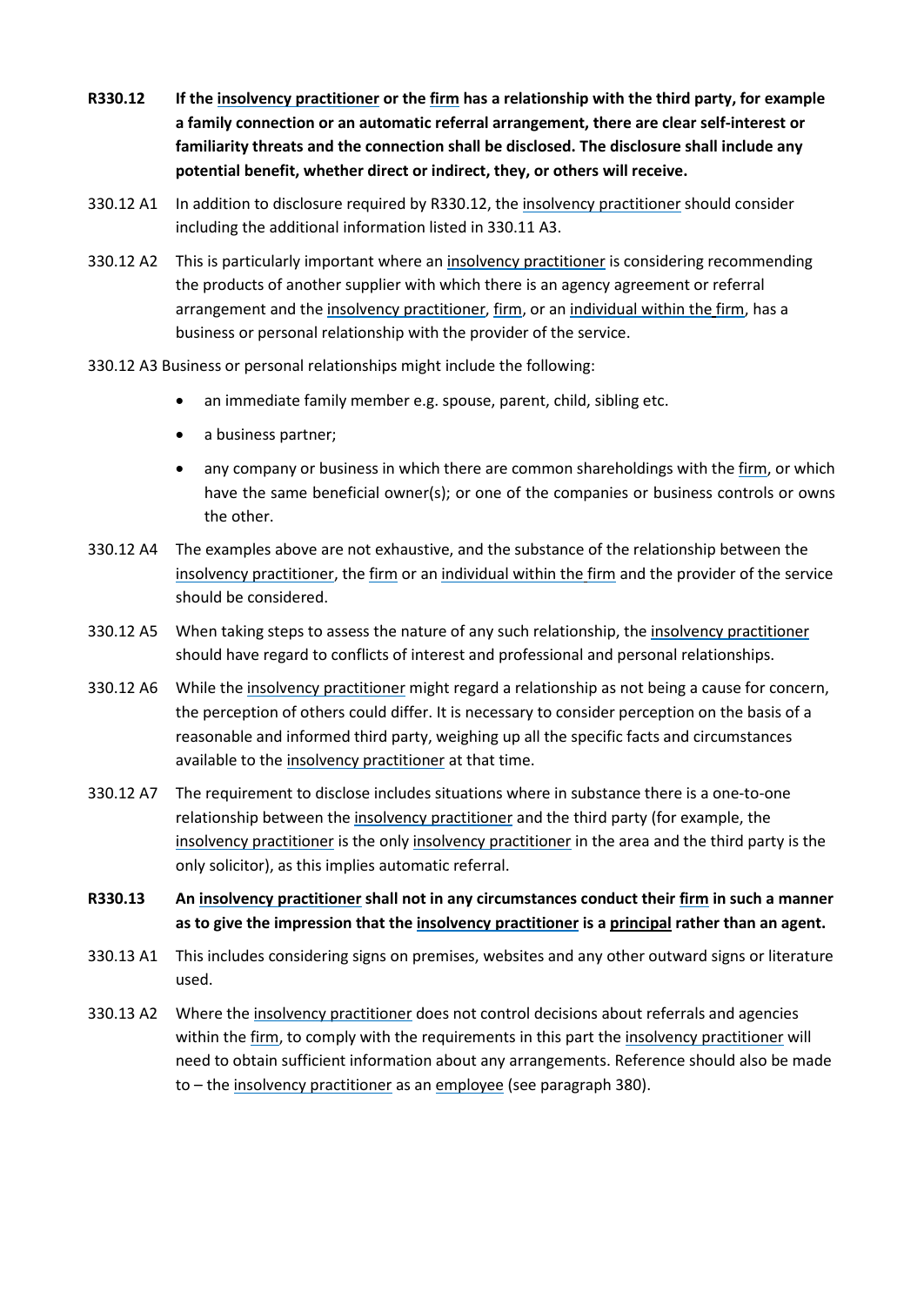**R330.12 If the insolvency practitioner or the firm has a relationship with the third party, for example a family connection or an automatic referral arrangement, there are clear self-interest or familiarity threats and the connection shall be disclosed. The disclosure shall include any potential benefit, whether direct or indirect, they, or others will receive.**

330.12 A1 In addition to disclosure required by R330.12, the insolvency practitioner should consider including the additional information listed in 330.11 A3.

330.12 A2 This is particularly important where an insolvency practitioner is considering recommending the products of another supplier with which there is an agency agreement or referral arrangement and the insolvency practitioner, firm, or an individual within the firm, has a business or personal relationship with the provider of the service.

330.12 A3 Business or personal relationships might include the following:

- an immediate family member e.g. spouse, parent, child, sibling etc.
- a business partner;
- any company or business in which there are common shareholdings with the firm, or which have the same beneficial owner(s); or one of the companies or business controls or owns the other.

330.12 A4 The examples above are not exhaustive, and the substance of the relationship between the insolvency practitioner, the firm or an individual within the firm and the provider of the service should be considered.

330.12 A5 When taking steps to assess the nature of any such relationship, the insolvency practitioner should have regard to conflicts of interest and professional and personal relationships.

330.12 A6 While the insolvency practitioner might regard a relationship as not being a cause for concern, the perception of others could differ. It is necessary to consider perception on the basis of a reasonable and informed third party, weighing up all the specific facts and circumstances available to the insolvency practitioner at that time.

330.12 A7 The requirement to disclose includes situations where in substance there is a one-to-one relationship between the insolvency practitioner and the third party (for example, the insolvency practitioner is the only insolvency practitioner in the area and the third party is the only solicitor), as this implies automatic referral.

**R330.13 An insolvency practitioner shall not in any circumstances conduct their firm in such a manner as to give the impression that the insolvency practitioner is a principal rather than an agent.**

330.13 A1 This includes considering signs on premises, websites and any other outward signs or literature used.

330.13 A2 Where the insolvency practitioner does not control decisions about referrals and agencies within the firm, to comply with the requirements in this part the insolvency practitioner will need to obtain sufficient information about any arrangements. Reference should also be made to – the insolvency practitioner as an employee (see paragraph 380).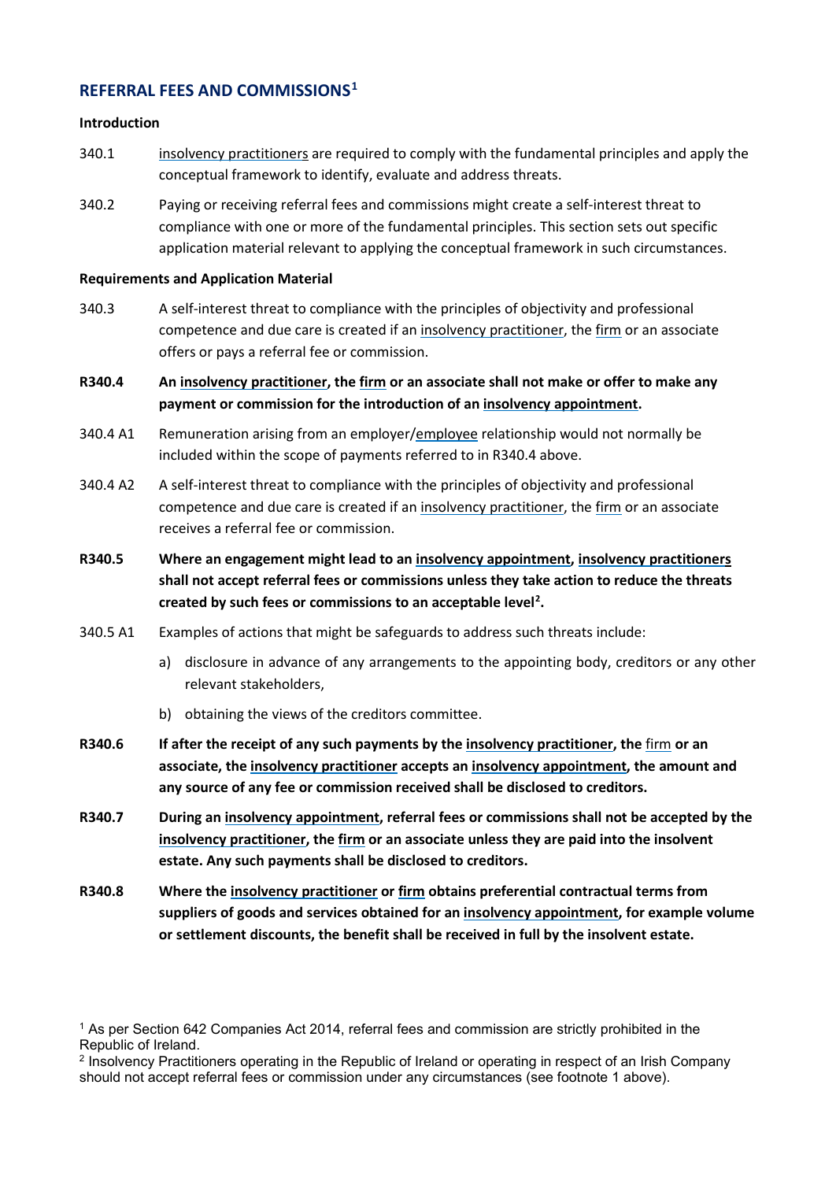## REFERRAL FEES AND COMMISSIONS[1]

**Introduction**

340.1 insolvency practitioners are required to comply with the fundamental principles and apply the conceptual framework to identify, evaluate and address threats.

340.2 Paying or receiving referral fees and commissions might create a self-interest threat to compliance with one or more of the fundamental principles. This section sets out specific application material relevant to applying the conceptual framework in such circumstances.

**Requirements and Application Material**

340.3 A self-interest threat to compliance with the principles of objectivity and professional competence and due care is created if an insolvency practitioner, the firm or an associate offers or pays a referral fee or commission.

**R340.4 An insolvency practitioner, the firm or an associate shall not make or offer to make any payment or commission for the introduction of an insolvency appointment.**

340.4 A1 Remuneration arising from an employer/employee relationship would not normally be included within the scope of payments referred to in R340.4 above.

340.4 A2 A self-interest threat to compliance with the principles of objectivity and professional competence and due care is created if an insolvency practitioner, the firm or an associate receives a referral fee or commission.

**R340.5 Where an engagement might lead to an insolvency appointment, insolvency practitioners shall not accept referral fees or commissions unless they take action to reduce the threats created by such fees or commissions to an acceptable level[2].**

340.5 A1 Examples of actions that might be safeguards to address such threats include:

a) disclosure in advance of any arrangements to the appointing body, creditors or any other relevant stakeholders,

b) obtaining the views of the creditors committee.

**R340.6 If after the receipt of any such payments by the insolvency practitioner, the firm or an associate, the insolvency practitioner accepts an insolvency appointment, the amount and any source of any fee or commission received shall be disclosed to creditors.**

**R340.7 During an insolvency appointment, referral fees or commissions shall not be accepted by the insolvency practitioner, the firm or an associate unless they are paid into the insolvent estate. Any such payments shall be disclosed to creditors.**

**R340.8 Where the insolvency practitioner or firm obtains preferential contractual terms from suppliers of goods and services obtained for an insolvency appointment, for example volume or settlement discounts, the benefit shall be received in full by the insolvent estate.**

[1] As per Section 642 Companies Act 2014, referral fees and commission are strictly prohibited in the Republic of Ireland.

[2] Insolvency Practitioners operating in the Republic of Ireland or operating in respect of an Irish Company should not accept referral fees or commission under any circumstances (see footnote 1 above).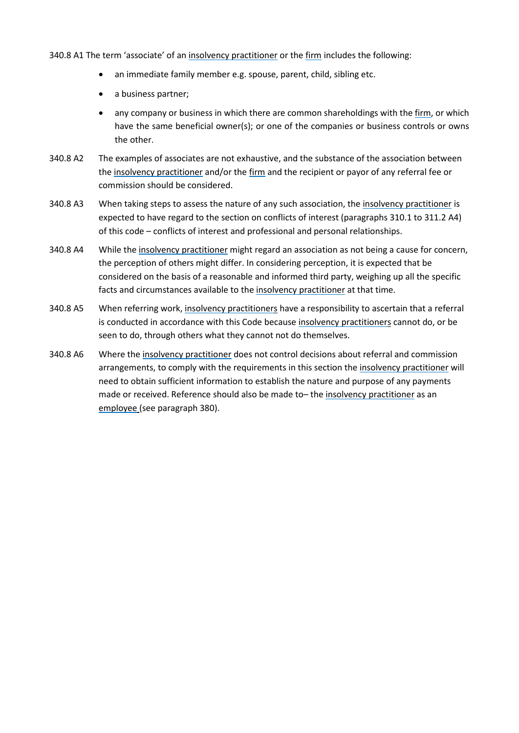340.8 A1 The term 'associate' of an insolvency practitioner or the firm includes the following:

- an immediate family member e.g. spouse, parent, child, sibling etc.
- a business partner;
- any company or business in which there are common shareholdings with the firm, or which have the same beneficial owner(s); or one of the companies or business controls or owns the other.

340.8 A2 The examples of associates are not exhaustive, and the substance of the association between the insolvency practitioner and/or the firm and the recipient or payor of any referral fee or commission should be considered.

340.8 A3 When taking steps to assess the nature of any such association, the insolvency practitioner is expected to have regard to the section on conflicts of interest (paragraphs 310.1 to 311.2 A4) of this code – conflicts of interest and professional and personal relationships.

340.8 A4 While the insolvency practitioner might regard an association as not being a cause for concern, the perception of others might differ. In considering perception, it is expected that be considered on the basis of a reasonable and informed third party, weighing up all the specific facts and circumstances available to the insolvency practitioner at that time.

340.8 A5 When referring work, insolvency practitioners have a responsibility to ascertain that a referral is conducted in accordance with this Code because insolvency practitioners cannot do, or be seen to do, through others what they cannot not do themselves.

340.8 A6 Where the insolvency practitioner does not control decisions about referral and commission arrangements, to comply with the requirements in this section the insolvency practitioner will need to obtain sufficient information to establish the nature and purpose of any payments made or received. Reference should also be made to– the insolvency practitioner as an employee (see paragraph 380).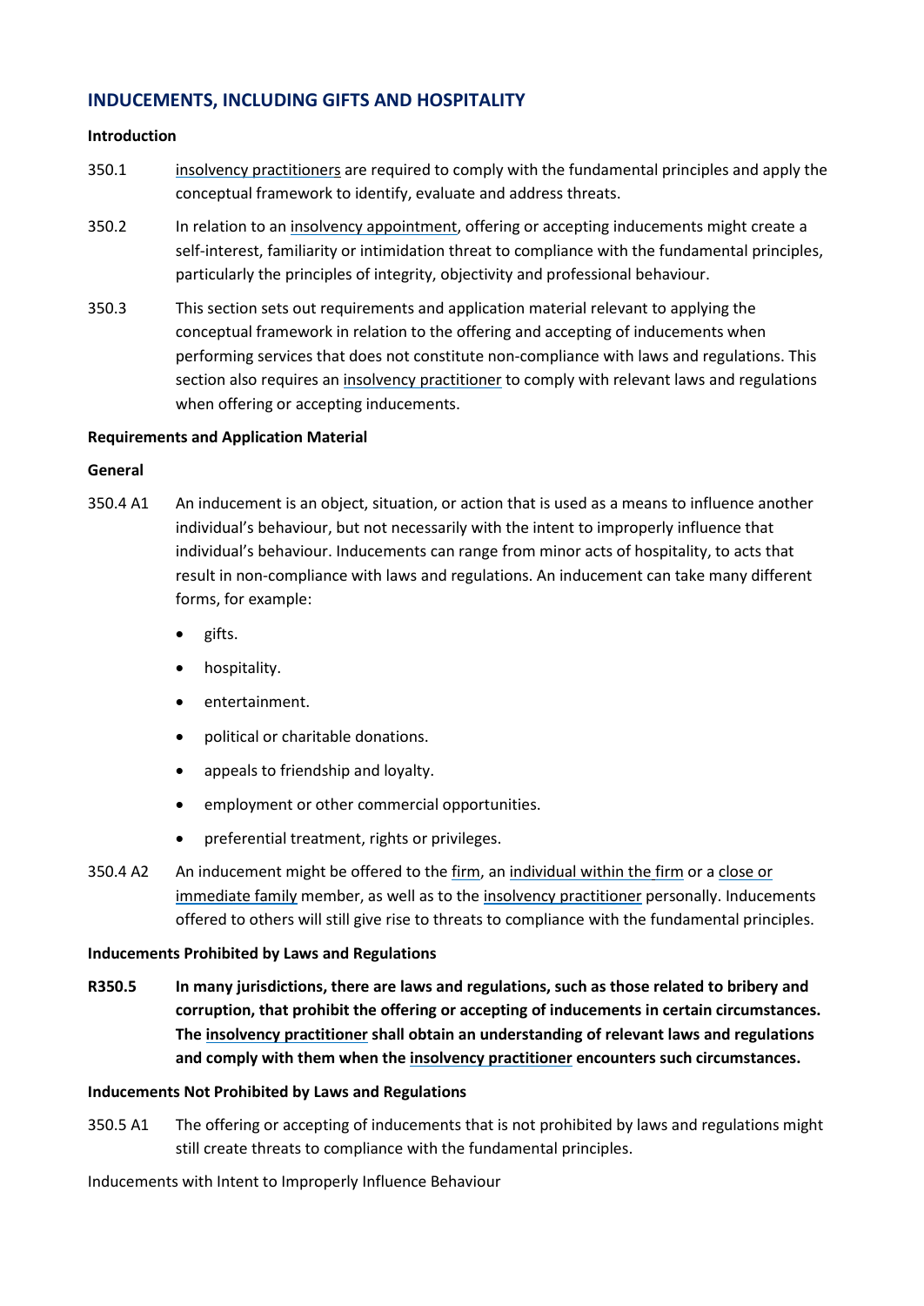## INDUCEMENTS, INCLUDING GIFTS AND HOSPITALITY

**Introduction**

350.1 insolvency practitioners are required to comply with the fundamental principles and apply the conceptual framework to identify, evaluate and address threats.

350.2 In relation to an insolvency appointment, offering or accepting inducements might create a self-interest, familiarity or intimidation threat to compliance with the fundamental principles, particularly the principles of integrity, objectivity and professional behaviour.

350.3 This section sets out requirements and application material relevant to applying the conceptual framework in relation to the offering and accepting of inducements when performing services that does not constitute non-compliance with laws and regulations. This section also requires an insolvency practitioner to comply with relevant laws and regulations when offering or accepting inducements.

**Requirements and Application Material**

**General**

350.4 A1 An inducement is an object, situation, or action that is used as a means to influence another individual's behaviour, but not necessarily with the intent to improperly influence that individual's behaviour. Inducements can range from minor acts of hospitality, to acts that result in non-compliance with laws and regulations. An inducement can take many different forms, for example:

- gifts.
- hospitality.
- entertainment.
- political or charitable donations.
- appeals to friendship and loyalty.
- employment or other commercial opportunities.
- preferential treatment, rights or privileges.

350.4 A2 An inducement might be offered to the firm, an individual within the firm or a close or immediate family member, as well as to the insolvency practitioner personally. Inducements offered to others will still give rise to threats to compliance with the fundamental principles.

**Inducements Prohibited by Laws and Regulations**

**R350.5 In many jurisdictions, there are laws and regulations, such as those related to bribery and corruption, that prohibit the offering or accepting of inducements in certain circumstances. The insolvency practitioner shall obtain an understanding of relevant laws and regulations and comply with them when the insolvency practitioner encounters such circumstances.**

**Inducements Not Prohibited by Laws and Regulations**

350.5 A1 The offering or accepting of inducements that is not prohibited by laws and regulations might still create threats to compliance with the fundamental principles.

Inducements with Intent to Improperly Influence Behaviour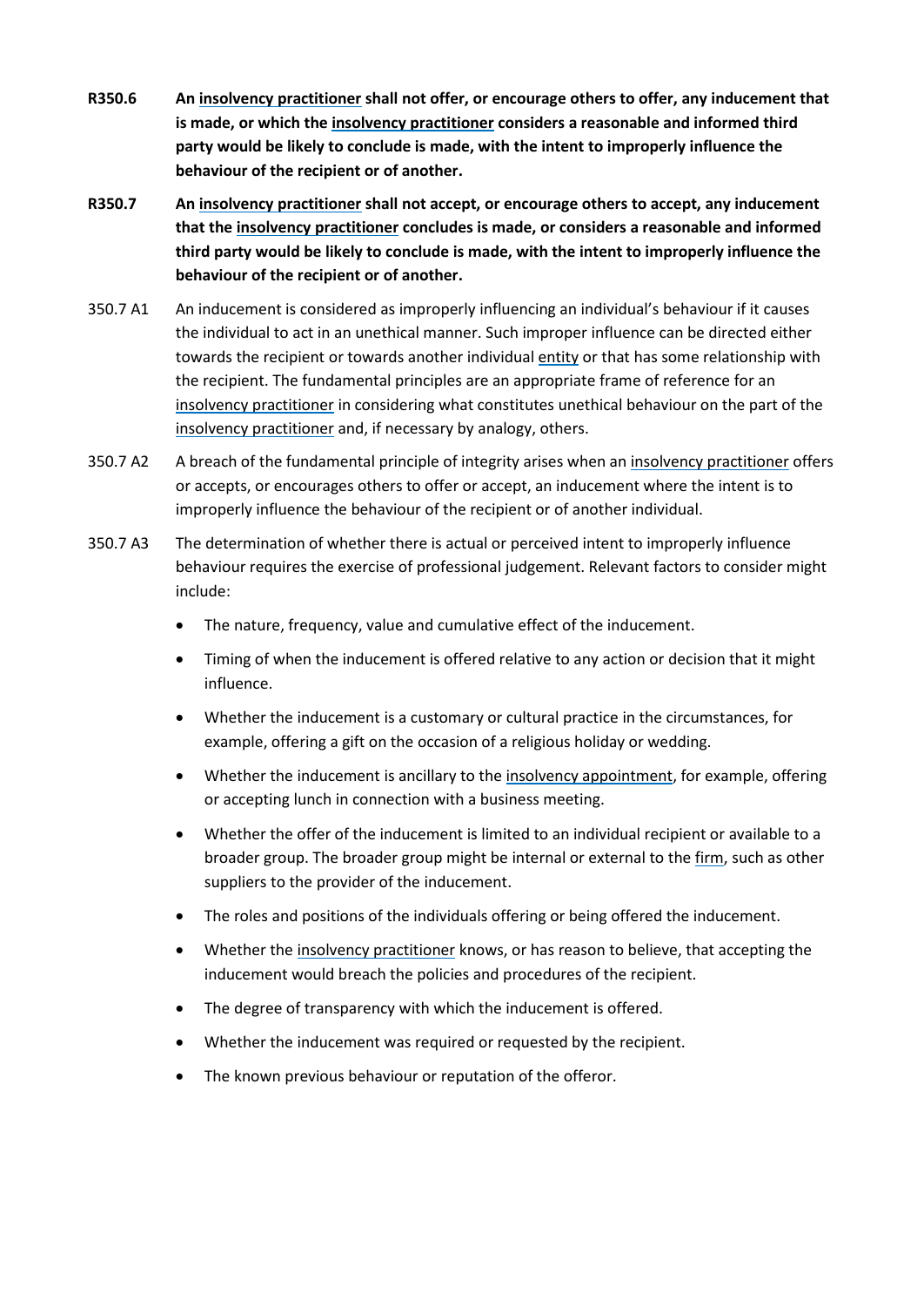**R350.6** **An insolvency practitioner shall not offer, or encourage others to offer, any inducement that is made, or which the insolvency practitioner considers a reasonable and informed third party would be likely to conclude is made, with the intent to improperly influence the behaviour of the recipient or of another.**

**R350.7** **An insolvency practitioner shall not accept, or encourage others to accept, any inducement that the insolvency practitioner concludes is made, or considers a reasonable and informed third party would be likely to conclude is made, with the intent to improperly influence the behaviour of the recipient or of another.**

350.7 A1 An inducement is considered as improperly influencing an individual's behaviour if it causes the individual to act in an unethical manner. Such improper influence can be directed either towards the recipient or towards another individual entity or that has some relationship with the recipient. The fundamental principles are an appropriate frame of reference for an insolvency practitioner in considering what constitutes unethical behaviour on the part of the insolvency practitioner and, if necessary by analogy, others.

350.7 A2 A breach of the fundamental principle of integrity arises when an insolvency practitioner offers or accepts, or encourages others to offer or accept, an inducement where the intent is to improperly influence the behaviour of the recipient or of another individual.

350.7 A3 The determination of whether there is actual or perceived intent to improperly influence behaviour requires the exercise of professional judgement. Relevant factors to consider might include:

- The nature, frequency, value and cumulative effect of the inducement.
- Timing of when the inducement is offered relative to any action or decision that it might influence.
- Whether the inducement is a customary or cultural practice in the circumstances, for example, offering a gift on the occasion of a religious holiday or wedding.
- Whether the inducement is ancillary to the insolvency appointment, for example, offering or accepting lunch in connection with a business meeting.
- Whether the offer of the inducement is limited to an individual recipient or available to a broader group. The broader group might be internal or external to the firm, such as other suppliers to the provider of the inducement.
- The roles and positions of the individuals offering or being offered the inducement.
- Whether the insolvency practitioner knows, or has reason to believe, that accepting the inducement would breach the policies and procedures of the recipient.
- The degree of transparency with which the inducement is offered.
- Whether the inducement was required or requested by the recipient.
- The known previous behaviour or reputation of the offeror.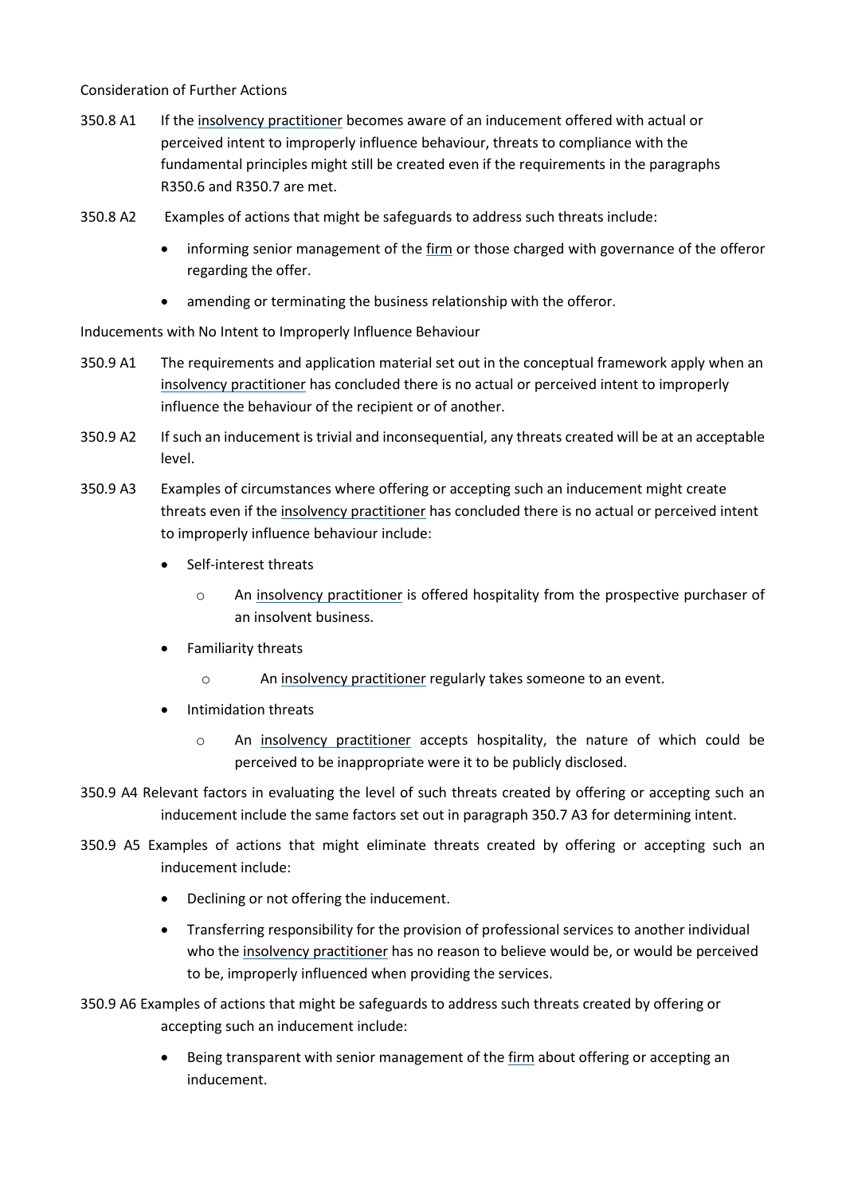Consideration of Further Actions

350.8 A1 If the insolvency practitioner becomes aware of an inducement offered with actual or perceived intent to improperly influence behaviour, threats to compliance with the fundamental principles might still be created even if the requirements in the paragraphs R350.6 and R350.7 are met.

350.8 A2 Examples of actions that might be safeguards to address such threats include:

- informing senior management of the firm or those charged with governance of the offeror regarding the offer.
- amending or terminating the business relationship with the offeror.

Inducements with No Intent to Improperly Influence Behaviour

350.9 A1 The requirements and application material set out in the conceptual framework apply when an insolvency practitioner has concluded there is no actual or perceived intent to improperly influence the behaviour of the recipient or of another.

350.9 A2 If such an inducement is trivial and inconsequential, any threats created will be at an acceptable level.

350.9 A3 Examples of circumstances where offering or accepting such an inducement might create threats even if the insolvency practitioner has concluded there is no actual or perceived intent to improperly influence behaviour include:

- Self-interest threats
  - An insolvency practitioner is offered hospitality from the prospective purchaser of an insolvent business.
- Familiarity threats
  - An insolvency practitioner regularly takes someone to an event.
- Intimidation threats
  - An insolvency practitioner accepts hospitality, the nature of which could be perceived to be inappropriate were it to be publicly disclosed.

350.9 A4 Relevant factors in evaluating the level of such threats created by offering or accepting such an inducement include the same factors set out in paragraph 350.7 A3 for determining intent.

350.9 A5 Examples of actions that might eliminate threats created by offering or accepting such an inducement include:

- Declining or not offering the inducement.
- Transferring responsibility for the provision of professional services to another individual who the insolvency practitioner has no reason to believe would be, or would be perceived to be, improperly influenced when providing the services.

350.9 A6 Examples of actions that might be safeguards to address such threats created by offering or accepting such an inducement include:

- Being transparent with senior management of the firm about offering or accepting an inducement.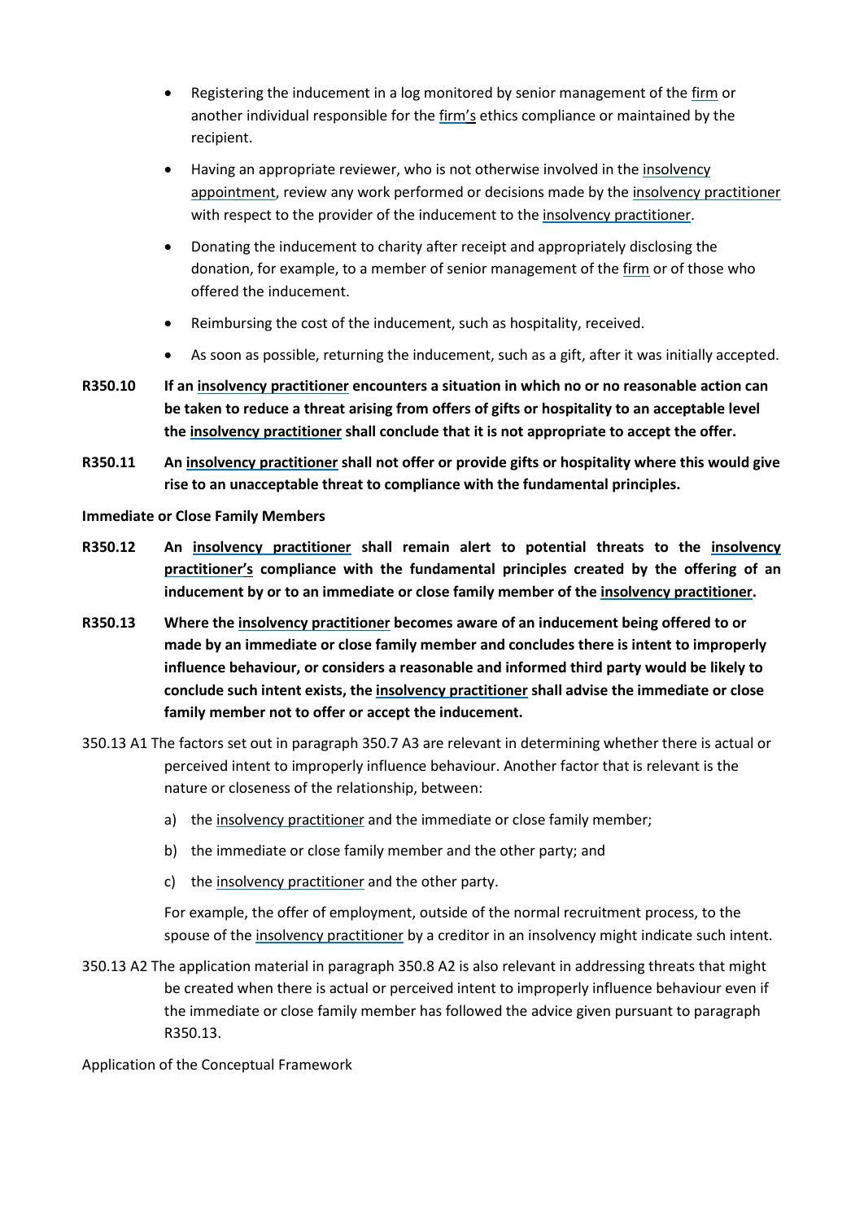- Registering the inducement in a log monitored by senior management of the firm or another individual responsible for the firm's ethics compliance or maintained by the recipient.
- Having an appropriate reviewer, who is not otherwise involved in the insolvency appointment, review any work performed or decisions made by the insolvency practitioner with respect to the provider of the inducement to the insolvency practitioner.
- Donating the inducement to charity after receipt and appropriately disclosing the donation, for example, to a member of senior management of the firm or of those who offered the inducement.
- Reimbursing the cost of the inducement, such as hospitality, received.
- As soon as possible, returning the inducement, such as a gift, after it was initially accepted.

**R350.10 If an insolvency practitioner encounters a situation in which no or no reasonable action can be taken to reduce a threat arising from offers of gifts or hospitality to an acceptable level the insolvency practitioner shall conclude that it is not appropriate to accept the offer.**

**R350.11 An insolvency practitioner shall not offer or provide gifts or hospitality where this would give rise to an unacceptable threat to compliance with the fundamental principles.**

**Immediate or Close Family Members**

**R350.12 An insolvency practitioner shall remain alert to potential threats to the insolvency practitioner's compliance with the fundamental principles created by the offering of an inducement by or to an immediate or close family member of the insolvency practitioner.**

**R350.13 Where the insolvency practitioner becomes aware of an inducement being offered to or made by an immediate or close family member and concludes there is intent to improperly influence behaviour, or considers a reasonable and informed third party would be likely to conclude such intent exists, the insolvency practitioner shall advise the immediate or close family member not to offer or accept the inducement.**

350.13 A1 The factors set out in paragraph 350.7 A3 are relevant in determining whether there is actual or perceived intent to improperly influence behaviour. Another factor that is relevant is the nature or closeness of the relationship, between:

a) the insolvency practitioner and the immediate or close family member;
b) the immediate or close family member and the other party; and
c) the insolvency practitioner and the other party.

For example, the offer of employment, outside of the normal recruitment process, to the spouse of the insolvency practitioner by a creditor in an insolvency might indicate such intent.

350.13 A2 The application material in paragraph 350.8 A2 is also relevant in addressing threats that might be created when there is actual or perceived intent to improperly influence behaviour even if the immediate or close family member has followed the advice given pursuant to paragraph R350.13.

Application of the Conceptual Framework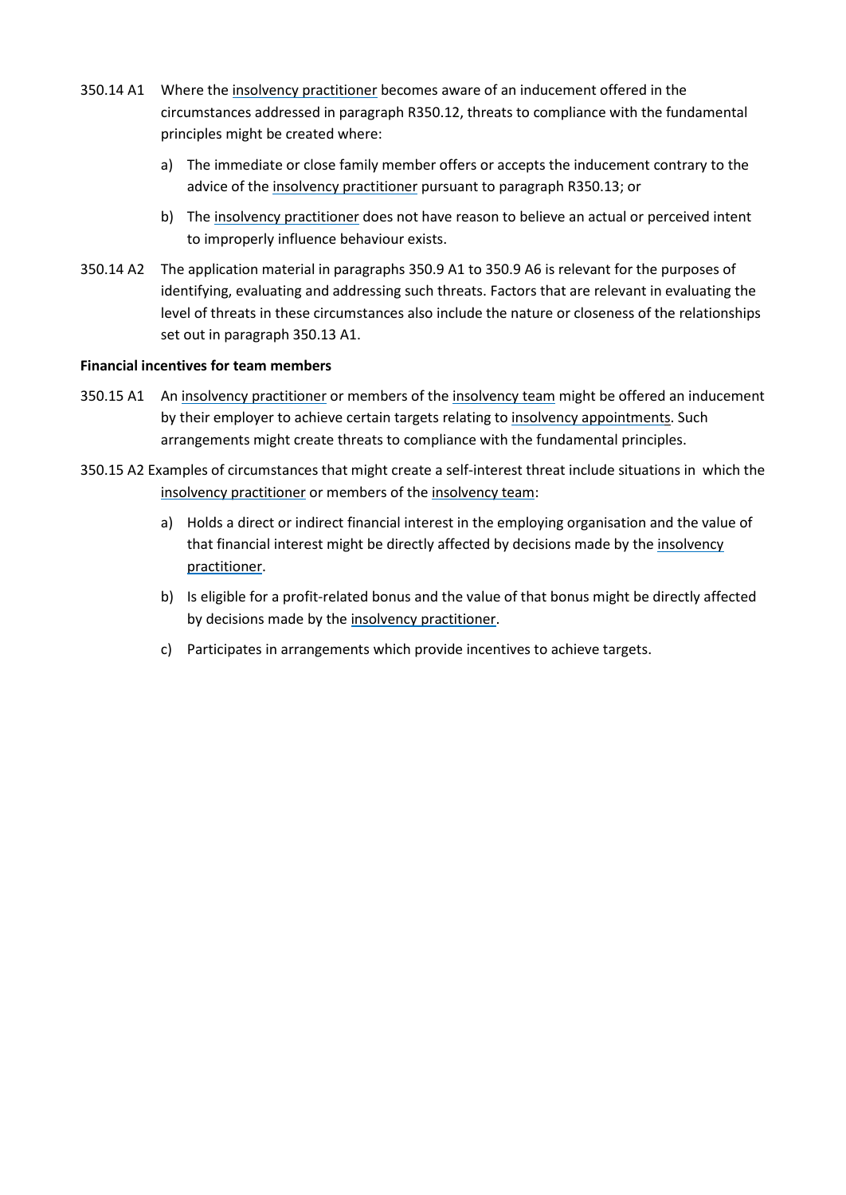350.14 A1 Where the insolvency practitioner becomes aware of an inducement offered in the circumstances addressed in paragraph R350.12, threats to compliance with the fundamental principles might be created where:

a) The immediate or close family member offers or accepts the inducement contrary to the advice of the insolvency practitioner pursuant to paragraph R350.13; or

b) The insolvency practitioner does not have reason to believe an actual or perceived intent to improperly influence behaviour exists.

350.14 A2 The application material in paragraphs 350.9 A1 to 350.9 A6 is relevant for the purposes of identifying, evaluating and addressing such threats. Factors that are relevant in evaluating the level of threats in these circumstances also include the nature or closeness of the relationships set out in paragraph 350.13 A1.

**Financial incentives for team members**

350.15 A1 An insolvency practitioner or members of the insolvency team might be offered an inducement by their employer to achieve certain targets relating to insolvency appointments. Such arrangements might create threats to compliance with the fundamental principles.

350.15 A2 Examples of circumstances that might create a self-interest threat include situations in which the insolvency practitioner or members of the insolvency team:

a) Holds a direct or indirect financial interest in the employing organisation and the value of that financial interest might be directly affected by decisions made by the insolvency practitioner.

b) Is eligible for a profit-related bonus and the value of that bonus might be directly affected by decisions made by the insolvency practitioner.

c) Participates in arrangements which provide incentives to achieve targets.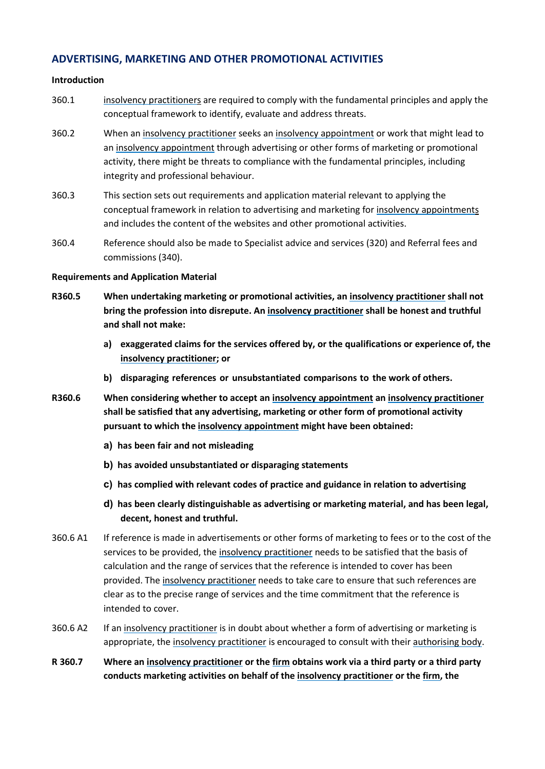## ADVERTISING, MARKETING AND OTHER PROMOTIONAL ACTIVITIES

**Introduction**

360.1 insolvency practitioners are required to comply with the fundamental principles and apply the conceptual framework to identify, evaluate and address threats.

360.2 When an insolvency practitioner seeks an insolvency appointment or work that might lead to an insolvency appointment through advertising or other forms of marketing or promotional activity, there might be threats to compliance with the fundamental principles, including integrity and professional behaviour.

360.3 This section sets out requirements and application material relevant to applying the conceptual framework in relation to advertising and marketing for insolvency appointments and includes the content of the websites and other promotional activities.

360.4 Reference should also be made to Specialist advice and services (320) and Referral fees and commissions (340).

**Requirements and Application Material**

**R360.5 When undertaking marketing or promotional activities, an insolvency practitioner shall not bring the profession into disrepute. An insolvency practitioner shall be honest and truthful and shall not make:**

**a) exaggerated claims for the services offered by, or the qualifications or experience of, the insolvency practitioner; or**

**b) disparaging references or unsubstantiated comparisons to the work of others.**

**R360.6 When considering whether to accept an insolvency appointment an insolvency practitioner shall be satisfied that any advertising, marketing or other form of promotional activity pursuant to which the insolvency appointment might have been obtained:**

**a) has been fair and not misleading**

**b) has avoided unsubstantiated or disparaging statements**

**c) has complied with relevant codes of practice and guidance in relation to advertising**

**d) has been clearly distinguishable as advertising or marketing material, and has been legal, decent, honest and truthful.**

360.6 A1 If reference is made in advertisements or other forms of marketing to fees or to the cost of the services to be provided, the insolvency practitioner needs to be satisfied that the basis of calculation and the range of services that the reference is intended to cover has been provided. The insolvency practitioner needs to take care to ensure that such references are clear as to the precise range of services and the time commitment that the reference is intended to cover.

360.6 A2 If an insolvency practitioner is in doubt about whether a form of advertising or marketing is appropriate, the insolvency practitioner is encouraged to consult with their authorising body.

**R 360.7 Where an insolvency practitioner or the firm obtains work via a third party or a third party conducts marketing activities on behalf of the insolvency practitioner or the firm, the**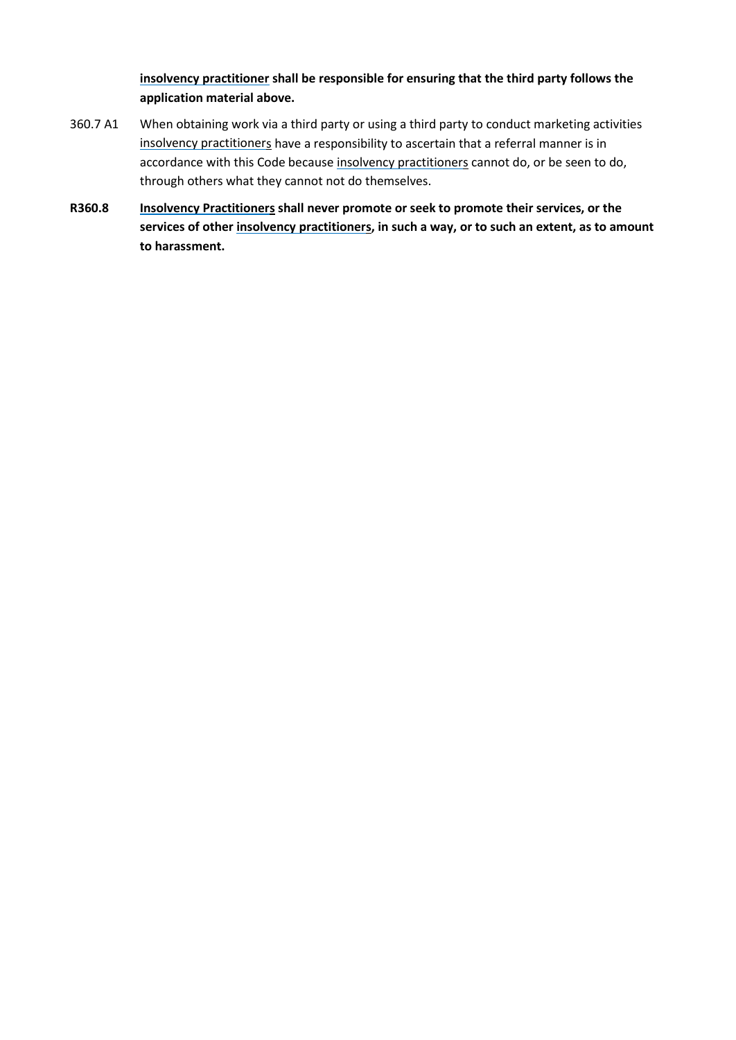**insolvency practitioner shall be responsible for ensuring that the third party follows the application material above.**

360.7 A1 When obtaining work via a third party or using a third party to conduct marketing activities insolvency practitioners have a responsibility to ascertain that a referral manner is in accordance with this Code because insolvency practitioners cannot do, or be seen to do, through others what they cannot not do themselves.

**R360.8 Insolvency Practitioners shall never promote or seek to promote their services, or the services of other insolvency practitioners, in such a way, or to such an extent, as to amount to harassment.**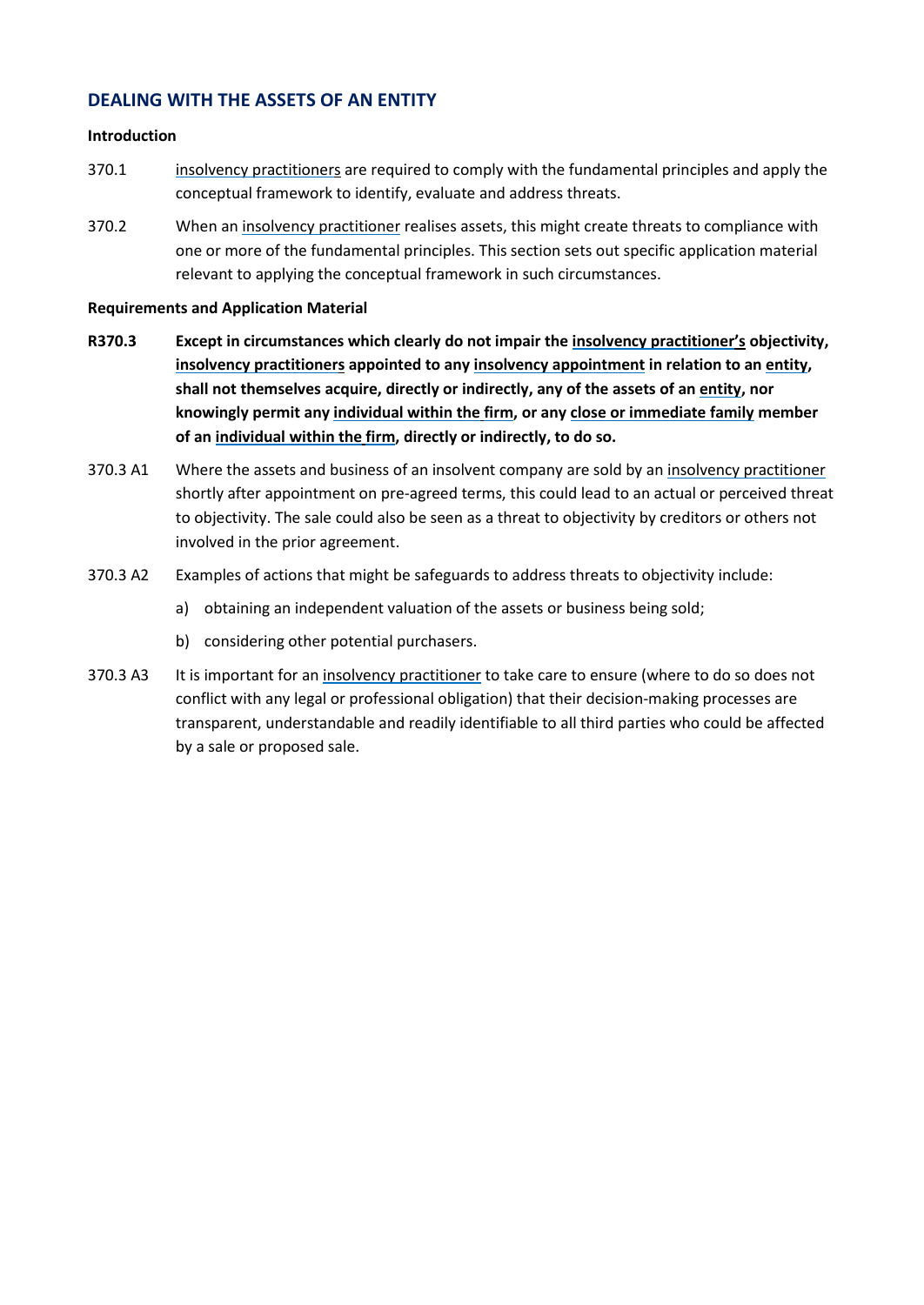## DEALING WITH THE ASSETS OF AN ENTITY

**Introduction**

370.1 insolvency practitioners are required to comply with the fundamental principles and apply the conceptual framework to identify, evaluate and address threats.

370.2 When an insolvency practitioner realises assets, this might create threats to compliance with one or more of the fundamental principles. This section sets out specific application material relevant to applying the conceptual framework in such circumstances.

**Requirements and Application Material**

**R370.3 Except in circumstances which clearly do not impair the insolvency practitioner's objectivity, insolvency practitioners appointed to any insolvency appointment in relation to an entity, shall not themselves acquire, directly or indirectly, any of the assets of an entity, nor knowingly permit any individual within the firm, or any close or immediate family member of an individual within the firm, directly or indirectly, to do so.**

370.3 A1 Where the assets and business of an insolvent company are sold by an insolvency practitioner shortly after appointment on pre-agreed terms, this could lead to an actual or perceived threat to objectivity. The sale could also be seen as a threat to objectivity by creditors or others not involved in the prior agreement.

370.3 A2 Examples of actions that might be safeguards to address threats to objectivity include:

a) obtaining an independent valuation of the assets or business being sold;

b) considering other potential purchasers.

370.3 A3 It is important for an insolvency practitioner to take care to ensure (where to do so does not conflict with any legal or professional obligation) that their decision-making processes are transparent, understandable and readily identifiable to all third parties who could be affected by a sale or proposed sale.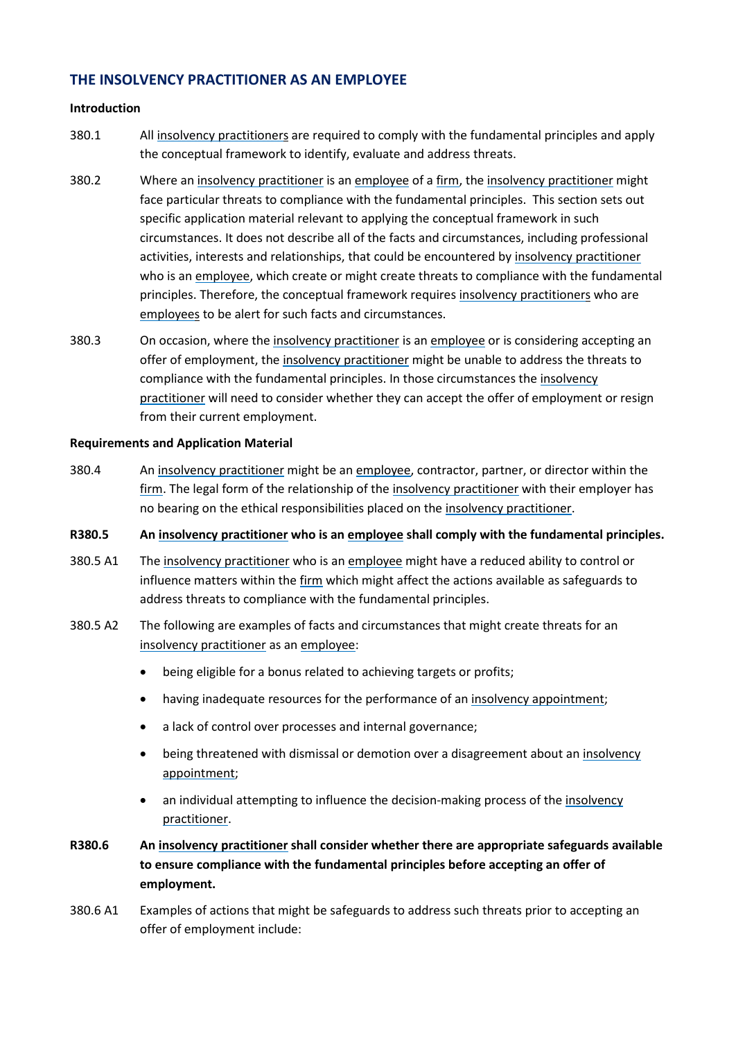## THE INSOLVENCY PRACTITIONER AS AN EMPLOYEE

**Introduction**

380.1 All insolvency practitioners are required to comply with the fundamental principles and apply the conceptual framework to identify, evaluate and address threats.

380.2 Where an insolvency practitioner is an employee of a firm, the insolvency practitioner might face particular threats to compliance with the fundamental principles. This section sets out specific application material relevant to applying the conceptual framework in such circumstances. It does not describe all of the facts and circumstances, including professional activities, interests and relationships, that could be encountered by insolvency practitioner who is an employee, which create or might create threats to compliance with the fundamental principles. Therefore, the conceptual framework requires insolvency practitioners who are employees to be alert for such facts and circumstances.

380.3 On occasion, where the insolvency practitioner is an employee or is considering accepting an offer of employment, the insolvency practitioner might be unable to address the threats to compliance with the fundamental principles. In those circumstances the insolvency practitioner will need to consider whether they can accept the offer of employment or resign from their current employment.

**Requirements and Application Material**

380.4 An insolvency practitioner might be an employee, contractor, partner, or director within the firm. The legal form of the relationship of the insolvency practitioner with their employer has no bearing on the ethical responsibilities placed on the insolvency practitioner.

**R380.5 An insolvency practitioner who is an employee shall comply with the fundamental principles.**

380.5 A1 The insolvency practitioner who is an employee might have a reduced ability to control or influence matters within the firm which might affect the actions available as safeguards to address threats to compliance with the fundamental principles.

380.5 A2 The following are examples of facts and circumstances that might create threats for an insolvency practitioner as an employee:

- being eligible for a bonus related to achieving targets or profits;
- having inadequate resources for the performance of an insolvency appointment;
- a lack of control over processes and internal governance;
- being threatened with dismissal or demotion over a disagreement about an insolvency appointment;
- an individual attempting to influence the decision-making process of the insolvency practitioner.

**R380.6 An insolvency practitioner shall consider whether there are appropriate safeguards available to ensure compliance with the fundamental principles before accepting an offer of employment.**

380.6 A1 Examples of actions that might be safeguards to address such threats prior to accepting an offer of employment include: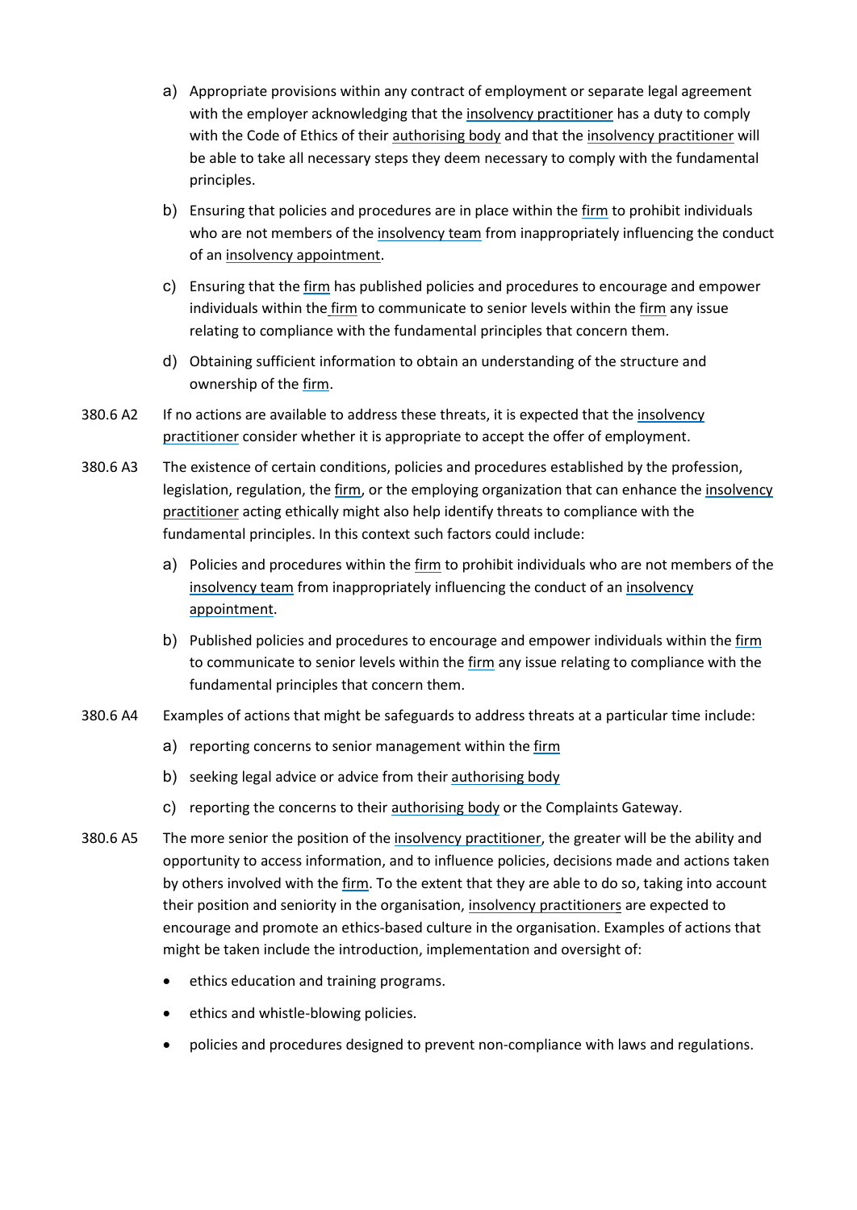a) Appropriate provisions within any contract of employment or separate legal agreement with the employer acknowledging that the insolvency practitioner has a duty to comply with the Code of Ethics of their authorising body and that the insolvency practitioner will be able to take all necessary steps they deem necessary to comply with the fundamental principles.

b) Ensuring that policies and procedures are in place within the firm to prohibit individuals who are not members of the insolvency team from inappropriately influencing the conduct of an insolvency appointment.

c) Ensuring that the firm has published policies and procedures to encourage and empower individuals within the firm to communicate to senior levels within the firm any issue relating to compliance with the fundamental principles that concern them.

d) Obtaining sufficient information to obtain an understanding of the structure and ownership of the firm.

380.6 A2 If no actions are available to address these threats, it is expected that the insolvency practitioner consider whether it is appropriate to accept the offer of employment.

380.6 A3 The existence of certain conditions, policies and procedures established by the profession, legislation, regulation, the firm, or the employing organization that can enhance the insolvency practitioner acting ethically might also help identify threats to compliance with the fundamental principles. In this context such factors could include:

a) Policies and procedures within the firm to prohibit individuals who are not members of the insolvency team from inappropriately influencing the conduct of an insolvency appointment.

b) Published policies and procedures to encourage and empower individuals within the firm to communicate to senior levels within the firm any issue relating to compliance with the fundamental principles that concern them.

380.6 A4 Examples of actions that might be safeguards to address threats at a particular time include:

a) reporting concerns to senior management within the firm

b) seeking legal advice or advice from their authorising body

c) reporting the concerns to their authorising body or the Complaints Gateway.

380.6 A5 The more senior the position of the insolvency practitioner, the greater will be the ability and opportunity to access information, and to influence policies, decisions made and actions taken by others involved with the firm. To the extent that they are able to do so, taking into account their position and seniority in the organisation, insolvency practitioners are expected to encourage and promote an ethics-based culture in the organisation. Examples of actions that might be taken include the introduction, implementation and oversight of:

- ethics education and training programs.
- ethics and whistle-blowing policies.
- policies and procedures designed to prevent non-compliance with laws and regulations.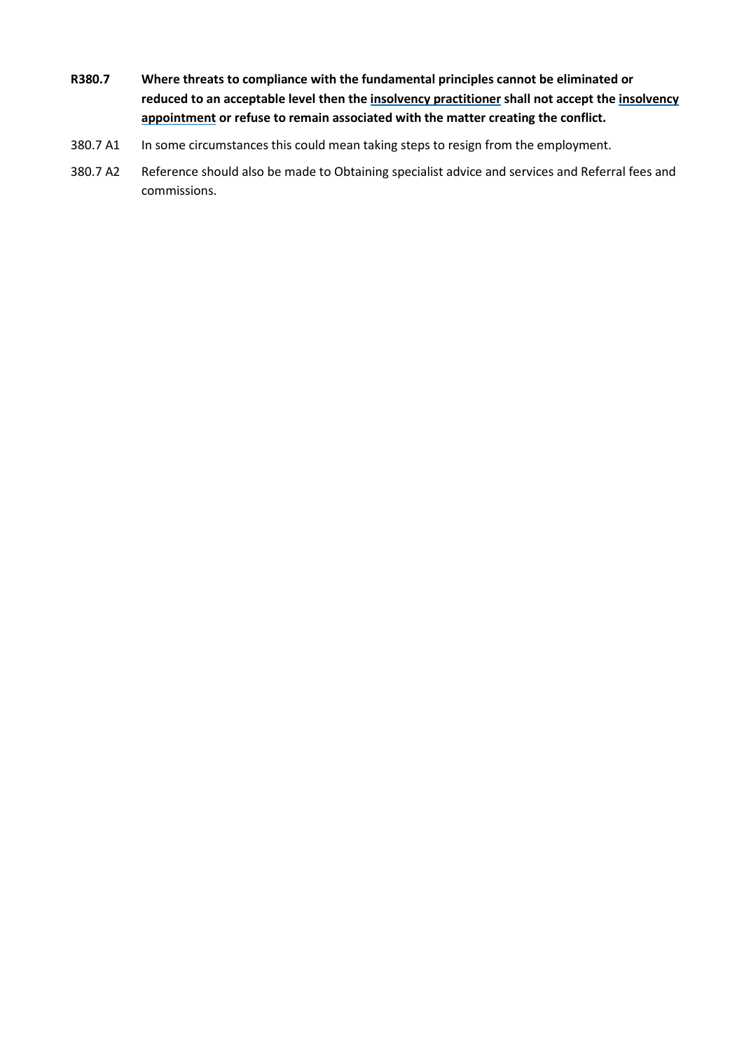**R380.7 Where threats to compliance with the fundamental principles cannot be eliminated or reduced to an acceptable level then the insolvency practitioner shall not accept the insolvency appointment or refuse to remain associated with the matter creating the conflict.**

380.7 A1 In some circumstances this could mean taking steps to resign from the employment.

380.7 A2 Reference should also be made to Obtaining specialist advice and services and Referral fees and commissions.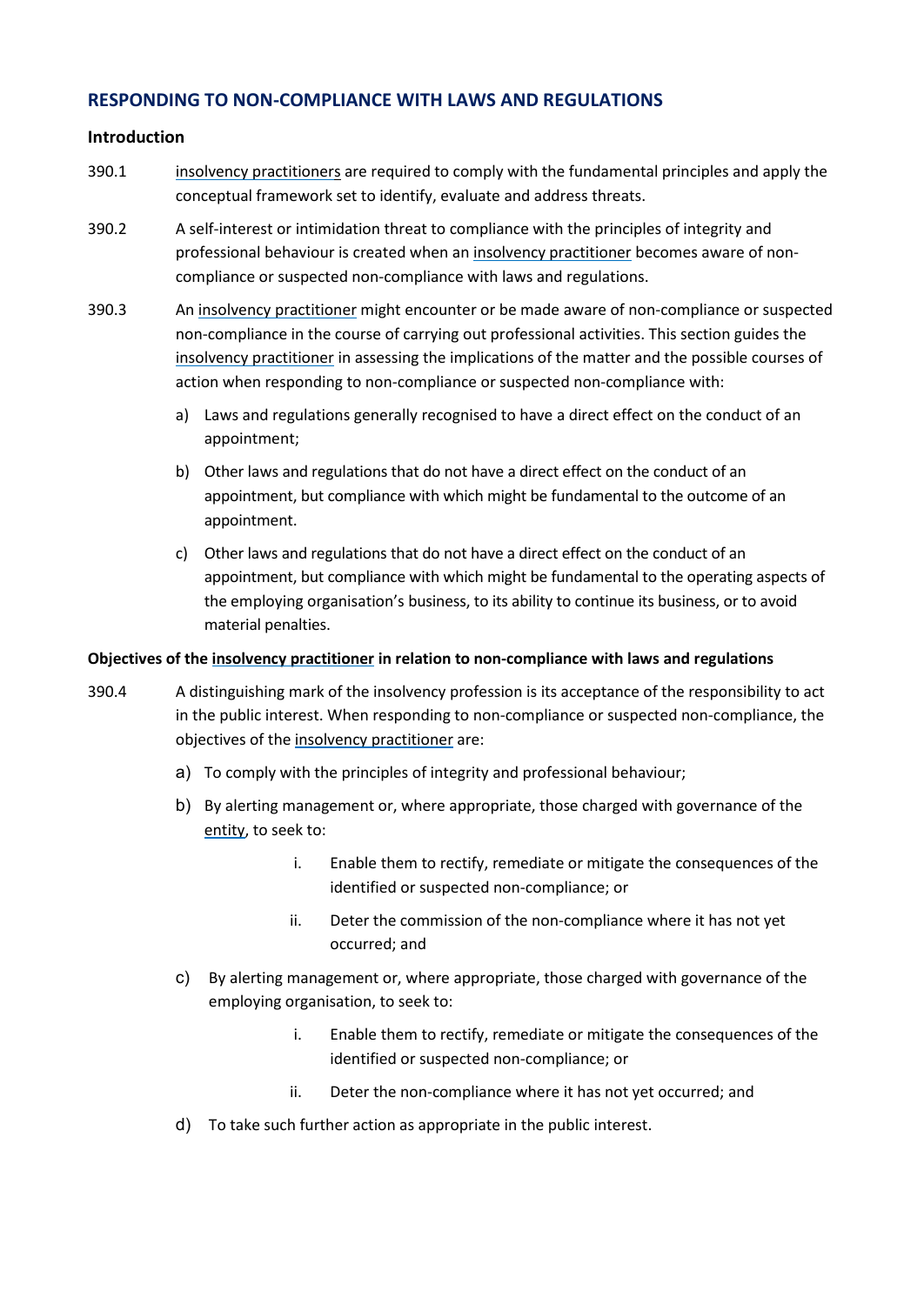## RESPONDING TO NON-COMPLIANCE WITH LAWS AND REGULATIONS

### Introduction

390.1 insolvency practitioners are required to comply with the fundamental principles and apply the conceptual framework set to identify, evaluate and address threats.

390.2 A self-interest or intimidation threat to compliance with the principles of integrity and professional behaviour is created when an insolvency practitioner becomes aware of non-compliance or suspected non-compliance with laws and regulations.

390.3 An insolvency practitioner might encounter or be made aware of non-compliance or suspected non-compliance in the course of carrying out professional activities. This section guides the insolvency practitioner in assessing the implications of the matter and the possible courses of action when responding to non-compliance or suspected non-compliance with:

a) Laws and regulations generally recognised to have a direct effect on the conduct of an appointment;

b) Other laws and regulations that do not have a direct effect on the conduct of an appointment, but compliance with which might be fundamental to the outcome of an appointment.

c) Other laws and regulations that do not have a direct effect on the conduct of an appointment, but compliance with which might be fundamental to the operating aspects of the employing organisation's business, to its ability to continue its business, or to avoid material penalties.

### Objectives of the insolvency practitioner in relation to non-compliance with laws and regulations

390.4 A distinguishing mark of the insolvency profession is its acceptance of the responsibility to act in the public interest. When responding to non-compliance or suspected non-compliance, the objectives of the insolvency practitioner are:

a) To comply with the principles of integrity and professional behaviour;

b) By alerting management or, where appropriate, those charged with governance of the entity, to seek to:

   i. Enable them to rectify, remediate or mitigate the consequences of the identified or suspected non-compliance; or

   ii. Deter the commission of the non-compliance where it has not yet occurred; and

c) By alerting management or, where appropriate, those charged with governance of the employing organisation, to seek to:

   i. Enable them to rectify, remediate or mitigate the consequences of the identified or suspected non-compliance; or

   ii. Deter the non-compliance where it has not yet occurred; and

d) To take such further action as appropriate in the public interest.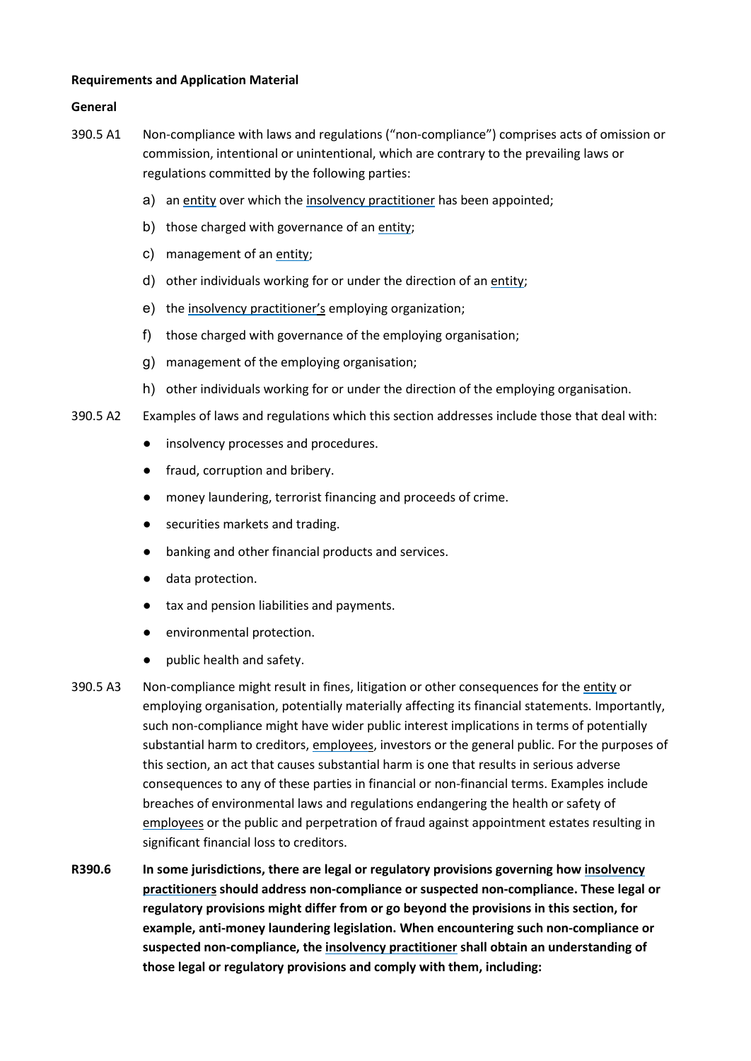**Requirements and Application Material**

**General**

390.5 A1 Non-compliance with laws and regulations ("non-compliance") comprises acts of omission or commission, intentional or unintentional, which are contrary to the prevailing laws or regulations committed by the following parties:

a) an entity over which the insolvency practitioner has been appointed;

b) those charged with governance of an entity;

c) management of an entity;

d) other individuals working for or under the direction of an entity;

e) the insolvency practitioner's employing organization;

f) those charged with governance of the employing organisation;

g) management of the employing organisation;

h) other individuals working for or under the direction of the employing organisation.

390.5 A2 Examples of laws and regulations which this section addresses include those that deal with:

- insolvency processes and procedures.
- fraud, corruption and bribery.
- money laundering, terrorist financing and proceeds of crime.
- securities markets and trading.
- banking and other financial products and services.
- data protection.
- tax and pension liabilities and payments.
- environmental protection.
- public health and safety.

390.5 A3 Non-compliance might result in fines, litigation or other consequences for the entity or employing organisation, potentially materially affecting its financial statements. Importantly, such non-compliance might have wider public interest implications in terms of potentially substantial harm to creditors, employees, investors or the general public. For the purposes of this section, an act that causes substantial harm is one that results in serious adverse consequences to any of these parties in financial or non-financial terms. Examples include breaches of environmental laws and regulations endangering the health or safety of employees or the public and perpetration of fraud against appointment estates resulting in significant financial loss to creditors.

**R390.6 In some jurisdictions, there are legal or regulatory provisions governing how insolvency practitioners should address non-compliance or suspected non-compliance. These legal or regulatory provisions might differ from or go beyond the provisions in this section, for example, anti-money laundering legislation. When encountering such non-compliance or suspected non-compliance, the insolvency practitioner shall obtain an understanding of those legal or regulatory provisions and comply with them, including:**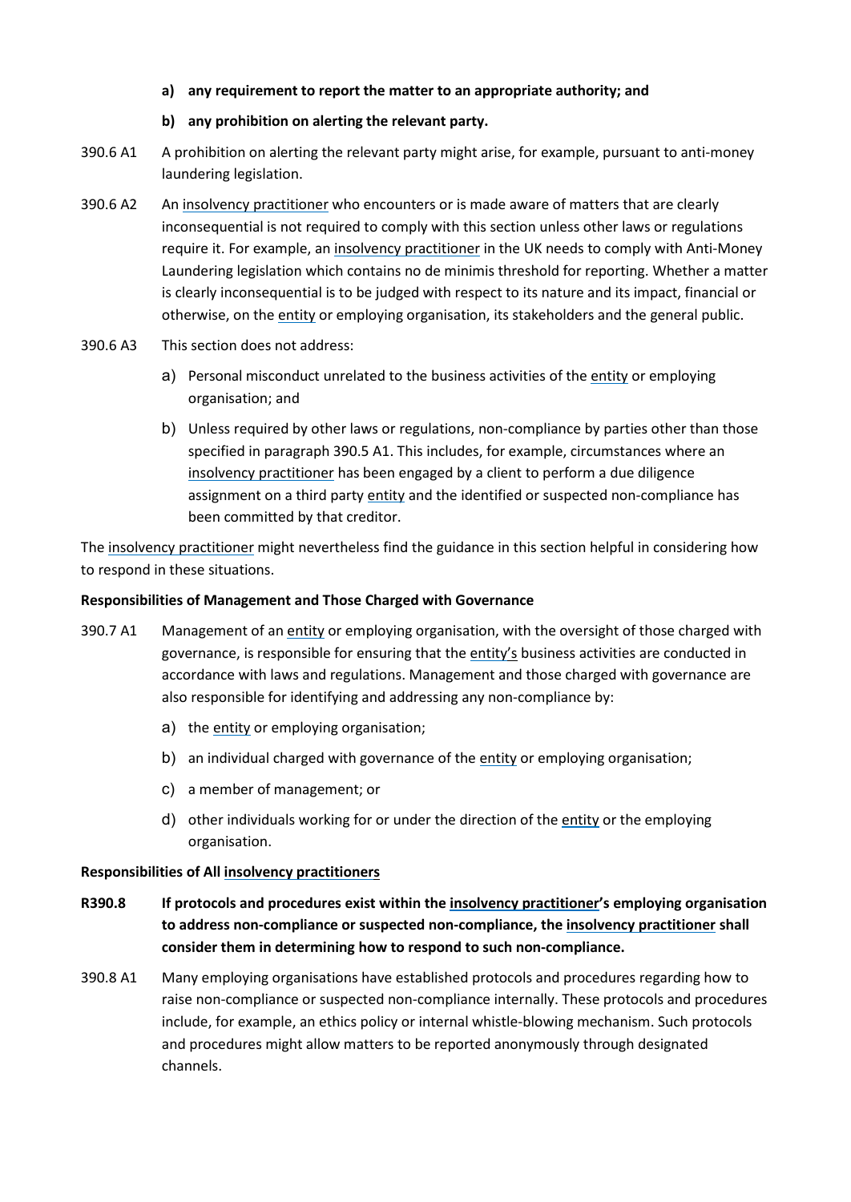**a) any requirement to report the matter to an appropriate authority; and**

**b) any prohibition on alerting the relevant party.**

390.6 A1 A prohibition on alerting the relevant party might arise, for example, pursuant to anti-money laundering legislation.

390.6 A2 An insolvency practitioner who encounters or is made aware of matters that are clearly inconsequential is not required to comply with this section unless other laws or regulations require it. For example, an insolvency practitioner in the UK needs to comply with Anti-Money Laundering legislation which contains no de minimis threshold for reporting. Whether a matter is clearly inconsequential is to be judged with respect to its nature and its impact, financial or otherwise, on the entity or employing organisation, its stakeholders and the general public.

390.6 A3 This section does not address:

a) Personal misconduct unrelated to the business activities of the entity or employing organisation; and

b) Unless required by other laws or regulations, non-compliance by parties other than those specified in paragraph 390.5 A1. This includes, for example, circumstances where an insolvency practitioner has been engaged by a client to perform a due diligence assignment on a third party entity and the identified or suspected non-compliance has been committed by that creditor.

The insolvency practitioner might nevertheless find the guidance in this section helpful in considering how to respond in these situations.

**Responsibilities of Management and Those Charged with Governance**

390.7 A1 Management of an entity or employing organisation, with the oversight of those charged with governance, is responsible for ensuring that the entity's business activities are conducted in accordance with laws and regulations. Management and those charged with governance are also responsible for identifying and addressing any non-compliance by:

a) the entity or employing organisation;

b) an individual charged with governance of the entity or employing organisation;

c) a member of management; or

d) other individuals working for or under the direction of the entity or the employing organisation.

**Responsibilities of All insolvency practitioners**

**R390.8 If protocols and procedures exist within the insolvency practitioner's employing organisation to address non-compliance or suspected non-compliance, the insolvency practitioner shall consider them in determining how to respond to such non-compliance.**

390.8 A1 Many employing organisations have established protocols and procedures regarding how to raise non-compliance or suspected non-compliance internally. These protocols and procedures include, for example, an ethics policy or internal whistle-blowing mechanism. Such protocols and procedures might allow matters to be reported anonymously through designated channels.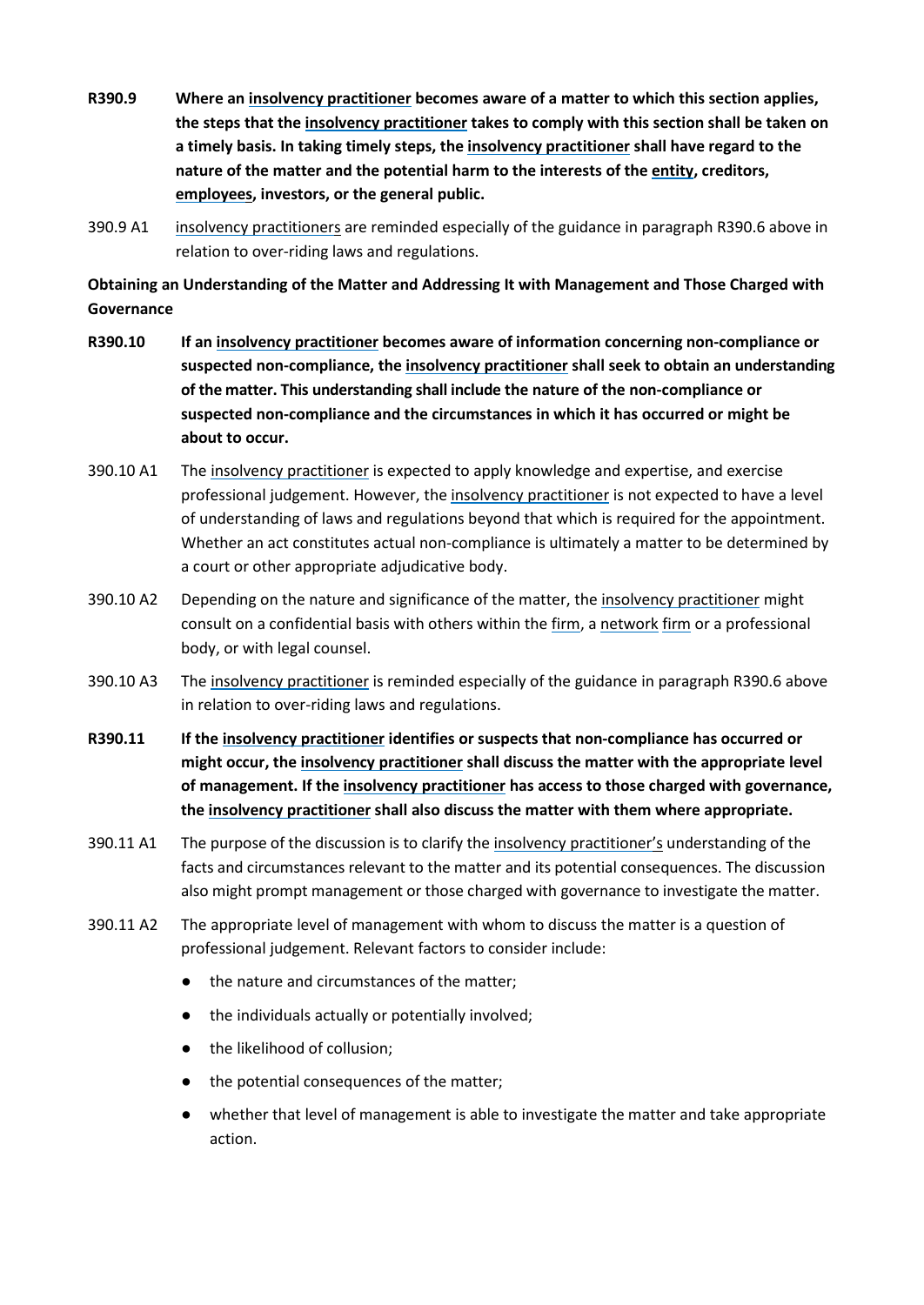**R390.9** **Where an insolvency practitioner becomes aware of a matter to which this section applies, the steps that the insolvency practitioner takes to comply with this section shall be taken on a timely basis. In taking timely steps, the insolvency practitioner shall have regard to the nature of the matter and the potential harm to the interests of the entity, creditors, employees, investors, or the general public.**

390.9 A1 insolvency practitioners are reminded especially of the guidance in paragraph R390.6 above in relation to over-riding laws and regulations.

**Obtaining an Understanding of the Matter and Addressing It with Management and Those Charged with Governance**

**R390.10** **If an insolvency practitioner becomes aware of information concerning non-compliance or suspected non-compliance, the insolvency practitioner shall seek to obtain an understanding of the matter. This understanding shall include the nature of the non-compliance or suspected non-compliance and the circumstances in which it has occurred or might be about to occur.**

390.10 A1 The insolvency practitioner is expected to apply knowledge and expertise, and exercise professional judgement. However, the insolvency practitioner is not expected to have a level of understanding of laws and regulations beyond that which is required for the appointment. Whether an act constitutes actual non-compliance is ultimately a matter to be determined by a court or other appropriate adjudicative body.

390.10 A2 Depending on the nature and significance of the matter, the insolvency practitioner might consult on a confidential basis with others within the firm, a network firm or a professional body, or with legal counsel.

390.10 A3 The insolvency practitioner is reminded especially of the guidance in paragraph R390.6 above in relation to over-riding laws and regulations.

**R390.11** **If the insolvency practitioner identifies or suspects that non-compliance has occurred or might occur, the insolvency practitioner shall discuss the matter with the appropriate level of management. If the insolvency practitioner has access to those charged with governance, the insolvency practitioner shall also discuss the matter with them where appropriate.**

390.11 A1 The purpose of the discussion is to clarify the insolvency practitioner's understanding of the facts and circumstances relevant to the matter and its potential consequences. The discussion also might prompt management or those charged with governance to investigate the matter.

390.11 A2 The appropriate level of management with whom to discuss the matter is a question of professional judgement. Relevant factors to consider include:

- the nature and circumstances of the matter;
- the individuals actually or potentially involved;
- the likelihood of collusion;
- the potential consequences of the matter;
- whether that level of management is able to investigate the matter and take appropriate action.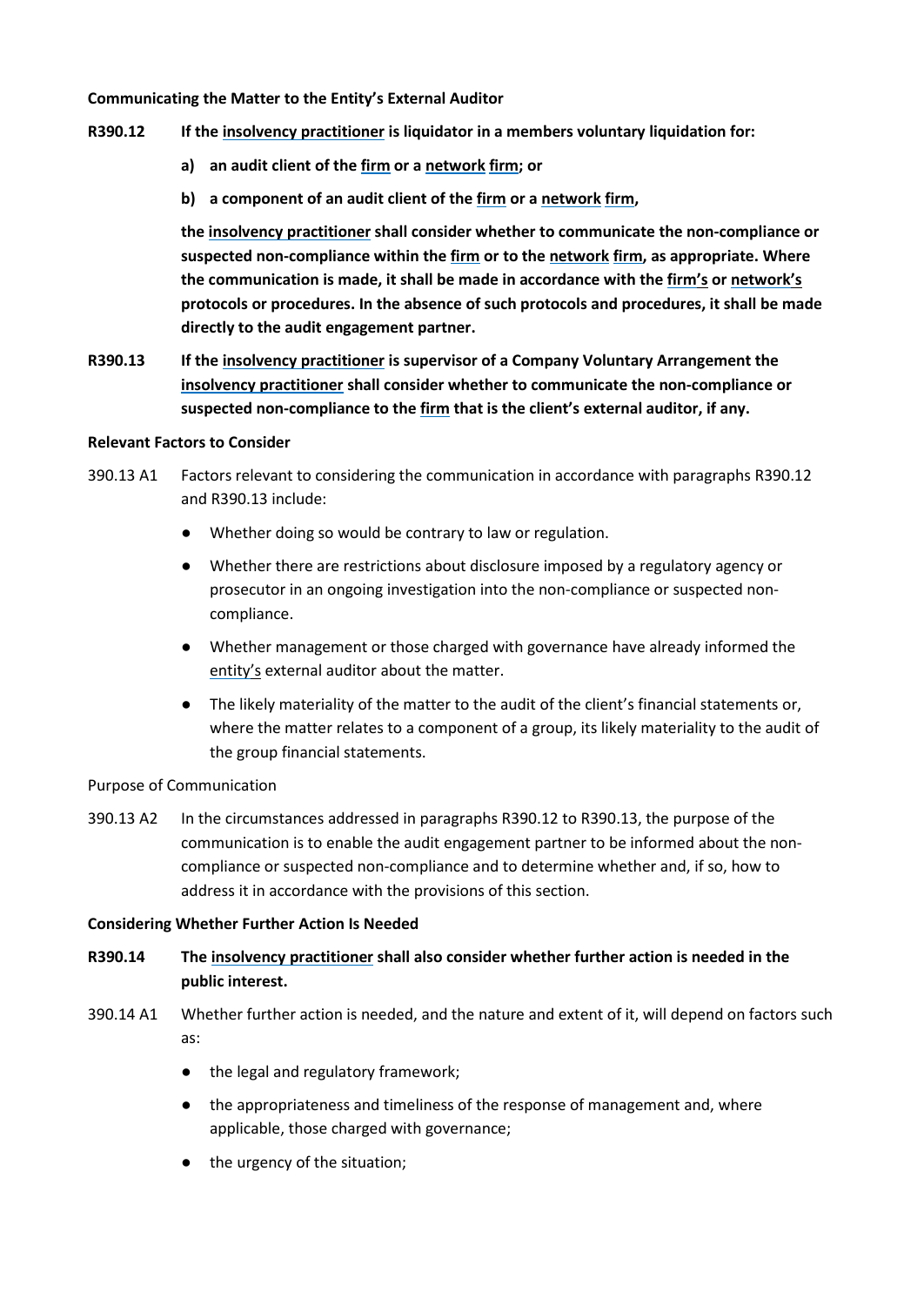**Communicating the Matter to the Entity's External Auditor**

**R390.12 If the insolvency practitioner is liquidator in a members voluntary liquidation for:**

**a) an audit client of the firm or a network firm; or**

**b) a component of an audit client of the firm or a network firm,**

**the insolvency practitioner shall consider whether to communicate the non-compliance or suspected non-compliance within the firm or to the network firm, as appropriate. Where the communication is made, it shall be made in accordance with the firm's or network's protocols or procedures. In the absence of such protocols and procedures, it shall be made directly to the audit engagement partner.**

**R390.13 If the insolvency practitioner is supervisor of a Company Voluntary Arrangement the insolvency practitioner shall consider whether to communicate the non-compliance or suspected non-compliance to the firm that is the client's external auditor, if any.**

**Relevant Factors to Consider**

390.13 A1 Factors relevant to considering the communication in accordance with paragraphs R390.12 and R390.13 include:

- Whether doing so would be contrary to law or regulation.
- Whether there are restrictions about disclosure imposed by a regulatory agency or prosecutor in an ongoing investigation into the non-compliance or suspected non-compliance.
- Whether management or those charged with governance have already informed the entity's external auditor about the matter.
- The likely materiality of the matter to the audit of the client's financial statements or, where the matter relates to a component of a group, its likely materiality to the audit of the group financial statements.

Purpose of Communication

390.13 A2 In the circumstances addressed in paragraphs R390.12 to R390.13, the purpose of the communication is to enable the audit engagement partner to be informed about the non-compliance or suspected non-compliance and to determine whether and, if so, how to address it in accordance with the provisions of this section.

**Considering Whether Further Action Is Needed**

**R390.14 The insolvency practitioner shall also consider whether further action is needed in the public interest.**

390.14 A1 Whether further action is needed, and the nature and extent of it, will depend on factors such as:

- the legal and regulatory framework;
- the appropriateness and timeliness of the response of management and, where applicable, those charged with governance;
- the urgency of the situation;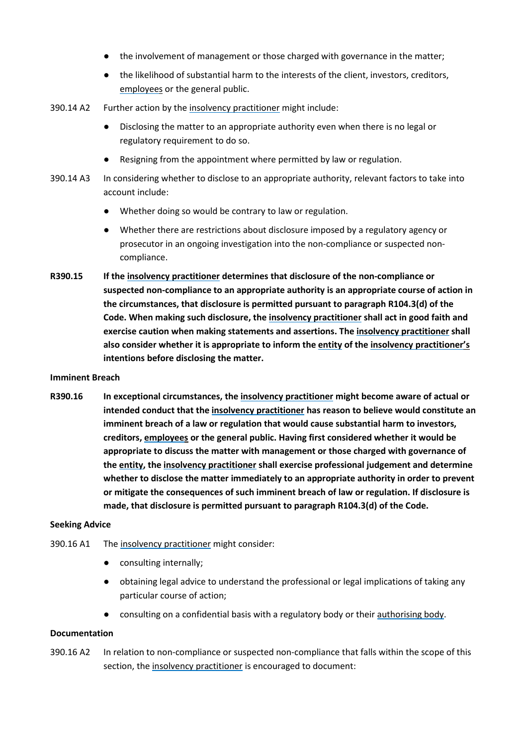- the involvement of management or those charged with governance in the matter;
- the likelihood of substantial harm to the interests of the client, investors, creditors, employees or the general public.

390.14 A2 Further action by the insolvency practitioner might include:

- Disclosing the matter to an appropriate authority even when there is no legal or regulatory requirement to do so.
- Resigning from the appointment where permitted by law or regulation.

390.14 A3 In considering whether to disclose to an appropriate authority, relevant factors to take into account include:

- Whether doing so would be contrary to law or regulation.
- Whether there are restrictions about disclosure imposed by a regulatory agency or prosecutor in an ongoing investigation into the non-compliance or suspected non-compliance.

**R390.15 If the insolvency practitioner determines that disclosure of the non-compliance or suspected non-compliance to an appropriate authority is an appropriate course of action in the circumstances, that disclosure is permitted pursuant to paragraph R104.3(d) of the Code. When making such disclosure, the insolvency practitioner shall act in good faith and exercise caution when making statements and assertions. The insolvency practitioner shall also consider whether it is appropriate to inform the entity of the insolvency practitioner's intentions before disclosing the matter.**

**Imminent Breach**

**R390.16 In exceptional circumstances, the insolvency practitioner might become aware of actual or intended conduct that the insolvency practitioner has reason to believe would constitute an imminent breach of a law or regulation that would cause substantial harm to investors, creditors, employees or the general public. Having first considered whether it would be appropriate to discuss the matter with management or those charged with governance of the entity, the insolvency practitioner shall exercise professional judgement and determine whether to disclose the matter immediately to an appropriate authority in order to prevent or mitigate the consequences of such imminent breach of law or regulation. If disclosure is made, that disclosure is permitted pursuant to paragraph R104.3(d) of the Code.**

**Seeking Advice**

390.16 A1 The insolvency practitioner might consider:

- consulting internally;
- obtaining legal advice to understand the professional or legal implications of taking any particular course of action;
- consulting on a confidential basis with a regulatory body or their authorising body.

**Documentation**

390.16 A2 In relation to non-compliance or suspected non-compliance that falls within the scope of this section, the insolvency practitioner is encouraged to document: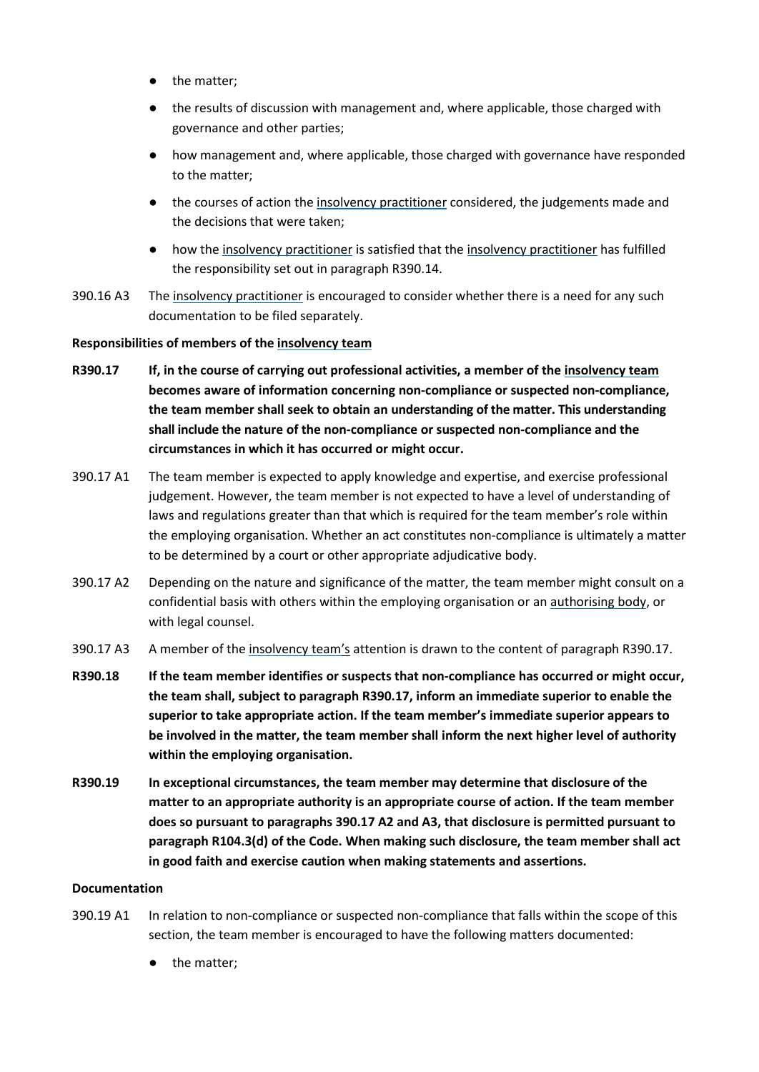- the matter;
- the results of discussion with management and, where applicable, those charged with governance and other parties;
- how management and, where applicable, those charged with governance have responded to the matter;
- the courses of action the insolvency practitioner considered, the judgements made and the decisions that were taken;
- how the insolvency practitioner is satisfied that the insolvency practitioner has fulfilled the responsibility set out in paragraph R390.14.

390.16 A3 The insolvency practitioner is encouraged to consider whether there is a need for any such documentation to be filed separately.

**Responsibilities of members of the insolvency team**

**R390.17 If, in the course of carrying out professional activities, a member of the insolvency team becomes aware of information concerning non-compliance or suspected non-compliance, the team member shall seek to obtain an understanding of the matter. This understanding shall include the nature of the non-compliance or suspected non-compliance and the circumstances in which it has occurred or might occur.**

390.17 A1 The team member is expected to apply knowledge and expertise, and exercise professional judgement. However, the team member is not expected to have a level of understanding of laws and regulations greater than that which is required for the team member's role within the employing organisation. Whether an act constitutes non-compliance is ultimately a matter to be determined by a court or other appropriate adjudicative body.

390.17 A2 Depending on the nature and significance of the matter, the team member might consult on a confidential basis with others within the employing organisation or an authorising body, or with legal counsel.

390.17 A3 A member of the insolvency team's attention is drawn to the content of paragraph R390.17.

**R390.18 If the team member identifies or suspects that non-compliance has occurred or might occur, the team shall, subject to paragraph R390.17, inform an immediate superior to enable the superior to take appropriate action. If the team member's immediate superior appears to be involved in the matter, the team member shall inform the next higher level of authority within the employing organisation.**

**R390.19 In exceptional circumstances, the team member may determine that disclosure of the matter to an appropriate authority is an appropriate course of action. If the team member does so pursuant to paragraphs 390.17 A2 and A3, that disclosure is permitted pursuant to paragraph R104.3(d) of the Code. When making such disclosure, the team member shall act in good faith and exercise caution when making statements and assertions.**

**Documentation**

390.19 A1 In relation to non-compliance or suspected non-compliance that falls within the scope of this section, the team member is encouraged to have the following matters documented:

- the matter;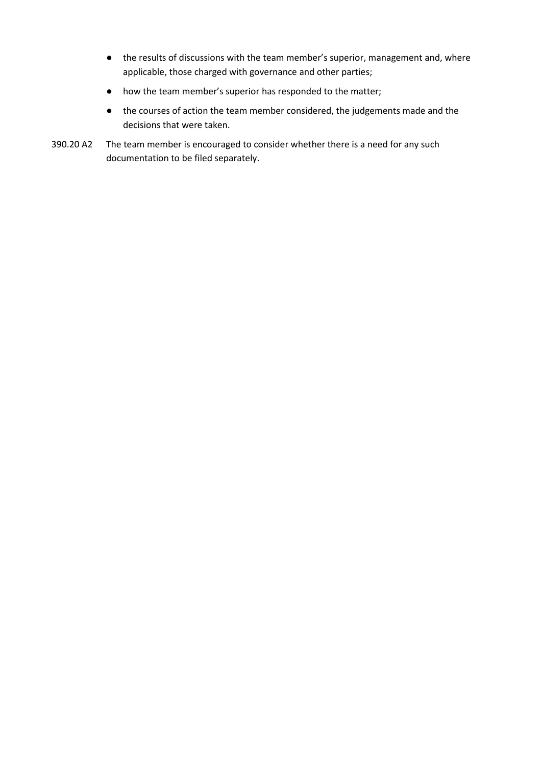- the results of discussions with the team member's superior, management and, where applicable, those charged with governance and other parties;
- how the team member's superior has responded to the matter;
- the courses of action the team member considered, the judgements made and the decisions that were taken.

390.20 A2 The team member is encouraged to consider whether there is a need for any such documentation to be filed separately.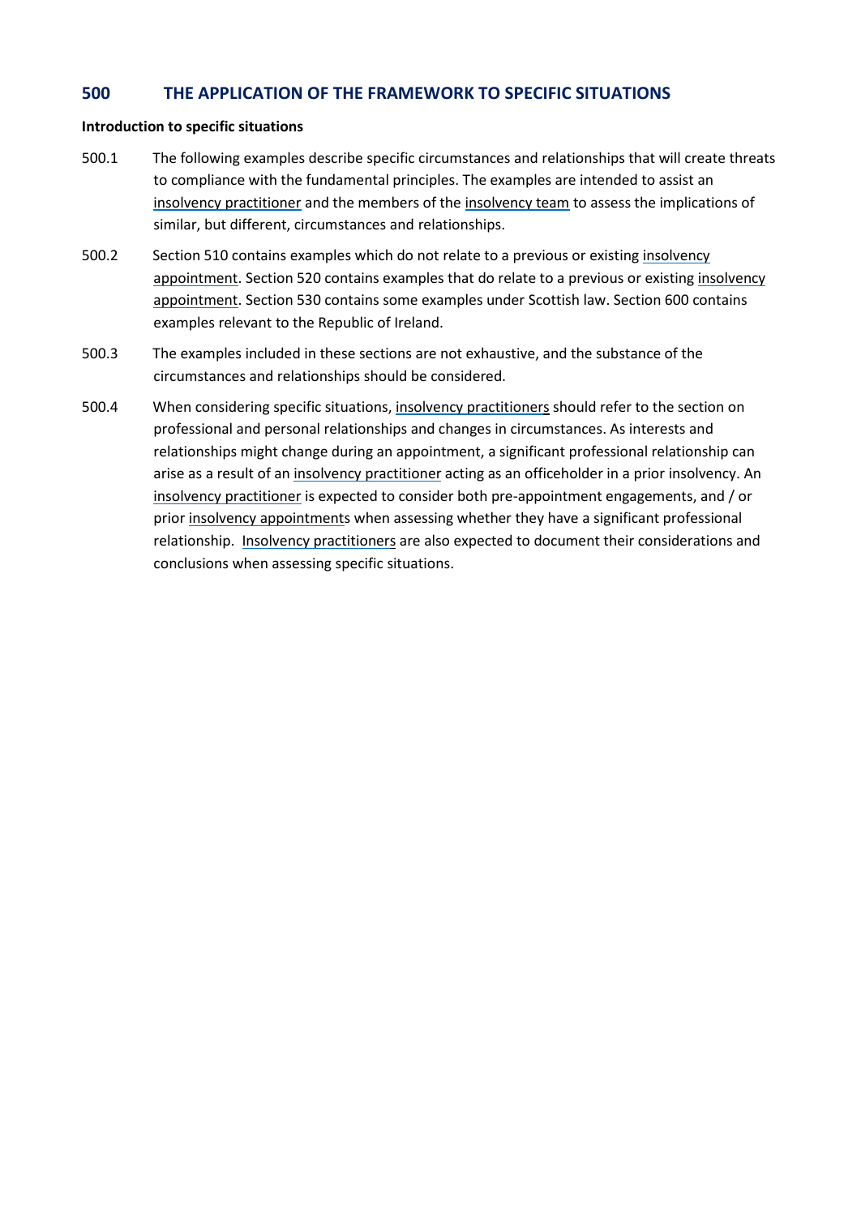## 500 THE APPLICATION OF THE FRAMEWORK TO SPECIFIC SITUATIONS

**Introduction to specific situations**

500.1 The following examples describe specific circumstances and relationships that will create threats to compliance with the fundamental principles. The examples are intended to assist an insolvency practitioner and the members of the insolvency team to assess the implications of similar, but different, circumstances and relationships.

500.2 Section 510 contains examples which do not relate to a previous or existing insolvency appointment. Section 520 contains examples that do relate to a previous or existing insolvency appointment. Section 530 contains some examples under Scottish law. Section 600 contains examples relevant to the Republic of Ireland.

500.3 The examples included in these sections are not exhaustive, and the substance of the circumstances and relationships should be considered.

500.4 When considering specific situations, insolvency practitioners should refer to the section on professional and personal relationships and changes in circumstances. As interests and relationships might change during an appointment, a significant professional relationship can arise as a result of an insolvency practitioner acting as an officeholder in a prior insolvency. An insolvency practitioner is expected to consider both pre-appointment engagements, and / or prior insolvency appointments when assessing whether they have a significant professional relationship. Insolvency practitioners are also expected to document their considerations and conclusions when assessing specific situations.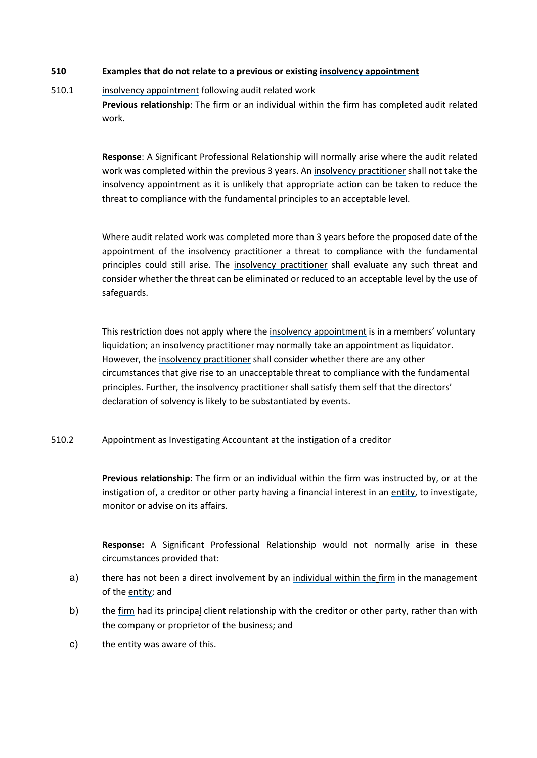**510 Examples that do not relate to a previous or existing insolvency appointment**

510.1 insolvency appointment following audit related work

**Previous relationship**: The firm or an individual within the firm has completed audit related work.

**Response**: A Significant Professional Relationship will normally arise where the audit related work was completed within the previous 3 years. An insolvency practitioner shall not take the insolvency appointment as it is unlikely that appropriate action can be taken to reduce the threat to compliance with the fundamental principles to an acceptable level.

Where audit related work was completed more than 3 years before the proposed date of the appointment of the insolvency practitioner a threat to compliance with the fundamental principles could still arise. The insolvency practitioner shall evaluate any such threat and consider whether the threat can be eliminated or reduced to an acceptable level by the use of safeguards.

This restriction does not apply where the insolvency appointment is in a members' voluntary liquidation; an insolvency practitioner may normally take an appointment as liquidator. However, the insolvency practitioner shall consider whether there are any other circumstances that give rise to an unacceptable threat to compliance with the fundamental principles. Further, the insolvency practitioner shall satisfy them self that the directors' declaration of solvency is likely to be substantiated by events.

510.2 Appointment as Investigating Accountant at the instigation of a creditor

**Previous relationship**: The firm or an individual within the firm was instructed by, or at the instigation of, a creditor or other party having a financial interest in an entity, to investigate, monitor or advise on its affairs.

**Response:** A Significant Professional Relationship would not normally arise in these circumstances provided that:

a) there has not been a direct involvement by an individual within the firm in the management of the entity; and

b) the firm had its principal client relationship with the creditor or other party, rather than with the company or proprietor of the business; and

c) the entity was aware of this.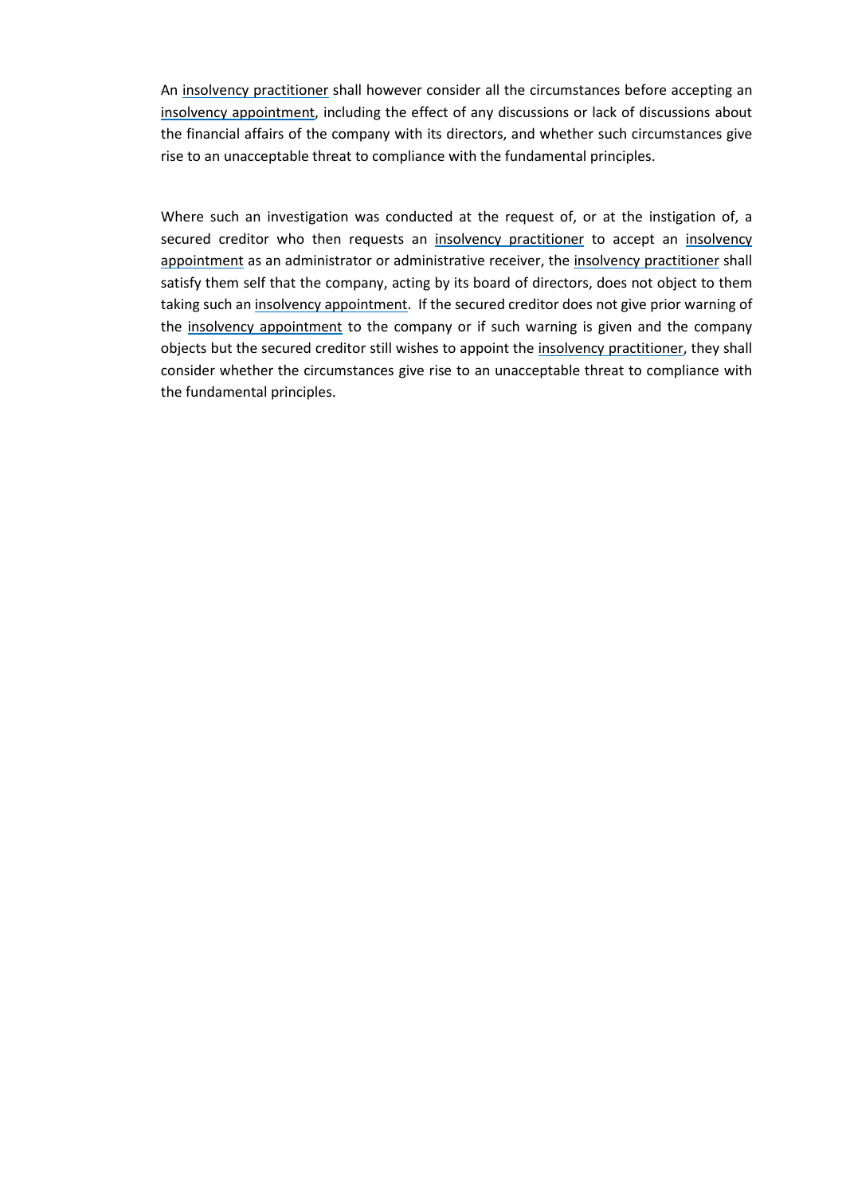An insolvency practitioner shall however consider all the circumstances before accepting an insolvency appointment, including the effect of any discussions or lack of discussions about the financial affairs of the company with its directors, and whether such circumstances give rise to an unacceptable threat to compliance with the fundamental principles.

Where such an investigation was conducted at the request of, or at the instigation of, a secured creditor who then requests an insolvency practitioner to accept an insolvency appointment as an administrator or administrative receiver, the insolvency practitioner shall satisfy them self that the company, acting by its board of directors, does not object to them taking such an insolvency appointment. If the secured creditor does not give prior warning of the insolvency appointment to the company or if such warning is given and the company objects but the secured creditor still wishes to appoint the insolvency practitioner, they shall consider whether the circumstances give rise to an unacceptable threat to compliance with the fundamental principles.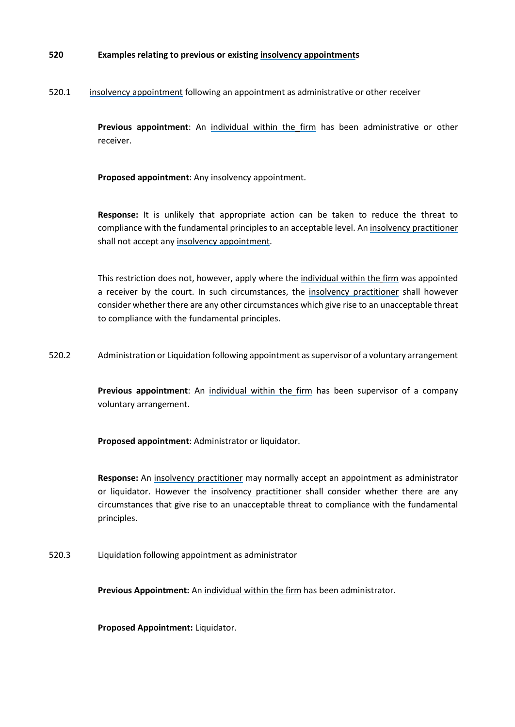## 520 Examples relating to previous or existing insolvency appointments

520.1 insolvency appointment following an appointment as administrative or other receiver

**Previous appointment**: An individual within the firm has been administrative or other receiver.

**Proposed appointment**: Any insolvency appointment.

**Response:** It is unlikely that appropriate action can be taken to reduce the threat to compliance with the fundamental principles to an acceptable level. An insolvency practitioner shall not accept any insolvency appointment.

This restriction does not, however, apply where the individual within the firm was appointed a receiver by the court. In such circumstances, the insolvency practitioner shall however consider whether there are any other circumstances which give rise to an unacceptable threat to compliance with the fundamental principles.

520.2 Administration or Liquidation following appointment as supervisor of a voluntary arrangement

**Previous appointment**: An individual within the firm has been supervisor of a company voluntary arrangement.

**Proposed appointment**: Administrator or liquidator.

**Response:** An insolvency practitioner may normally accept an appointment as administrator or liquidator. However the insolvency practitioner shall consider whether there are any circumstances that give rise to an unacceptable threat to compliance with the fundamental principles.

520.3 Liquidation following appointment as administrator

**Previous Appointment:** An individual within the firm has been administrator.

**Proposed Appointment:** Liquidator.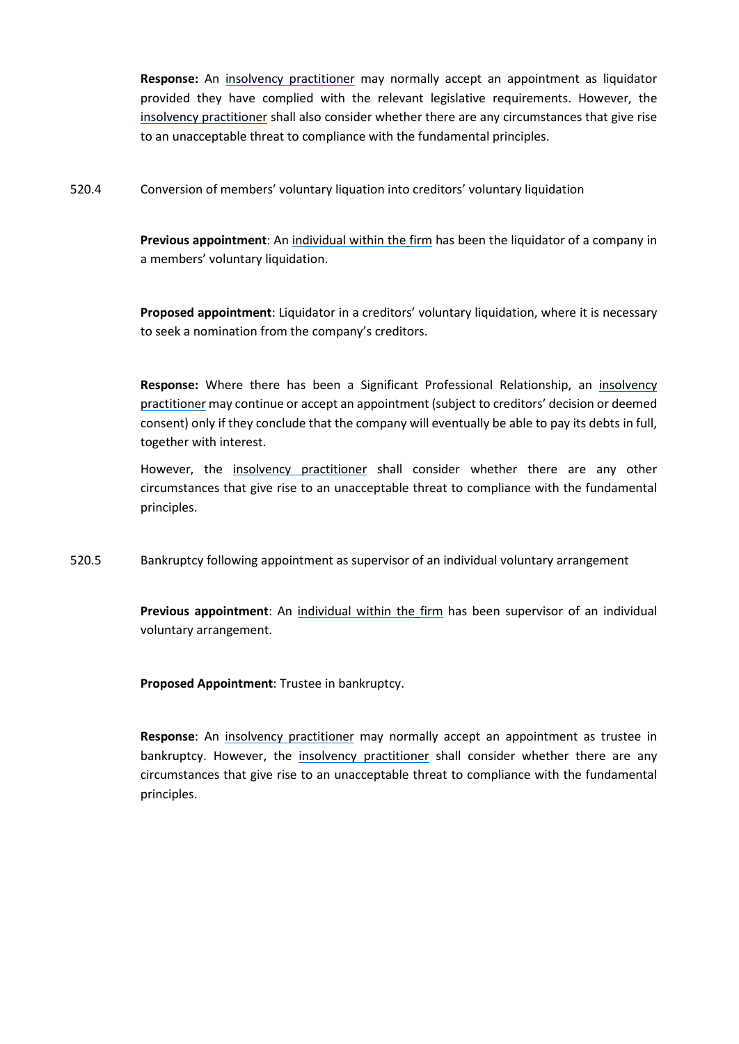**Response:** An insolvency practitioner may normally accept an appointment as liquidator provided they have complied with the relevant legislative requirements. However, the insolvency practitioner shall also consider whether there are any circumstances that give rise to an unacceptable threat to compliance with the fundamental principles.

520.4 Conversion of members' voluntary liquation into creditors' voluntary liquidation

**Previous appointment**: An individual within the firm has been the liquidator of a company in a members' voluntary liquidation.

**Proposed appointment**: Liquidator in a creditors' voluntary liquidation, where it is necessary to seek a nomination from the company's creditors.

**Response:** Where there has been a Significant Professional Relationship, an insolvency practitioner may continue or accept an appointment (subject to creditors' decision or deemed consent) only if they conclude that the company will eventually be able to pay its debts in full, together with interest.

However, the insolvency practitioner shall consider whether there are any other circumstances that give rise to an unacceptable threat to compliance with the fundamental principles.

520.5 Bankruptcy following appointment as supervisor of an individual voluntary arrangement

**Previous appointment**: An individual within the firm has been supervisor of an individual voluntary arrangement.

**Proposed Appointment**: Trustee in bankruptcy.

**Response**: An insolvency practitioner may normally accept an appointment as trustee in bankruptcy. However, the insolvency practitioner shall consider whether there are any circumstances that give rise to an unacceptable threat to compliance with the fundamental principles.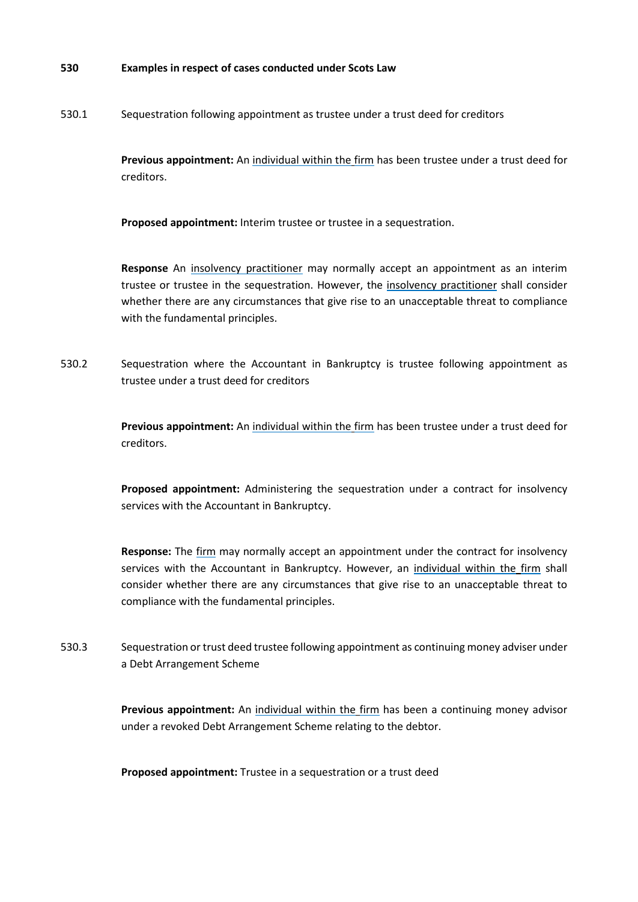**530 Examples in respect of cases conducted under Scots Law**

530.1 Sequestration following appointment as trustee under a trust deed for creditors

**Previous appointment:** An individual within the firm has been trustee under a trust deed for creditors.

**Proposed appointment:** Interim trustee or trustee in a sequestration.

**Response** An insolvency practitioner may normally accept an appointment as an interim trustee or trustee in the sequestration. However, the insolvency practitioner shall consider whether there are any circumstances that give rise to an unacceptable threat to compliance with the fundamental principles.

530.2 Sequestration where the Accountant in Bankruptcy is trustee following appointment as trustee under a trust deed for creditors

**Previous appointment:** An individual within the firm has been trustee under a trust deed for creditors.

**Proposed appointment:** Administering the sequestration under a contract for insolvency services with the Accountant in Bankruptcy.

**Response:** The firm may normally accept an appointment under the contract for insolvency services with the Accountant in Bankruptcy. However, an individual within the firm shall consider whether there are any circumstances that give rise to an unacceptable threat to compliance with the fundamental principles.

530.3 Sequestration or trust deed trustee following appointment as continuing money adviser under a Debt Arrangement Scheme

**Previous appointment:** An individual within the firm has been a continuing money advisor under a revoked Debt Arrangement Scheme relating to the debtor.

**Proposed appointment:** Trustee in a sequestration or a trust deed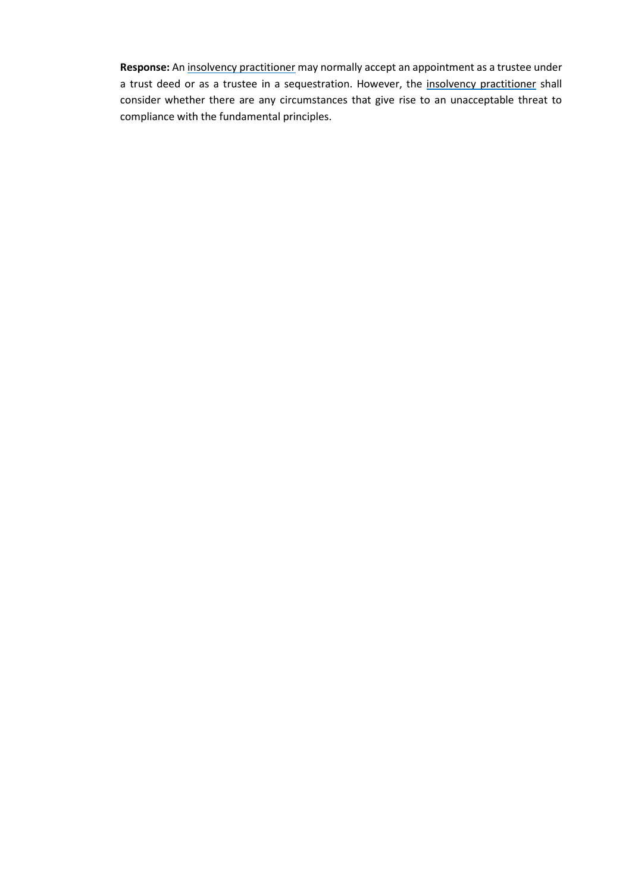**Response:** An insolvency practitioner may normally accept an appointment as a trustee under a trust deed or as a trustee in a sequestration. However, the insolvency practitioner shall consider whether there are any circumstances that give rise to an unacceptable threat to compliance with the fundamental principles.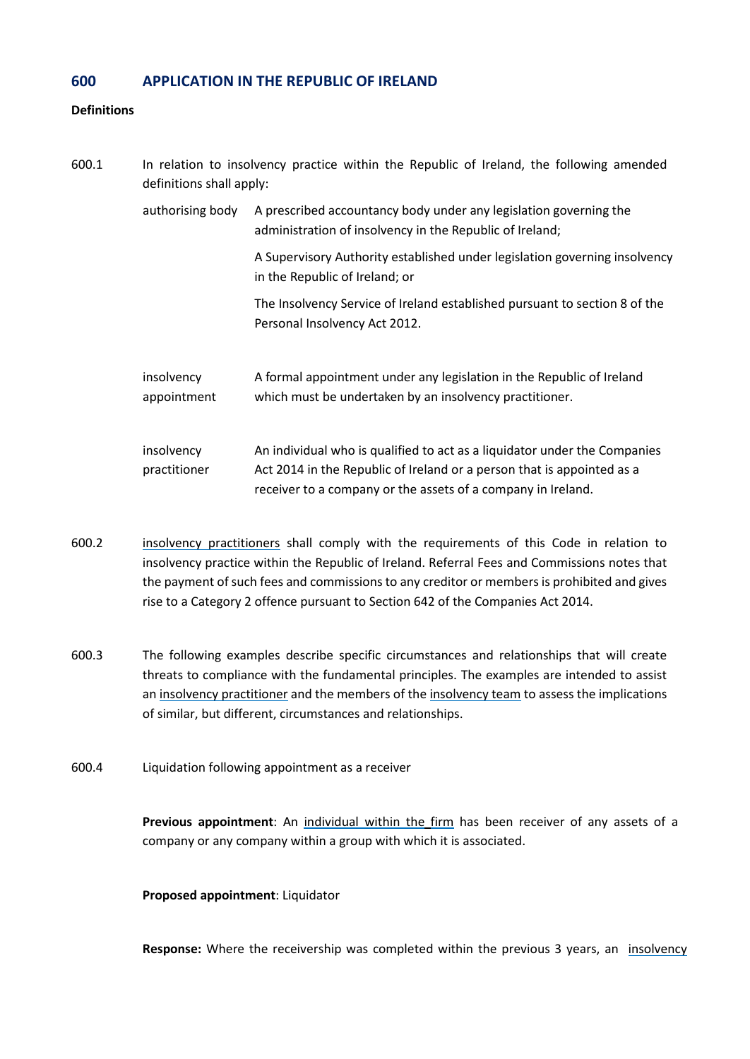## 600 APPLICATION IN THE REPUBLIC OF IRELAND

**Definitions**

600.1 In relation to insolvency practice within the Republic of Ireland, the following amended definitions shall apply:

| | |
|---|---|
| authorising body | A prescribed accountancy body under any legislation governing the administration of insolvency in the Republic of Ireland; |
| | A Supervisory Authority established under legislation governing insolvency in the Republic of Ireland; or |
| | The Insolvency Service of Ireland established pursuant to section 8 of the Personal Insolvency Act 2012. |
| insolvency appointment | A formal appointment under any legislation in the Republic of Ireland which must be undertaken by an insolvency practitioner. |
| insolvency practitioner | An individual who is qualified to act as a liquidator under the Companies Act 2014 in the Republic of Ireland or a person that is appointed as a receiver to a company or the assets of a company in Ireland. |

600.2 insolvency practitioners shall comply with the requirements of this Code in relation to insolvency practice within the Republic of Ireland. Referral Fees and Commissions notes that the payment of such fees and commissions to any creditor or members is prohibited and gives rise to a Category 2 offence pursuant to Section 642 of the Companies Act 2014.

600.3 The following examples describe specific circumstances and relationships that will create threats to compliance with the fundamental principles. The examples are intended to assist an insolvency practitioner and the members of the insolvency team to assess the implications of similar, but different, circumstances and relationships.

600.4 Liquidation following appointment as a receiver

**Previous appointment**: An individual within the firm has been receiver of any assets of a company or any company within a group with which it is associated.

**Proposed appointment**: Liquidator

**Response:** Where the receivership was completed within the previous 3 years, an insolvency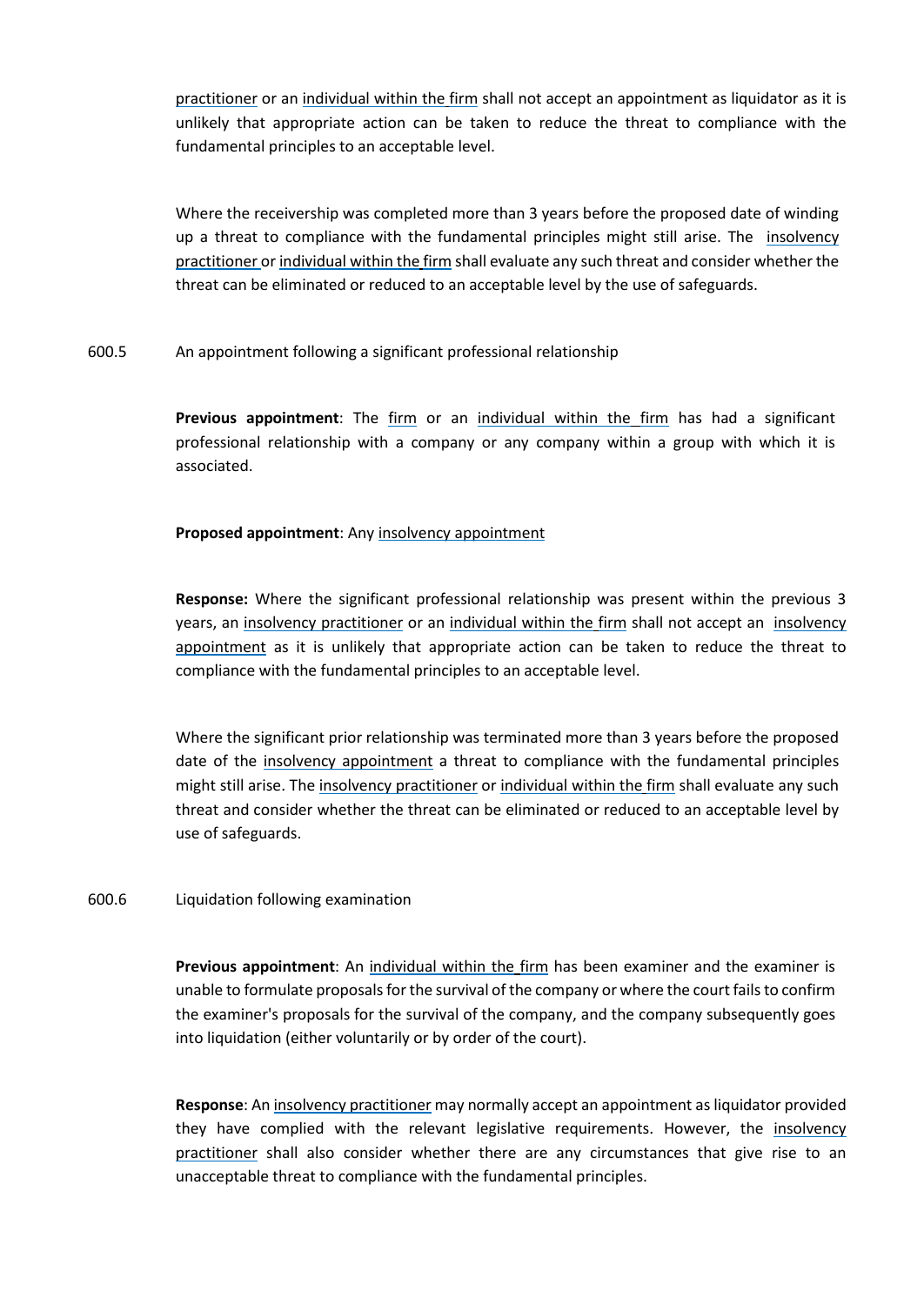practitioner or an individual within the firm shall not accept an appointment as liquidator as it is unlikely that appropriate action can be taken to reduce the threat to compliance with the fundamental principles to an acceptable level.

Where the receivership was completed more than 3 years before the proposed date of winding up a threat to compliance with the fundamental principles might still arise. The insolvency practitioner or individual within the firm shall evaluate any such threat and consider whether the threat can be eliminated or reduced to an acceptable level by the use of safeguards.

600.5 An appointment following a significant professional relationship

**Previous appointment**: The firm or an individual within the firm has had a significant professional relationship with a company or any company within a group with which it is associated.

**Proposed appointment**: Any insolvency appointment

**Response:** Where the significant professional relationship was present within the previous 3 years, an insolvency practitioner or an individual within the firm shall not accept an insolvency appointment as it is unlikely that appropriate action can be taken to reduce the threat to compliance with the fundamental principles to an acceptable level.

Where the significant prior relationship was terminated more than 3 years before the proposed date of the insolvency appointment a threat to compliance with the fundamental principles might still arise. The insolvency practitioner or individual within the firm shall evaluate any such threat and consider whether the threat can be eliminated or reduced to an acceptable level by use of safeguards.

600.6 Liquidation following examination

**Previous appointment**: An individual within the firm has been examiner and the examiner is unable to formulate proposals for the survival of the company or where the court fails to confirm the examiner's proposals for the survival of the company, and the company subsequently goes into liquidation (either voluntarily or by order of the court).

**Response**: An insolvency practitioner may normally accept an appointment as liquidator provided they have complied with the relevant legislative requirements. However, the insolvency practitioner shall also consider whether there are any circumstances that give rise to an unacceptable threat to compliance with the fundamental principles.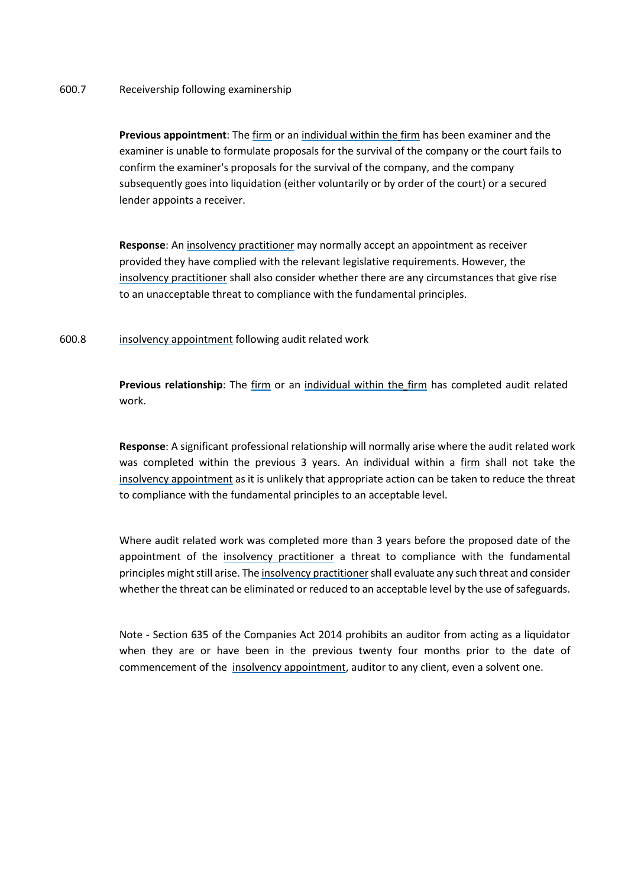600.7 Receivership following examinership

**Previous appointment**: The firm or an individual within the firm has been examiner and the examiner is unable to formulate proposals for the survival of the company or the court fails to confirm the examiner's proposals for the survival of the company, and the company subsequently goes into liquidation (either voluntarily or by order of the court) or a secured lender appoints a receiver.

**Response**: An insolvency practitioner may normally accept an appointment as receiver provided they have complied with the relevant legislative requirements. However, the insolvency practitioner shall also consider whether there are any circumstances that give rise to an unacceptable threat to compliance with the fundamental principles.

600.8 insolvency appointment following audit related work

**Previous relationship**: The firm or an individual within the firm has completed audit related work.

**Response**: A significant professional relationship will normally arise where the audit related work was completed within the previous 3 years. An individual within a firm shall not take the insolvency appointment as it is unlikely that appropriate action can be taken to reduce the threat to compliance with the fundamental principles to an acceptable level.

Where audit related work was completed more than 3 years before the proposed date of the appointment of the insolvency practitioner a threat to compliance with the fundamental principles might still arise. The insolvency practitioner shall evaluate any such threat and consider whether the threat can be eliminated or reduced to an acceptable level by the use of safeguards.

Note - Section 635 of the Companies Act 2014 prohibits an auditor from acting as a liquidator when they are or have been in the previous twenty four months prior to the date of commencement of the insolvency appointment, auditor to any client, even a solvent one.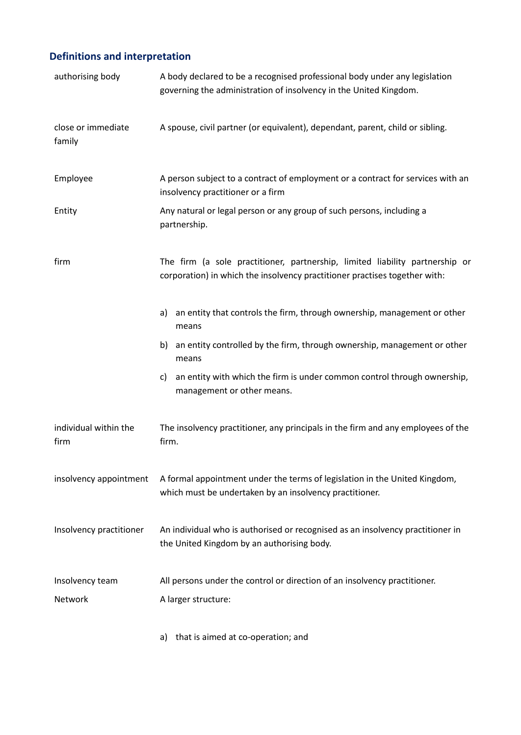## Definitions and interpretation

| | |
|---|---|
| authorising body | A body declared to be a recognised professional body under any legislation governing the administration of insolvency in the United Kingdom. |
| close or immediate family | A spouse, civil partner (or equivalent), dependant, parent, child or sibling. |
| Employee | A person subject to a contract of employment or a contract for services with an insolvency practitioner or a firm |
| Entity | Any natural or legal person or any group of such persons, including a partnership. |
| firm | The firm (a sole practitioner, partnership, limited liability partnership or corporation) in which the insolvency practitioner practises together with:<br><br>a) an entity that controls the firm, through ownership, management or other means<br>b) an entity controlled by the firm, through ownership, management or other means<br>c) an entity with which the firm is under common control through ownership, management or other means. |
| individual within the firm | The insolvency practitioner, any principals in the firm and any employees of the firm. |
| insolvency appointment | A formal appointment under the terms of legislation in the United Kingdom, which must be undertaken by an insolvency practitioner. |
| Insolvency practitioner | An individual who is authorised or recognised as an insolvency practitioner in the United Kingdom by an authorising body. |
| Insolvency team | All persons under the control or direction of an insolvency practitioner. |
| Network | A larger structure:<br><br>a) that is aimed at co-operation; and |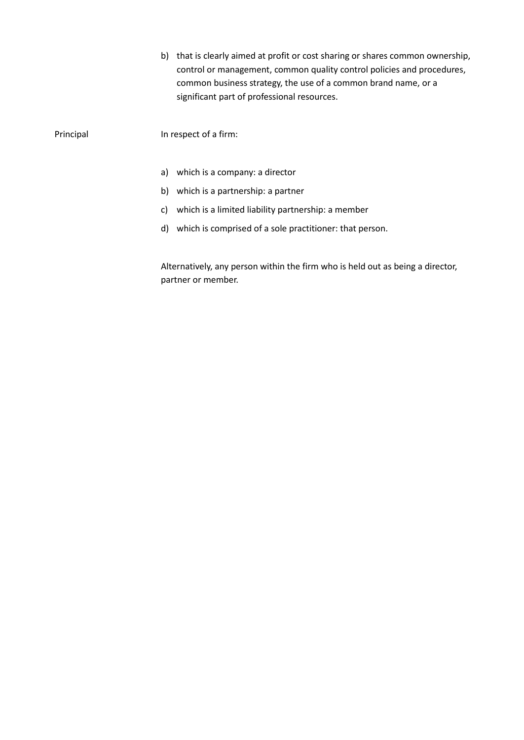b) that is clearly aimed at profit or cost sharing or shares common ownership, control or management, common quality control policies and procedures, common business strategy, the use of a common brand name, or a significant part of professional resources.

Principal

In respect of a firm:

a) which is a company: a director
b) which is a partnership: a partner
c) which is a limited liability partnership: a member
d) which is comprised of a sole practitioner: that person.

Alternatively, any person within the firm who is held out as being a director, partner or member.